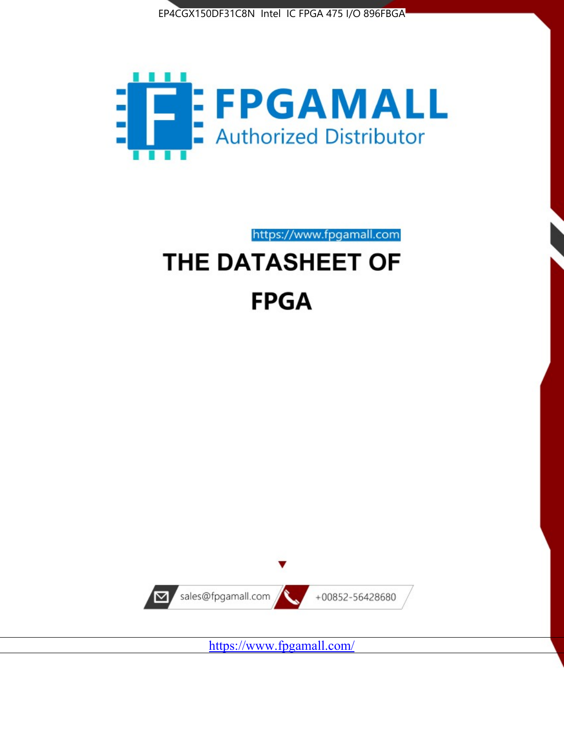EP4CGX150DF31C8N Intel IC FPGA 475 I/O 896FBGA

FPGAMALL

Authorized Distributor

https://www.fpgamall.com

# THE DATASHEET OF

# FPGA

sales@fpgamall.com

+00852-56428680

https://www.fpgamall.com/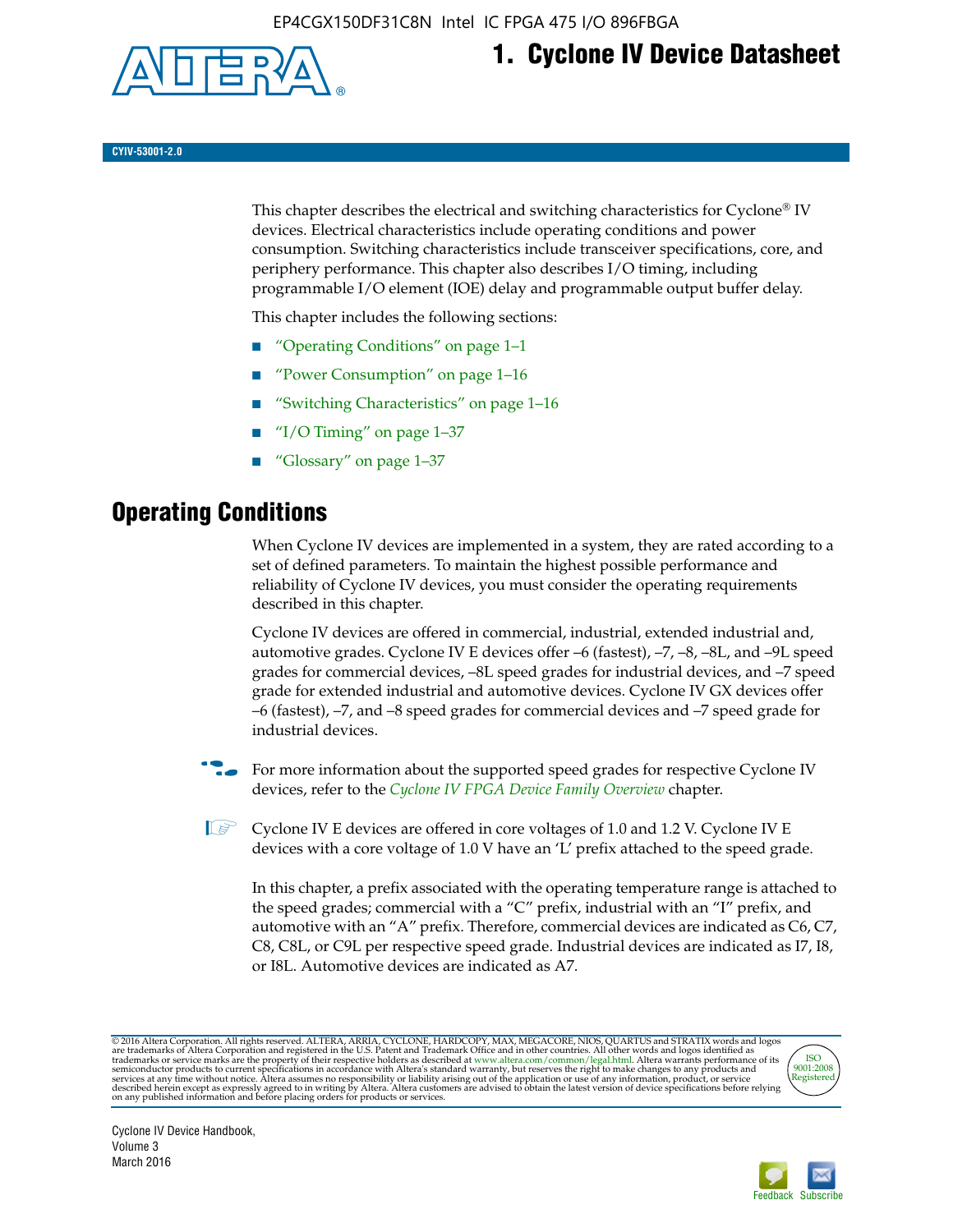# 1. Cyclone IV Device Datasheet

CYIV-53001-2.0

This chapter describes the electrical and switching characteristics for Cyclone® IV devices. Electrical characteristics include operating conditions and power consumption. Switching characteristics include transceiver specifications, core, and periphery performance. This chapter also describes I/O timing, including programmable I/O element (IOE) delay and programmable output buffer delay.

This chapter includes the following sections:

- "Operating Conditions" on page 1–1
- "Power Consumption" on page 1–16
- "Switching Characteristics" on page 1–16
- "I/O Timing" on page 1–37
- "Glossary" on page 1–37

## Operating Conditions

When Cyclone IV devices are implemented in a system, they are rated according to a set of defined parameters. To maintain the highest possible performance and reliability of Cyclone IV devices, you must consider the operating requirements described in this chapter.

Cyclone IV devices are offered in commercial, industrial, extended industrial and, automotive grades. Cyclone IV E devices offer –6 (fastest), –7, –8, –8L, and –9L speed grades for commercial devices, –8L speed grades for industrial devices, and –7 speed grade for extended industrial and automotive devices. Cyclone IV GX devices offer –6 (fastest), –7, and –8 speed grades for commercial devices and –7 speed grade for industrial devices.

For more information about the supported speed grades for respective Cyclone IV devices, refer to the *Cyclone IV FPGA Device Family Overview* chapter.

Cyclone IV E devices are offered in core voltages of 1.0 and 1.2 V. Cyclone IV E devices with a core voltage of 1.0 V have an 'L' prefix attached to the speed grade.

In this chapter, a prefix associated with the operating temperature range is attached to the speed grades; commercial with a "C" prefix, industrial with an "I" prefix, and automotive with an "A" prefix. Therefore, commercial devices are indicated as C6, C7, C8, C8L, or C9L per respective speed grade. Industrial devices are indicated as I7, I8, or I8L. Automotive devices are indicated as A7.

© 2016 Altera Corporation. All rights reserved. ALTERA, ARRIA, CYCLONE, HARDCOPY, MAX, MEGACORE, NIOS, QUARTUS and STRATIX words and logos are trademarks of Altera Corporation and registered in the U.S. Patent and Trademark Office and in other countries. All other words and logos identified as trademarks or service marks are the property of their respective holders as described at www.altera.com/common/legal.html. Altera warrants performance of its semiconductor products to current specifications in accordance with Altera's standard warranty, but reserves the right to make changes to any products and services at any time without notice. Altera assumes no responsibility or liability arising out of the application or use of any information, product, or service described herein except as expressly agreed to in writing by Altera. Altera customers are advised to obtain the latest version of device specifications before relying on any published information and before placing orders for products or services.

Cyclone IV Device Handbook,
Volume 3
March 2016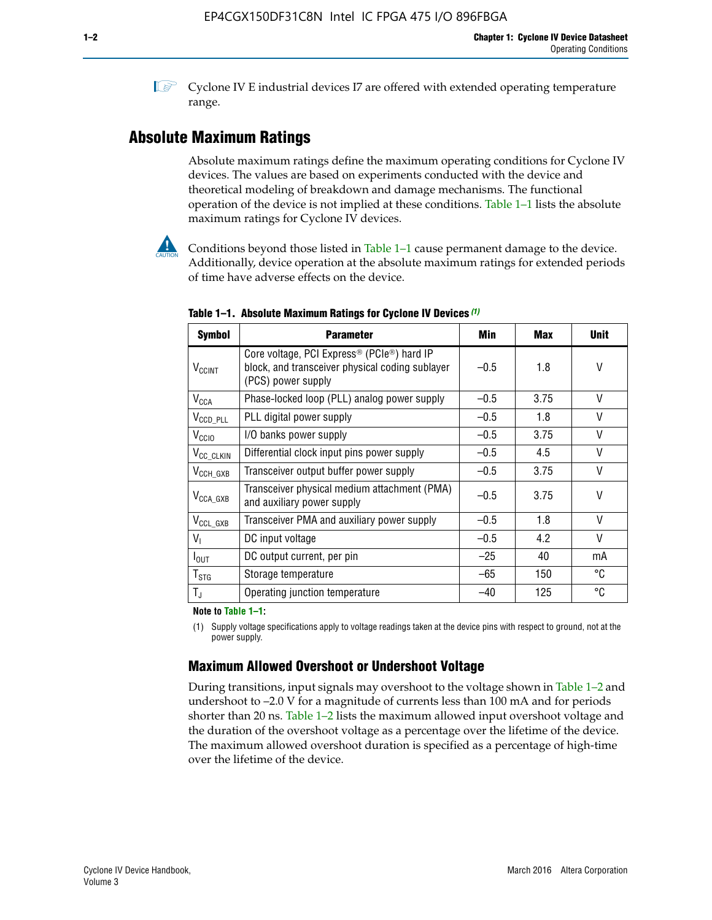Cyclone IV E industrial devices I7 are offered with extended operating temperature range.

## Absolute Maximum Ratings

Absolute maximum ratings define the maximum operating conditions for Cyclone IV devices. The values are based on experiments conducted with the device and theoretical modeling of breakdown and damage mechanisms. The functional operation of the device is not implied at these conditions. Table 1–1 lists the absolute maximum ratings for Cyclone IV devices.

Conditions beyond those listed in Table 1–1 cause permanent damage to the device. Additionally, device operation at the absolute maximum ratings for extended periods of time have adverse effects on the device.

**Table 1–1. Absolute Maximum Ratings for Cyclone IV Devices** *(1)*

| Symbol | Parameter | Min | Max | Unit |
|---|---|---|---|---|
| $V_{CCINT}$ | Core voltage, PCI Express® (PCIe®) hard IP block, and transceiver physical coding sublayer (PCS) power supply | –0.5 | 1.8 | V |
| $V_{CCA}$ | Phase-locked loop (PLL) analog power supply | –0.5 | 3.75 | V |
| $V_{CCD\_PLL}$ | PLL digital power supply | –0.5 | 1.8 | V |
| $V_{CCIO}$ | I/O banks power supply | –0.5 | 3.75 | V |
| $V_{CC\_CLKIN}$ | Differential clock input pins power supply | –0.5 | 4.5 | V |
| $V_{CCH\_GXB}$ | Transceiver output buffer power supply | –0.5 | 3.75 | V |
| $V_{CCA\_GXB}$ | Transceiver physical medium attachment (PMA) and auxiliary power supply | –0.5 | 3.75 | V |
| $V_{CCL\_GXB}$ | Transceiver PMA and auxiliary power supply | –0.5 | 1.8 | V |
| $V_I$ | DC input voltage | –0.5 | 4.2 | V |
| $I_{OUT}$ | DC output current, per pin | –25 | 40 | mA |
| $T_{STG}$ | Storage temperature | –65 | 150 | °C |
| $T_J$ | Operating junction temperature | –40 | 125 | °C |

**Note to Table 1–1:**

(1) Supply voltage specifications apply to voltage readings taken at the device pins with respect to ground, not at the power supply.

### Maximum Allowed Overshoot or Undershoot Voltage

During transitions, input signals may overshoot to the voltage shown in Table 1–2 and undershoot to –2.0 V for a magnitude of currents less than 100 mA and for periods shorter than 20 ns. Table 1–2 lists the maximum allowed input overshoot voltage and the duration of the overshoot voltage as a percentage over the lifetime of the device. The maximum allowed overshoot duration is specified as a percentage of high-time over the lifetime of the device.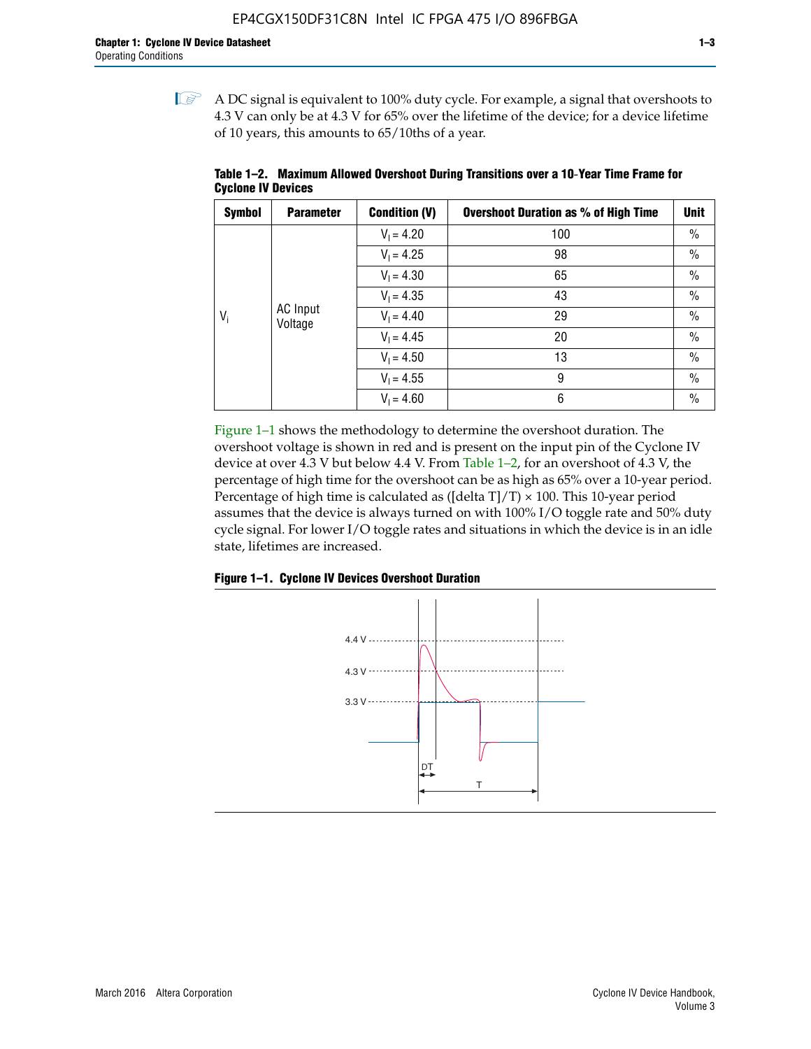A DC signal is equivalent to 100% duty cycle. For example, a signal that overshoots to 4.3 V can only be at 4.3 V for 65% over the lifetime of the device; for a device lifetime of 10 years, this amounts to 65/10ths of a year.

**Table 1–2. Maximum Allowed Overshoot During Transitions over a 10-Year Time Frame for Cyclone IV Devices**

| Symbol | Parameter | Condition (V) | Overshoot Duration as % of High Time | Unit |
|---|---|---|---|---|
| $V_i$ | AC Input Voltage | $V_I$ = 4.20 | 100 | % |
| | | $V_I$ = 4.25 | 98 | % |
| | | $V_I$ = 4.30 | 65 | % |
| | | $V_I$ = 4.35 | 43 | % |
| | | $V_I$ = 4.40 | 29 | % |
| | | $V_I$ = 4.45 | 20 | % |
| | | $V_I$ = 4.50 | 13 | % |
| | | $V_I$ = 4.55 | 9 | % |
| | | $V_I$ = 4.60 | 6 | % |

Figure 1–1 shows the methodology to determine the overshoot duration. The overshoot voltage is shown in red and is present on the input pin of the Cyclone IV device at over 4.3 V but below 4.4 V. From Table 1–2, for an overshoot of 4.3 V, the percentage of high time for the overshoot can be as high as 65% over a 10-year period. Percentage of high time is calculated as ([delta T]/T) × 100. This 10-year period assumes that the device is always turned on with 100% I/O toggle rate and 50% duty cycle signal. For lower I/O toggle rates and situations in which the device is in an idle state, lifetimes are increased.

**Figure 1–1. Cyclone IV Devices Overshoot Duration**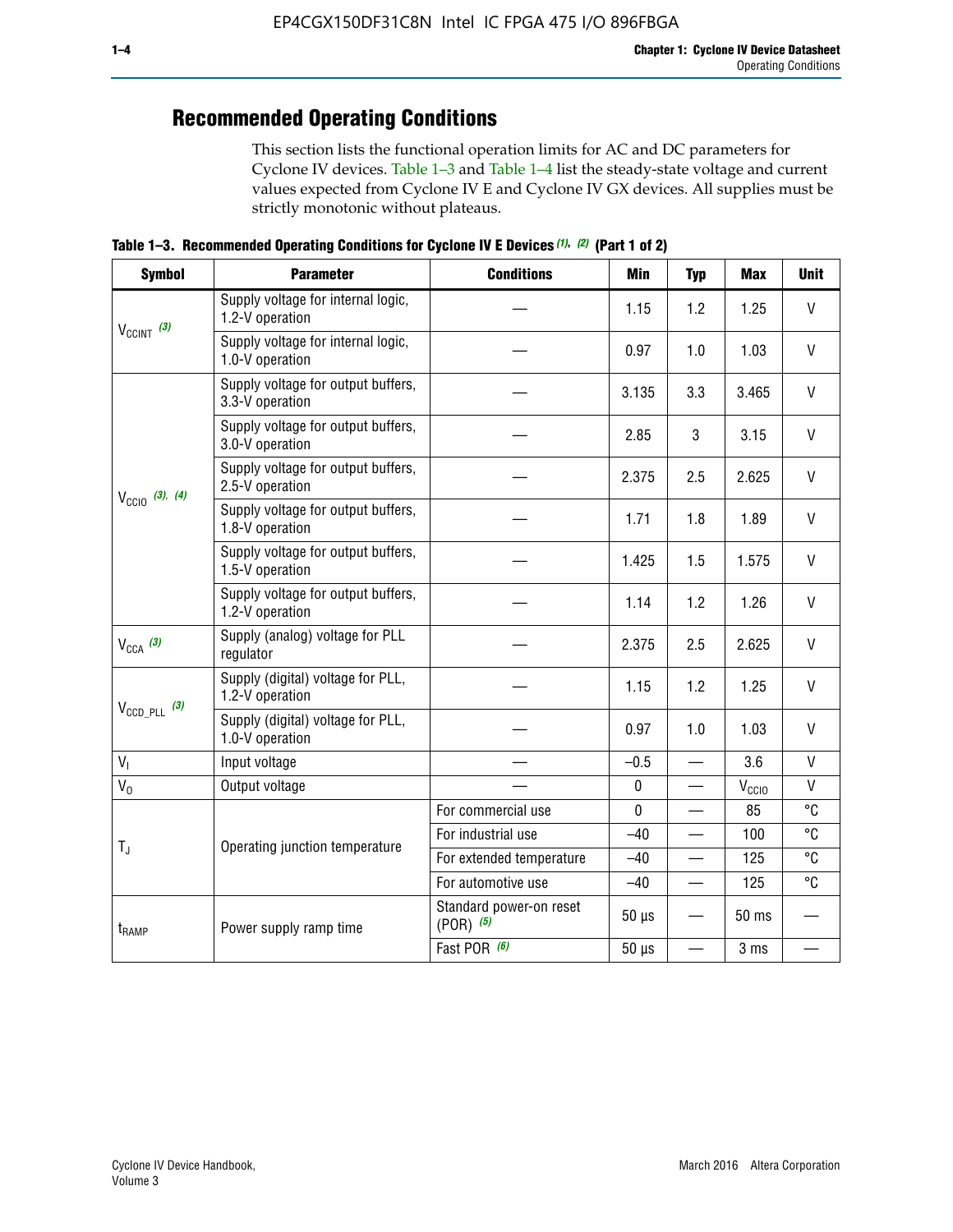## Recommended Operating Conditions

This section lists the functional operation limits for AC and DC parameters for Cyclone IV devices. Table 1–3 and Table 1–4 list the steady-state voltage and current values expected from Cyclone IV E and Cyclone IV GX devices. All supplies must be strictly monotonic without plateaus.

**Table 1–3. Recommended Operating Conditions for Cyclone IV E Devices** *(1), (2)* **(Part 1 of 2)**

| Symbol | Parameter | Conditions | Min | Typ | Max | Unit |
|---|---|---|---|---|---|---|
| $V_{CCINT}$ *(3)* | Supply voltage for internal logic, 1.2-V operation | — | 1.15 | 1.2 | 1.25 | V |
| | Supply voltage for internal logic, 1.0-V operation | — | 0.97 | 1.0 | 1.03 | V |
| $V_{CCIO}$ *(3), (4)* | Supply voltage for output buffers, 3.3-V operation | — | 3.135 | 3.3 | 3.465 | V |
| | Supply voltage for output buffers, 3.0-V operation | — | 2.85 | 3 | 3.15 | V |
| | Supply voltage for output buffers, 2.5-V operation | — | 2.375 | 2.5 | 2.625 | V |
| | Supply voltage for output buffers, 1.8-V operation | — | 1.71 | 1.8 | 1.89 | V |
| | Supply voltage for output buffers, 1.5-V operation | — | 1.425 | 1.5 | 1.575 | V |
| | Supply voltage for output buffers, 1.2-V operation | — | 1.14 | 1.2 | 1.26 | V |
| $V_{CCA}$ *(3)* | Supply (analog) voltage for PLL regulator | — | 2.375 | 2.5 | 2.625 | V |
| $V_{CCD\_PLL}$ *(3)* | Supply (digital) voltage for PLL, 1.2-V operation | — | 1.15 | 1.2 | 1.25 | V |
| | Supply (digital) voltage for PLL, 1.0-V operation | — | 0.97 | 1.0 | 1.03 | V |
| $V_I$ | Input voltage | — | –0.5 | — | 3.6 | V |
| $V_O$ | Output voltage | — | 0 | — | $V_{CCIO}$ | V |
| $T_J$ | Operating junction temperature | For commercial use | 0 | — | 85 | °C |
| | | For industrial use | –40 | — | 100 | °C |
| | | For extended temperature | –40 | — | 125 | °C |
| | | For automotive use | –40 | — | 125 | °C |
| $t_{RAMP}$ | Power supply ramp time | Standard power-on reset (POR) *(5)* | 50 µs | — | 50 ms | — |
| | | Fast POR *(6)* | 50 µs | — | 3 ms | — |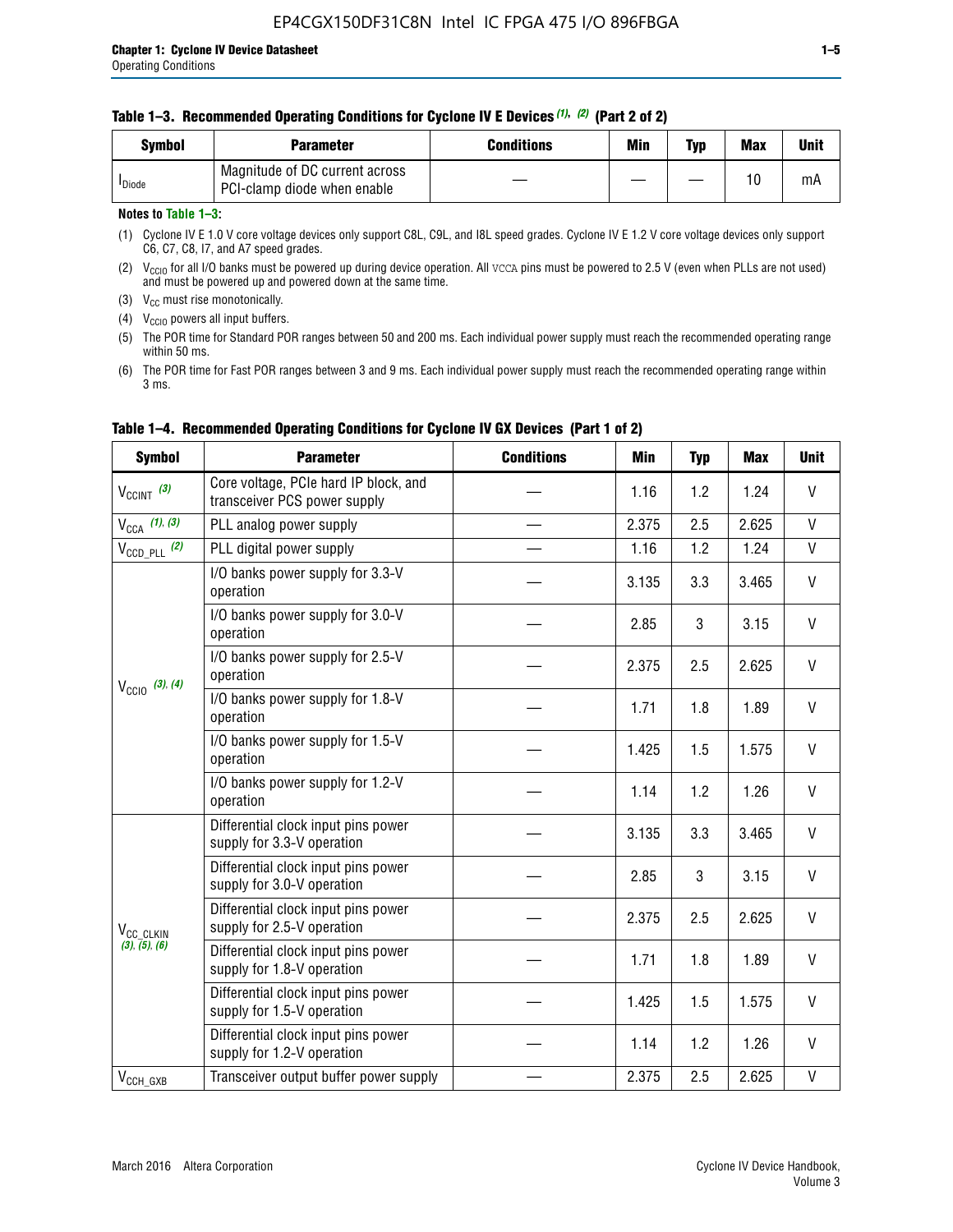**Table 1–3. Recommended Operating Conditions for Cyclone IV E Devices (1), (2) (Part 2 of 2)**

| Symbol | Parameter | Conditions | Min | Typ | Max | Unit |
|---|---|---|---|---|---|---|
| $I_{Diode}$ | Magnitude of DC current across PCI-clamp diode when enable | — | — | — | 10 | mA |

**Notes to Table 1–3:**

(1) Cyclone IV E 1.0 V core voltage devices only support C8L, C9L, and I8L speed grades. Cyclone IV E 1.2 V core voltage devices only support C6, C7, C8, I7, and A7 speed grades.

(2) $V_{CCIO}$ for all I/O banks must be powered up during device operation. All VCCA pins must be powered to 2.5 V (even when PLLs are not used) and must be powered up and powered down at the same time.

(3) $V_{CC}$ must rise monotonically.

(4) $V_{CCIO}$ powers all input buffers.

(5) The POR time for Standard POR ranges between 50 and 200 ms. Each individual power supply must reach the recommended operating range within 50 ms.

(6) The POR time for Fast POR ranges between 3 and 9 ms. Each individual power supply must reach the recommended operating range within 3 ms.

**Table 1–4. Recommended Operating Conditions for Cyclone IV GX Devices (Part 1 of 2)**

| Symbol | Parameter | Conditions | Min | Typ | Max | Unit |
|---|---|---|---|---|---|---|
| $V_{CCINT}$ (3) | Core voltage, PCIe hard IP block, and transceiver PCS power supply | — | 1.16 | 1.2 | 1.24 | V |
| $V_{CCA}$ (1), (3) | PLL analog power supply | — | 2.375 | 2.5 | 2.625 | V |
| $V_{CCD\_PLL}$ (2) | PLL digital power supply | — | 1.16 | 1.2 | 1.24 | V |
| $V_{CCIO}$ (3), (4) | I/O banks power supply for 3.3-V operation | — | 3.135 | 3.3 | 3.465 | V |
| | I/O banks power supply for 3.0-V operation | — | 2.85 | 3 | 3.15 | V |
| | I/O banks power supply for 2.5-V operation | — | 2.375 | 2.5 | 2.625 | V |
| | I/O banks power supply for 1.8-V operation | — | 1.71 | 1.8 | 1.89 | V |
| | I/O banks power supply for 1.5-V operation | — | 1.425 | 1.5 | 1.575 | V |
| | I/O banks power supply for 1.2-V operation | — | 1.14 | 1.2 | 1.26 | V |
| $V_{CC\_CLKIN}$ (3), (5), (6) | Differential clock input pins power supply for 3.3-V operation | — | 3.135 | 3.3 | 3.465 | V |
| | Differential clock input pins power supply for 3.0-V operation | — | 2.85 | 3 | 3.15 | V |
| | Differential clock input pins power supply for 2.5-V operation | — | 2.375 | 2.5 | 2.625 | V |
| | Differential clock input pins power supply for 1.8-V operation | — | 1.71 | 1.8 | 1.89 | V |
| | Differential clock input pins power supply for 1.5-V operation | — | 1.425 | 1.5 | 1.575 | V |
| | Differential clock input pins power supply for 1.2-V operation | — | 1.14 | 1.2 | 1.26 | V |
| $V_{CCH\_GXB}$ | Transceiver output buffer power supply | — | 2.375 | 2.5 | 2.625 | V |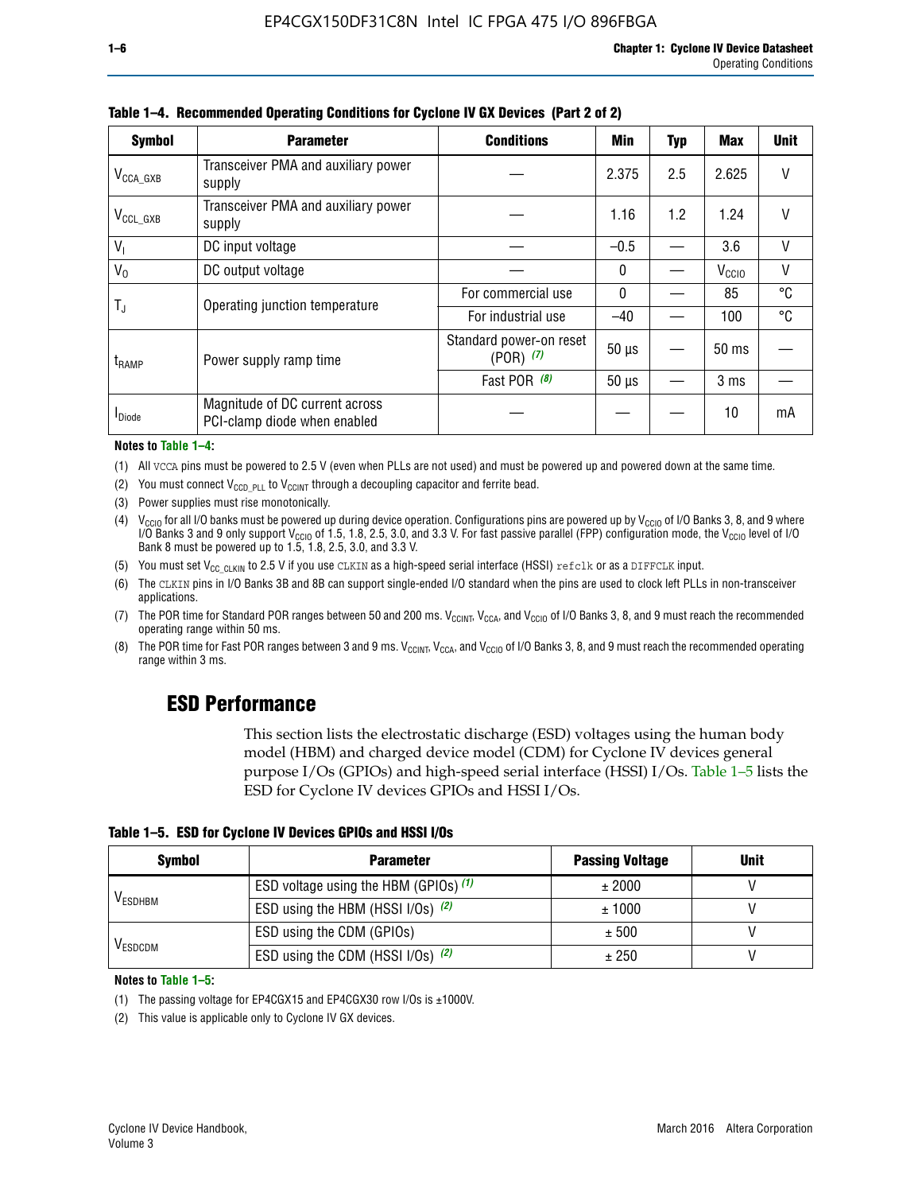**Table 1–4. Recommended Operating Conditions for Cyclone IV GX Devices (Part 2 of 2)**

| Symbol | Parameter | Conditions | Min | Typ | Max | Unit |
|---|---|---|---|---|---|---|
| $V_{CCA\_GXB}$ | Transceiver PMA and auxiliary power supply | — | 2.375 | 2.5 | 2.625 | V |
| $V_{CCL\_GXB}$ | Transceiver PMA and auxiliary power supply | — | 1.16 | 1.2 | 1.24 | V |
| $V_I$ | DC input voltage | — | –0.5 | — | 3.6 | V |
| $V_O$ | DC output voltage | — | 0 | — | $V_{CCIO}$ | V |
| $T_J$ | Operating junction temperature | For commercial use | 0 | — | 85 | °C |
| | | For industrial use | –40 | — | 100 | °C |
| $t_{RAMP}$ | Power supply ramp time | Standard power-on reset (POR) *(7)* | 50 µs | — | 50 ms | — |
| | | Fast POR *(8)* | 50 µs | — | 3 ms | — |
| $I_{Diode}$ | Magnitude of DC current across PCI-clamp diode when enabled | — | — | — | 10 | mA |

**Notes to Table 1–4:**

(1) All VCCA pins must be powered to 2.5 V (even when PLLs are not used) and must be powered up and powered down at the same time.

(2) You must connect $V_{CCD\_PLL}$ to $V_{CCINT}$ through a decoupling capacitor and ferrite bead.

(3) Power supplies must rise monotonically.

(4) $V_{CCIO}$ for all I/O banks must be powered up during device operation. Configurations pins are powered up by $V_{CCIO}$ of I/O Banks 3, 8, and 9 where I/O Banks 3 and 9 only support $V_{CCIO}$ of 1.5, 1.8, 2.5, 3.0, and 3.3 V. For fast passive parallel (FPP) configuration mode, the $V_{CCIO}$ level of I/O Bank 8 must be powered up to 1.5, 1.8, 2.5, 3.0, and 3.3 V.

(5) You must set $V_{CC\_CLKIN}$ to 2.5 V if you use CLKIN as a high-speed serial interface (HSSI) refclk or as a DIFFCLK input.

(6) The CLKIN pins in I/O Banks 3B and 8B can support single-ended I/O standard when the pins are used to clock left PLLs in non-transceiver applications.

(7) The POR time for Standard POR ranges between 50 and 200 ms. $V_{CCINT}$, $V_{CCA}$, and $V_{CCIO}$ of I/O Banks 3, 8, and 9 must reach the recommended operating range within 50 ms.

(8) The POR time for Fast POR ranges between 3 and 9 ms. $V_{CCINT}$, $V_{CCA}$, and $V_{CCIO}$ of I/O Banks 3, 8, and 9 must reach the recommended operating range within 3 ms.

## ESD Performance

This section lists the electrostatic discharge (ESD) voltages using the human body model (HBM) and charged device model (CDM) for Cyclone IV devices general purpose I/Os (GPIOs) and high-speed serial interface (HSSI) I/Os. Table 1–5 lists the ESD for Cyclone IV devices GPIOs and HSSI I/Os.

**Table 1–5. ESD for Cyclone IV Devices GPIOs and HSSI I/Os**

| Symbol | Parameter | Passing Voltage | Unit |
|---|---|---|---|
| $V_{ESDHBM}$ | ESD voltage using the HBM (GPIOs) *(1)* | ± 2000 | V |
| | ESD using the HBM (HSSI I/Os) *(2)* | ± 1000 | V |
| $V_{ESDCDM}$ | ESD using the CDM (GPIOs) | ± 500 | V |
| | ESD using the CDM (HSSI I/Os) *(2)* | ± 250 | V |

**Notes to Table 1–5:**

(1) The passing voltage for EP4CGX15 and EP4CGX30 row I/Os is ±1000V.

(2) This value is applicable only to Cyclone IV GX devices.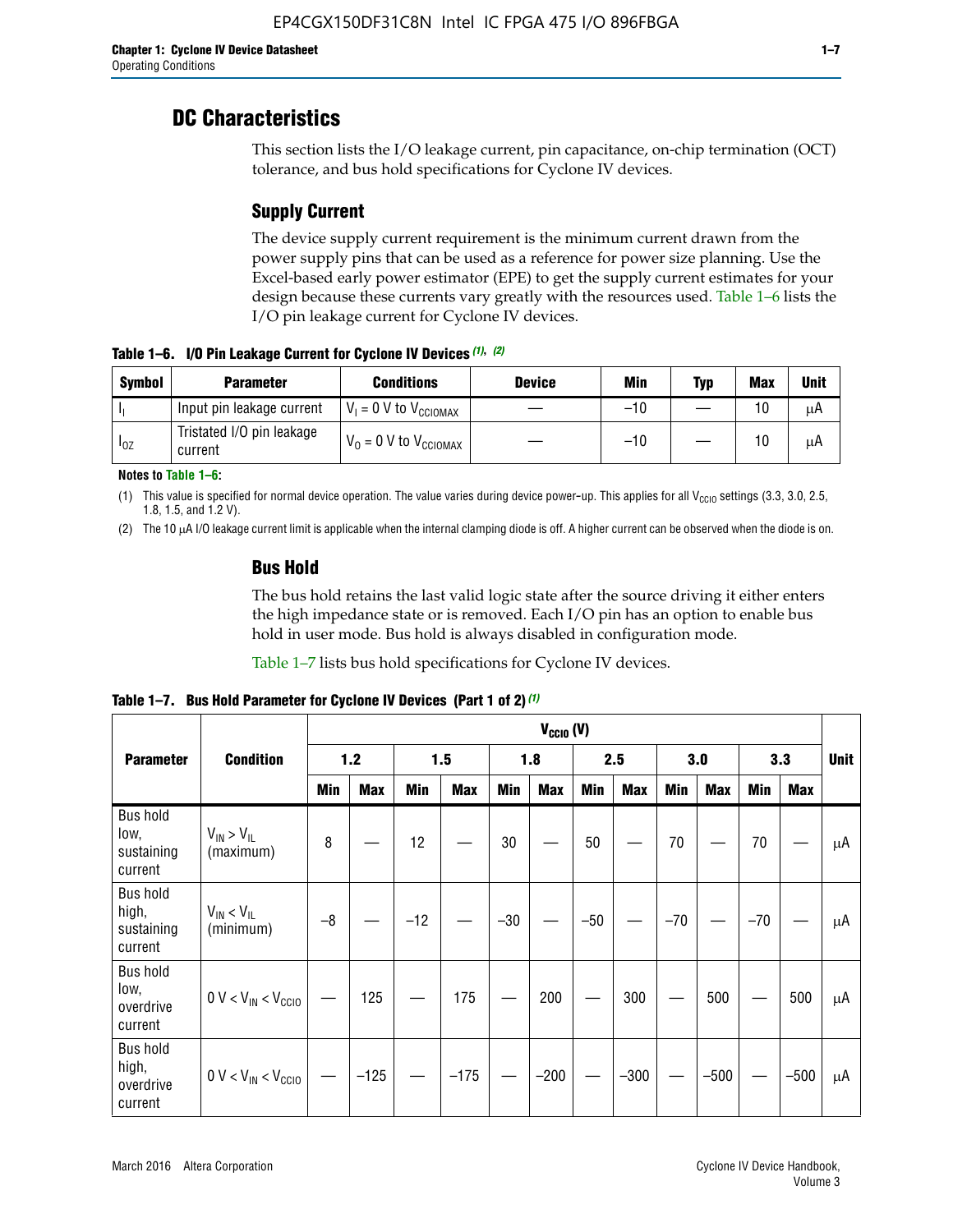## DC Characteristics

This section lists the I/O leakage current, pin capacitance, on-chip termination (OCT) tolerance, and bus hold specifications for Cyclone IV devices.

### Supply Current

The device supply current requirement is the minimum current drawn from the power supply pins that can be used as a reference for power size planning. Use the Excel-based early power estimator (EPE) to get the supply current estimates for your design because these currents vary greatly with the resources used. Table 1–6 lists the I/O pin leakage current for Cyclone IV devices.

**Table 1–6. I/O Pin Leakage Current for Cyclone IV Devices (1), (2)**

| Symbol | Parameter | Conditions | Device | Min | Typ | Max | Unit |
|---|---|---|---|---|---|---|---|
| $I_I$ | Input pin leakage current | $V_I$ = 0 V to $V_{CCIOMAX}$ | — | –10 | — | 10 | μA |
| $I_{OZ}$ | Tristated I/O pin leakage current | $V_O$ = 0 V to $V_{CCIOMAX}$ | — | –10 | — | 10 | μA |

**Notes to Table 1–6:**

(1) This value is specified for normal device operation. The value varies during device power-up. This applies for all $V_{CCIO}$ settings (3.3, 3.0, 2.5, 1.8, 1.5, and 1.2 V).

(2) The 10 μA I/O leakage current limit is applicable when the internal clamping diode is off. A higher current can be observed when the diode is on.

### Bus Hold

The bus hold retains the last valid logic state after the source driving it either enters the high impedance state or is removed. Each I/O pin has an option to enable bus hold in user mode. Bus hold is always disabled in configuration mode.

Table 1–7 lists bus hold specifications for Cyclone IV devices.

**Table 1–7. Bus Hold Parameter for Cyclone IV Devices (Part 1 of 2) (1)**

| Parameter | Condition | $V_{CCIO}$ (V) | | | | | | | | | | | | Unit |
|---|---|---|---|---|---|---|---|---|---|---|---|---|---|---|
| | | 1.2 | | 1.5 | | 1.8 | | 2.5 | | 3.0 | | 3.3 | | |
| | | Min | Max | Min | Max | Min | Max | Min | Max | Min | Max | Min | Max | |
| Bus hold low, sustaining current | $V_{IN} > V_{IL}$ (maximum) | 8 | — | 12 | — | 30 | — | 50 | — | 70 | — | 70 | — | μA |
| Bus hold high, sustaining current | $V_{IN} < V_{IL}$ (minimum) | –8 | — | –12 | — | –30 | — | –50 | — | –70 | — | –70 | — | μA |
| Bus hold low, overdrive current | 0 V < $V_{IN}$ < $V_{CCIO}$ | — | 125 | — | 175 | — | 200 | — | 300 | — | 500 | — | 500 | μA |
| Bus hold high, overdrive current | 0 V < $V_{IN}$ < $V_{CCIO}$ | — | –125 | — | –175 | — | –200 | — | –300 | — | –500 | — | –500 | μA |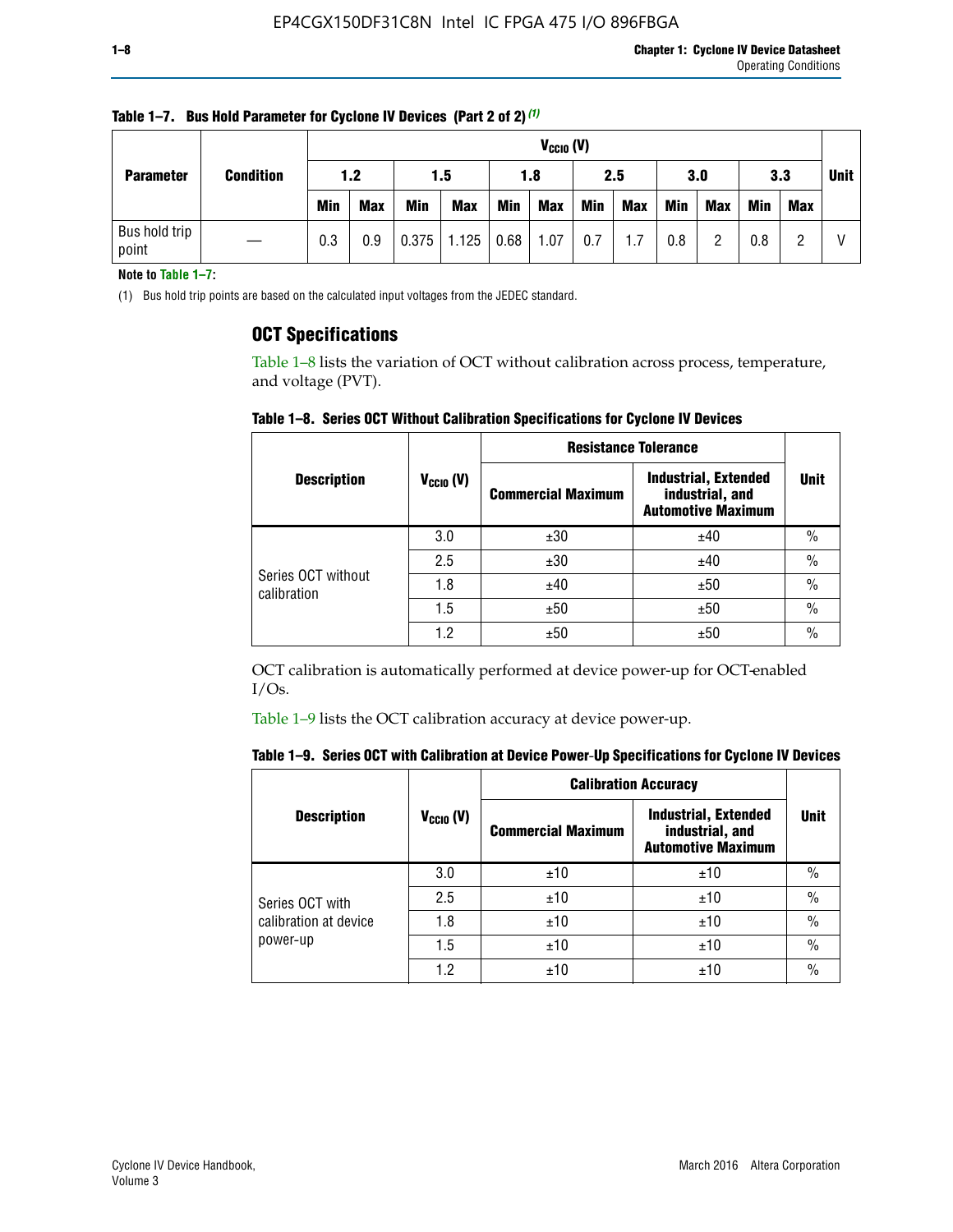**Table 1–7. Bus Hold Parameter for Cyclone IV Devices (Part 2 of 2)** (1)

| Parameter | Condition | $V_{CCIO}$ (V) | | | | | | | | | | | | Unit |
|---|---|---|---|---|---|---|---|---|---|---|---|---|---|---|
| | | 1.2 | | 1.5 | | 1.8 | | 2.5 | | 3.0 | | 3.3 | | |
| | | Min | Max | Min | Max | Min | Max | Min | Max | Min | Max | Min | Max | |
| Bus hold trip point | — | 0.3 | 0.9 | 0.375 | 1.125 | 0.68 | 1.07 | 0.7 | 1.7 | 0.8 | 2 | 0.8 | 2 | V |

**Note to Table 1–7:**

(1) Bus hold trip points are based on the calculated input voltages from the JEDEC standard.

## OCT Specifications

Table 1–8 lists the variation of OCT without calibration across process, temperature, and voltage (PVT).

**Table 1–8. Series OCT Without Calibration Specifications for Cyclone IV Devices**

| Description | $V_{CCIO}$ (V) | Resistance Tolerance | | Unit |
|---|---|---|---|---|
| | | Commercial Maximum | Industrial, Extended industrial, and Automotive Maximum | |
| Series OCT without calibration | 3.0 | ±30 | ±40 | % |
| | 2.5 | ±30 | ±40 | % |
| | 1.8 | ±40 | ±50 | % |
| | 1.5 | ±50 | ±50 | % |
| | 1.2 | ±50 | ±50 | % |

OCT calibration is automatically performed at device power-up for OCT-enabled I/Os.

Table 1–9 lists the OCT calibration accuracy at device power-up.

**Table 1–9. Series OCT with Calibration at Device Power-Up Specifications for Cyclone IV Devices**

| Description | $V_{CCIO}$ (V) | Calibration Accuracy | | Unit |
|---|---|---|---|---|
| | | Commercial Maximum | Industrial, Extended industrial, and Automotive Maximum | |
| Series OCT with calibration at device power-up | 3.0 | ±10 | ±10 | % |
| | 2.5 | ±10 | ±10 | % |
| | 1.8 | ±10 | ±10 | % |
| | 1.5 | ±10 | ±10 | % |
| | 1.2 | ±10 | ±10 | % |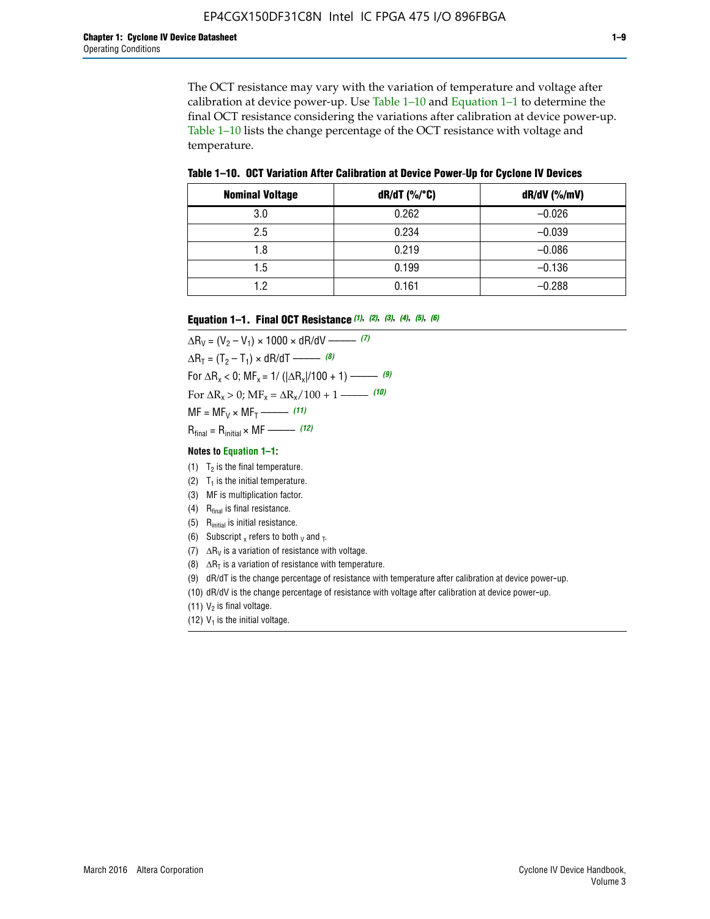The OCT resistance may vary with the variation of temperature and voltage after calibration at device power-up. Use Table 1–10 and Equation 1–1 to determine the final OCT resistance considering the variations after calibration at device power-up. Table 1–10 lists the change percentage of the OCT resistance with voltage and temperature.

**Table 1–10. OCT Variation After Calibration at Device Power-Up for Cyclone IV Devices**

| Nominal Voltage | dR/dT (%/°C) | dR/dV (%/mV) |
|---|---|---|
| 3.0 | 0.262 | –0.026 |
| 2.5 | 0.234 | –0.039 |
| 1.8 | 0.219 | –0.086 |
| 1.5 | 0.199 | –0.136 |
| 1.2 | 0.161 | –0.288 |

**Equation 1–1. Final OCT Resistance** *(1), (2), (3), (4), (5), (6)*

$$\Delta R_V = (V_2 - V_1) \times 1000 \times dR/dV \text{ ——— } (7)$$

$$\Delta R_T = (T_2 - T_1) \times dR/dT \text{ ——— } (8)$$

$$\text{For } \Delta R_x < 0;\ MF_x = 1/\left(|\Delta R_x|/100 + 1\right) \text{ ——— } (9)$$

$$\text{For } \Delta R_x > 0;\ MF_x = \Delta R_x/100 + 1 \text{ ——— } (10)$$

$$MF = MF_V \times MF_T \text{ ——— } (11)$$

$$R_{final} = R_{initial} \times MF \text{ ——— } (12)$$

**Notes to Equation 1–1:**

(1) $T_2$ is the final temperature.

(2) $T_1$ is the initial temperature.

(3) MF is multiplication factor.

(4) $R_{final}$ is final resistance.

(5) $R_{initial}$ is initial resistance.

(6) Subscript $_x$ refers to both $_V$ and $_T$.

(7) $\Delta R_V$ is a variation of resistance with voltage.

(8) $\Delta R_T$ is a variation of resistance with temperature.

(9) dR/dT is the change percentage of resistance with temperature after calibration at device power-up.

(10) dR/dV is the change percentage of resistance with voltage after calibration at device power-up.

(11) $V_2$ is final voltage.

(12) $V_1$ is the initial voltage.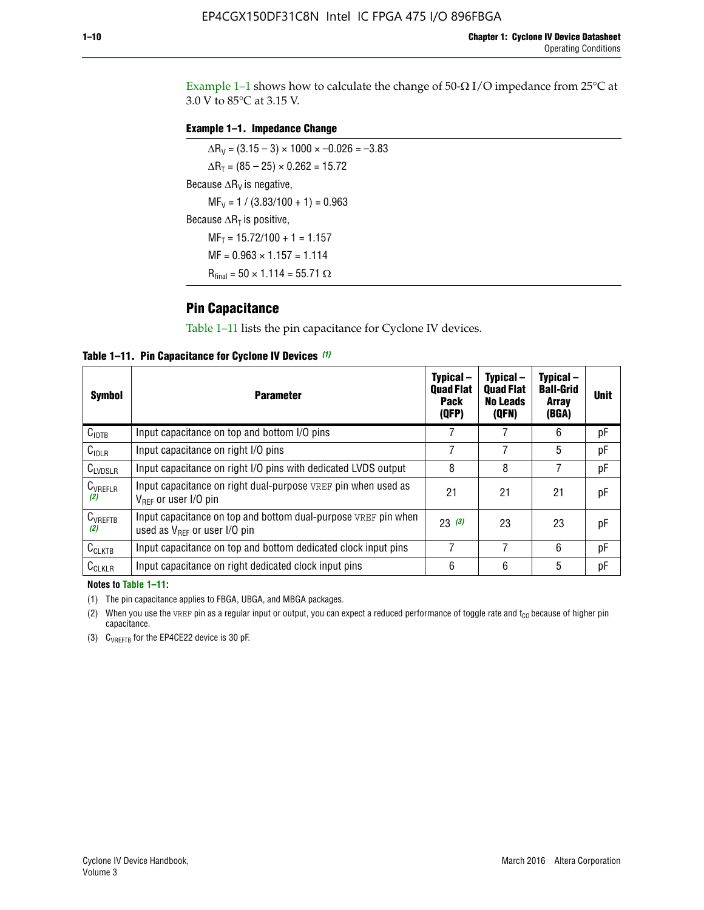Example 1–1 shows how to calculate the change of 50-Ω I/O impedance from 25°C at 3.0 V to 85°C at 3.15 V.

**Example 1–1. Impedance Change**

$\Delta R_V = (3.15 - 3) \times 1000 \times -0.026 = -3.83$

$\Delta R_T = (85 - 25) \times 0.262 = 15.72$

Because $\Delta R_V$ is negative,

$MF_V = 1 / (3.83/100 + 1) = 0.963$

Because $\Delta R_T$ is positive,

$MF_T = 15.72/100 + 1 = 1.157$

$MF = 0.963 \times 1.157 = 1.114$

$R_{final} = 50 \times 1.114 = 55.71\ \Omega$

## Pin Capacitance

Table 1–11 lists the pin capacitance for Cyclone IV devices.

**Table 1–11. Pin Capacitance for Cyclone IV Devices (1)**

| Symbol | Parameter | Typical – Quad Flat Pack (QFP) | Typical – Quad Flat No Leads (QFN) | Typical – Ball-Grid Array (BGA) | Unit |
|---|---|---|---|---|---|
| $C_{IOTB}$ | Input capacitance on top and bottom I/O pins | 7 | 7 | 6 | pF |
| $C_{IOLR}$ | Input capacitance on right I/O pins | 7 | 7 | 5 | pF |
| $C_{LVDSLR}$ | Input capacitance on right I/O pins with dedicated LVDS output | 8 | 8 | 7 | pF |
| $C_{VREFLR}$ (2) | Input capacitance on right dual-purpose VREF pin when used as $V_{REF}$ or user I/O pin | 21 | 21 | 21 | pF |
| $C_{VREFTB}$ (2) | Input capacitance on top and bottom dual-purpose VREF pin when used as $V_{REF}$ or user I/O pin | 23 (3) | 23 | 23 | pF |
| $C_{CLKTB}$ | Input capacitance on top and bottom dedicated clock input pins | 7 | 7 | 6 | pF |
| $C_{CLKLR}$ | Input capacitance on right dedicated clock input pins | 6 | 6 | 5 | pF |

**Notes to Table 1–11:**

(1) The pin capacitance applies to FBGA, UBGA, and MBGA packages.

(2) When you use the VREF pin as a regular input or output, you can expect a reduced performance of toggle rate and $t_{CO}$ because of higher pin capacitance.

(3) $C_{VREFTB}$ for the EP4CE22 device is 30 pF.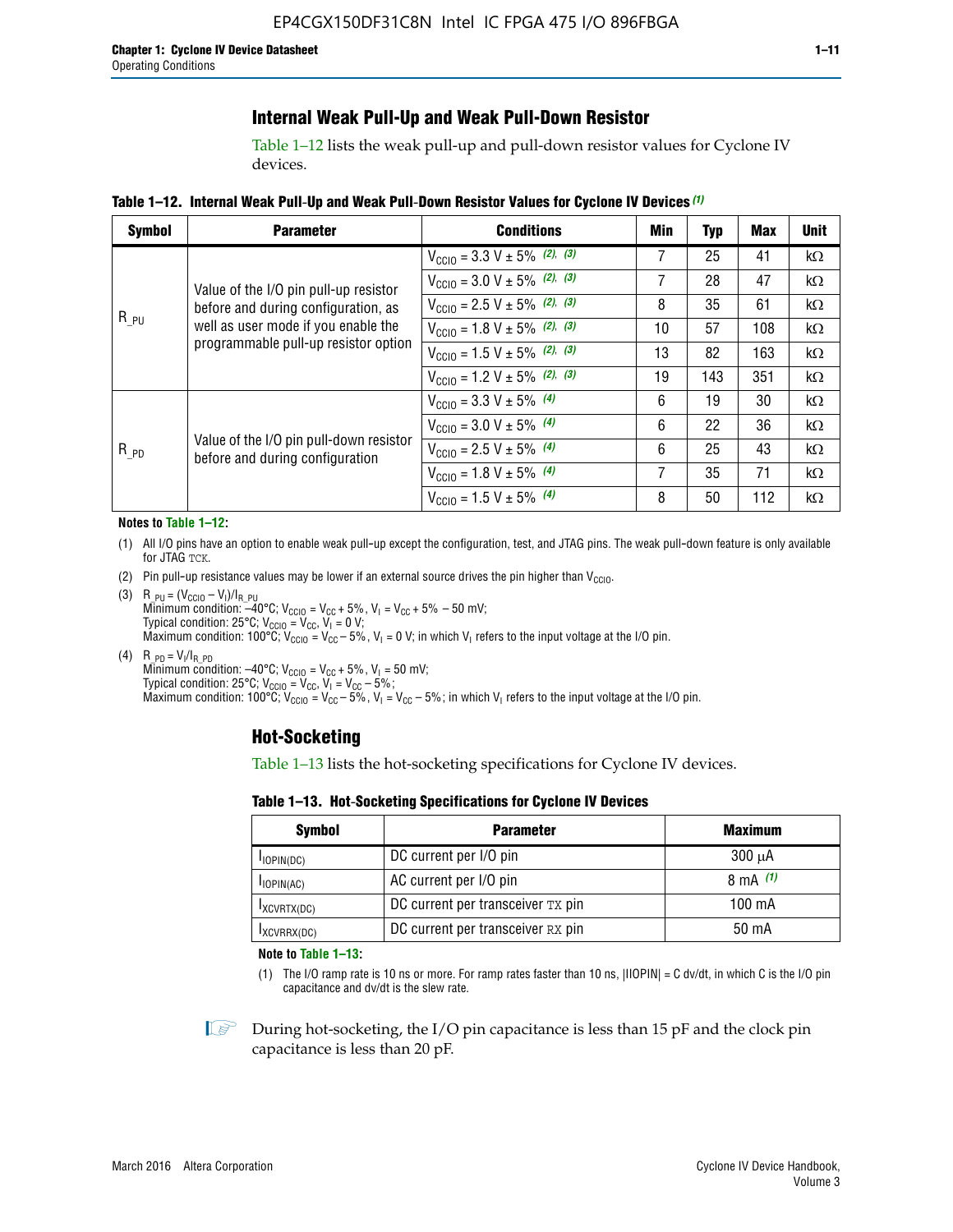## Internal Weak Pull-Up and Weak Pull-Down Resistor

Table 1–12 lists the weak pull-up and pull-down resistor values for Cyclone IV devices.

**Table 1–12. Internal Weak Pull-Up and Weak Pull-Down Resistor Values for Cyclone IV Devices (1)**

| Symbol | Parameter | Conditions | Min | Typ | Max | Unit |
|---|---|---|---|---|---|---|
| $R_{\_PU}$ | Value of the I/O pin pull-up resistor before and during configuration, as well as user mode if you enable the programmable pull-up resistor option | $V_{CCIO}$ = 3.3 V ± 5% (2), (3) | 7 | 25 | 41 | kΩ |
| | | $V_{CCIO}$ = 3.0 V ± 5% (2), (3) | 7 | 28 | 47 | kΩ |
| | | $V_{CCIO}$ = 2.5 V ± 5% (2), (3) | 8 | 35 | 61 | kΩ |
| | | $V_{CCIO}$ = 1.8 V ± 5% (2), (3) | 10 | 57 | 108 | kΩ |
| | | $V_{CCIO}$ = 1.5 V ± 5% (2), (3) | 13 | 82 | 163 | kΩ |
| | | $V_{CCIO}$ = 1.2 V ± 5% (2), (3) | 19 | 143 | 351 | kΩ |
| $R_{\_PD}$ | Value of the I/O pin pull-down resistor before and during configuration | $V_{CCIO}$ = 3.3 V ± 5% (4) | 6 | 19 | 30 | kΩ |
| | | $V_{CCIO}$ = 3.0 V ± 5% (4) | 6 | 22 | 36 | kΩ |
| | | $V_{CCIO}$ = 2.5 V ± 5% (4) | 6 | 25 | 43 | kΩ |
| | | $V_{CCIO}$ = 1.8 V ± 5% (4) | 7 | 35 | 71 | kΩ |
| | | $V_{CCIO}$ = 1.5 V ± 5% (4) | 8 | 50 | 112 | kΩ |

**Notes to Table 1–12:**

(1) All I/O pins have an option to enable weak pull-up except the configuration, test, and JTAG pins. The weak pull-down feature is only available for JTAG TCK.

(2) Pin pull-up resistance values may be lower if an external source drives the pin higher than $V_{CCIO}$.

(3) $R_{\_PU} = (V_{CCIO} - V_I)/I_{R\_PU}$
Minimum condition: –40°C; $V_{CCIO} = V_{CC} + 5\%$, $V_I = V_{CC} + 5\% - 50$ mV;
Typical condition: 25°C; $V_{CCIO} = V_{CC}$, $V_I = 0$ V;
Maximum condition: 100°C; $V_{CCIO} = V_{CC} - 5\%$, $V_I = 0$ V; in which $V_I$ refers to the input voltage at the I/O pin.

(4) $R_{\_PD} = V_I/I_{R\_PD}$
Minimum condition: –40°C; $V_{CCIO} = V_{CC} + 5\%$, $V_I = 50$ mV;
Typical condition: 25°C; $V_{CCIO} = V_{CC}$, $V_I = V_{CC} - 5\%$;
Maximum condition: 100°C; $V_{CCIO} = V_{CC} - 5\%$, $V_I = V_{CC} - 5\%$; in which $V_I$ refers to the input voltage at the I/O pin.

## Hot-Socketing

Table 1–13 lists the hot-socketing specifications for Cyclone IV devices.

**Table 1–13. Hot-Socketing Specifications for Cyclone IV Devices**

| Symbol | Parameter | Maximum |
|---|---|---|
| $I_{IOPIN(DC)}$ | DC current per I/O pin | 300 μA |
| $I_{IOPIN(AC)}$ | AC current per I/O pin | 8 mA (1) |
| $I_{XCVRTX(DC)}$ | DC current per transceiver TX pin | 100 mA |
| $I_{XCVRRX(DC)}$ | DC current per transceiver RX pin | 50 mA |

**Note to Table 1–13:**

(1) The I/O ramp rate is 10 ns or more. For ramp rates faster than 10 ns, |IIOPIN| = C dv/dt, in which C is the I/O pin capacitance and dv/dt is the slew rate.

During hot-socketing, the I/O pin capacitance is less than 15 pF and the clock pin capacitance is less than 20 pF.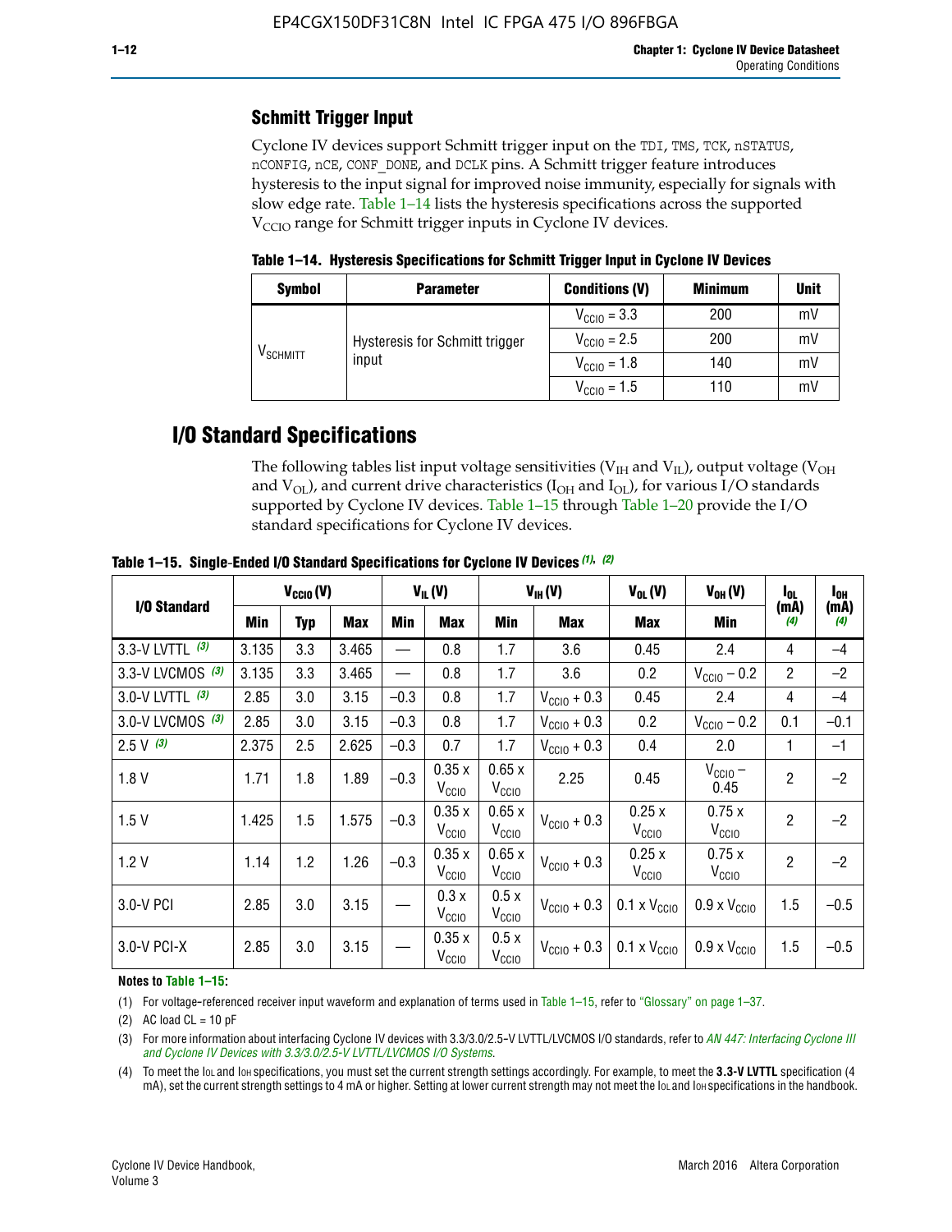## Schmitt Trigger Input

Cyclone IV devices support Schmitt trigger input on the TDI, TMS, TCK, nSTATUS, nCONFIG, nCE, CONF_DONE, and DCLK pins. A Schmitt trigger feature introduces hysteresis to the input signal for improved noise immunity, especially for signals with slow edge rate. Table 1–14 lists the hysteresis specifications across the supported $V_{CCIO}$ range for Schmitt trigger inputs in Cyclone IV devices.

**Table 1–14. Hysteresis Specifications for Schmitt Trigger Input in Cyclone IV Devices**

| Symbol | Parameter | Conditions (V) | Minimum | Unit |
|---|---|---|---|---|
| $V_{SCHMITT}$ | Hysteresis for Schmitt trigger input | $V_{CCIO}$ = 3.3 | 200 | mV |
| | | $V_{CCIO}$ = 2.5 | 200 | mV |
| | | $V_{CCIO}$ = 1.8 | 140 | mV |
| | | $V_{CCIO}$ = 1.5 | 110 | mV |

# I/O Standard Specifications

The following tables list input voltage sensitivities ($V_{IH}$ and $V_{IL}$), output voltage ($V_{OH}$ and $V_{OL}$), and current drive characteristics ($I_{OH}$ and $I_{OL}$), for various I/O standards supported by Cyclone IV devices. Table 1–15 through Table 1–20 provide the I/O standard specifications for Cyclone IV devices.

**Table 1–15. Single-Ended I/O Standard Specifications for Cyclone IV Devices** *(1), (2)*

| I/O Standard | $V_{CCIO}$ (V) | | | $V_{IL}$ (V) | | $V_{IH}$ (V) | | $V_{OL}$ (V) | $V_{OH}$ (V) | $I_{OL}$ (mA) (4) | $I_{OH}$ (mA) (4) |
|---|---|---|---|---|---|---|---|---|---|---|---|
| | Min | Typ | Max | Min | Max | Min | Max | Max | Min | | |
| 3.3-V LVTTL (3) | 3.135 | 3.3 | 3.465 | — | 0.8 | 1.7 | 3.6 | 0.45 | 2.4 | 4 | –4 |
| 3.3-V LVCMOS (3) | 3.135 | 3.3 | 3.465 | — | 0.8 | 1.7 | 3.6 | 0.2 | $V_{CCIO}$ – 0.2 | 2 | –2 |
| 3.0-V LVTTL (3) | 2.85 | 3.0 | 3.15 | –0.3 | 0.8 | 1.7 | $V_{CCIO}$ + 0.3 | 0.45 | 2.4 | 4 | –4 |
| 3.0-V LVCMOS (3) | 2.85 | 3.0 | 3.15 | –0.3 | 0.8 | 1.7 | $V_{CCIO}$ + 0.3 | 0.2 | $V_{CCIO}$ – 0.2 | 0.1 | –0.1 |
| 2.5 V (3) | 2.375 | 2.5 | 2.625 | –0.3 | 0.7 | 1.7 | $V_{CCIO}$ + 0.3 | 0.4 | 2.0 | 1 | –1 |
| 1.8 V | 1.71 | 1.8 | 1.89 | –0.3 | 0.35 x $V_{CCIO}$ | 0.65 x $V_{CCIO}$ | 2.25 | 0.45 | $V_{CCIO}$ – 0.45 | 2 | –2 |
| 1.5 V | 1.425 | 1.5 | 1.575 | –0.3 | 0.35 x $V_{CCIO}$ | 0.65 x $V_{CCIO}$ | $V_{CCIO}$ + 0.3 | 0.25 x $V_{CCIO}$ | 0.75 x $V_{CCIO}$ | 2 | –2 |
| 1.2 V | 1.14 | 1.2 | 1.26 | –0.3 | 0.35 x $V_{CCIO}$ | 0.65 x $V_{CCIO}$ | $V_{CCIO}$ + 0.3 | 0.25 x $V_{CCIO}$ | 0.75 x $V_{CCIO}$ | 2 | –2 |
| 3.0-V PCI | 2.85 | 3.0 | 3.15 | — | 0.3 x $V_{CCIO}$ | 0.5 x $V_{CCIO}$ | $V_{CCIO}$ + 0.3 | 0.1 x $V_{CCIO}$ | 0.9 x $V_{CCIO}$ | 1.5 | –0.5 |
| 3.0-V PCI-X | 2.85 | 3.0 | 3.15 | — | 0.35 x $V_{CCIO}$ | 0.5 x $V_{CCIO}$ | $V_{CCIO}$ + 0.3 | 0.1 x $V_{CCIO}$ | 0.9 x $V_{CCIO}$ | 1.5 | –0.5 |

**Notes to Table 1–15:**

(1) For voltage-referenced receiver input waveform and explanation of terms used in Table 1–15, refer to "Glossary" on page 1–37.

(2) AC load CL = 10 pF

(3) For more information about interfacing Cyclone IV devices with 3.3/3.0/2.5-V LVTTL/LVCMOS I/O standards, refer to *AN 447: Interfacing Cyclone III and Cyclone IV Devices with 3.3/3.0/2.5-V LVTTL/LVCMOS I/O Systems*.

(4) To meet the $I_{OL}$ and $I_{OH}$ specifications, you must set the current strength settings accordingly. For example, to meet the **3.3-V LVTTL** specification (4 mA), set the current strength settings to 4 mA or higher. Setting at lower current strength may not meet the $I_{OL}$ and $I_{OH}$ specifications in the handbook.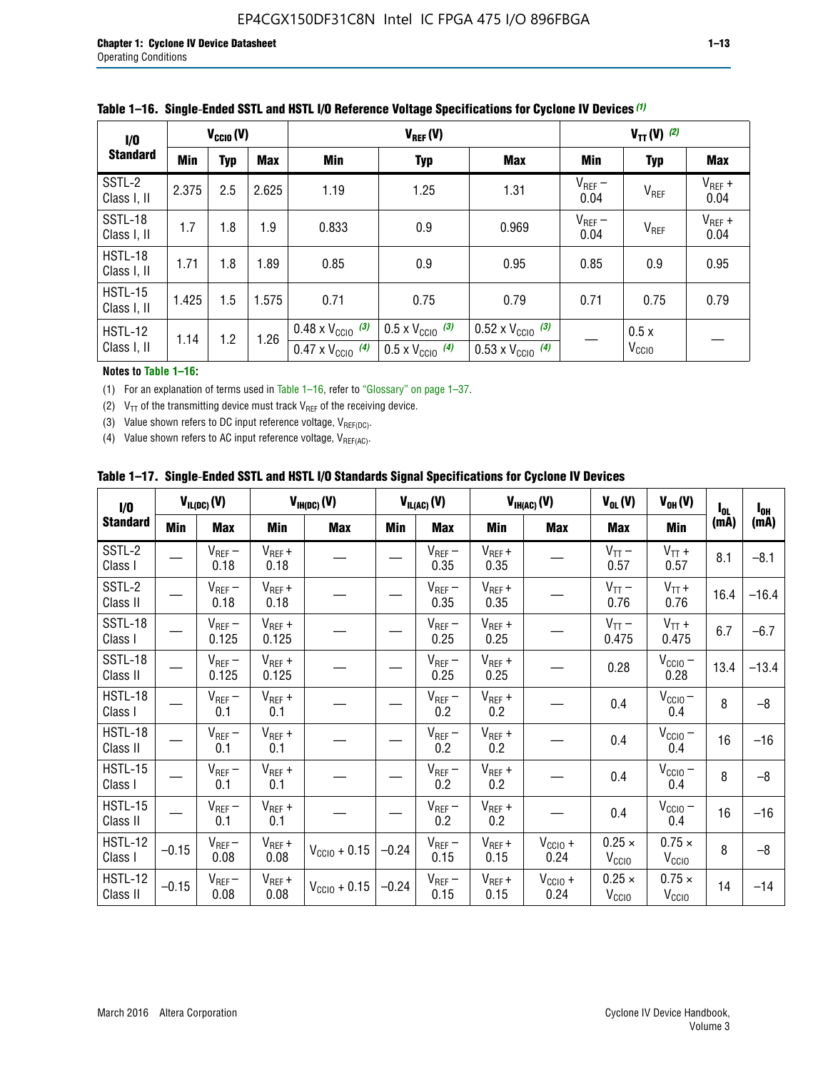**Table 1–16. Single-Ended SSTL and HSTL I/O Reference Voltage Specifications for Cyclone IV Devices (1)**

| I/O Standard | $V_{CCIO}$ (V) | | | $V_{REF}$ (V) | | | $V_{TT}$ (V) (2) | | |
|---|---|---|---|---|---|---|---|---|---|
| | Min | Typ | Max | Min | Typ | Max | Min | Typ | Max |
| SSTL-2 Class I, II | 2.375 | 2.5 | 2.625 | 1.19 | 1.25 | 1.31 | $V_{REF}$ – 0.04 | $V_{REF}$ | $V_{REF}$ + 0.04 |
| SSTL-18 Class I, II | 1.7 | 1.8 | 1.9 | 0.833 | 0.9 | 0.969 | $V_{REF}$ – 0.04 | $V_{REF}$ | $V_{REF}$ + 0.04 |
| HSTL-18 Class I, II | 1.71 | 1.8 | 1.89 | 0.85 | 0.9 | 0.95 | 0.85 | 0.9 | 0.95 |
| HSTL-15 Class I, II | 1.425 | 1.5 | 1.575 | 0.71 | 0.75 | 0.79 | 0.71 | 0.75 | 0.79 |
| HSTL-12 Class I, II | 1.14 | 1.2 | 1.26 | 0.48 x $V_{CCIO}$ (3)<br>0.47 x $V_{CCIO}$ (4) | 0.5 x $V_{CCIO}$ (3)<br>0.5 x $V_{CCIO}$ (4) | 0.52 x $V_{CCIO}$ (3)<br>0.53 x $V_{CCIO}$ (4) | — | 0.5 x $V_{CCIO}$ | — |

**Notes to Table 1–16:**

(1) For an explanation of terms used in Table 1–16, refer to "Glossary" on page 1–37.

(2) $V_{TT}$ of the transmitting device must track $V_{REF}$ of the receiving device.

(3) Value shown refers to DC input reference voltage, $V_{REF(DC)}$.

(4) Value shown refers to AC input reference voltage, $V_{REF(AC)}$.

**Table 1–17. Single-Ended SSTL and HSTL I/O Standards Signal Specifications for Cyclone IV Devices**

| I/O Standard | $V_{IL(DC)}$ (V) | | $V_{IH(DC)}$ (V) | | $V_{IL(AC)}$ (V) | | $V_{IH(AC)}$ (V) | | $V_{OL}$ (V) | $V_{OH}$ (V) | $I_{OL}$ (mA) | $I_{OH}$ (mA) |
|---|---|---|---|---|---|---|---|---|---|---|---|---|
| | Min | Max | Min | Max | Min | Max | Min | Max | Max | Min | | |
| SSTL-2 Class I | — | $V_{REF}$ – 0.18 | $V_{REF}$ + 0.18 | — | — | $V_{REF}$ – 0.35 | $V_{REF}$ + 0.35 | — | $V_{TT}$ – 0.57 | $V_{TT}$ + 0.57 | 8.1 | –8.1 |
| SSTL-2 Class II | — | $V_{REF}$ – 0.18 | $V_{REF}$ + 0.18 | — | — | $V_{REF}$ – 0.35 | $V_{REF}$ + 0.35 | — | $V_{TT}$ – 0.76 | $V_{TT}$ + 0.76 | 16.4 | –16.4 |
| SSTL-18 Class I | — | $V_{REF}$ – 0.125 | $V_{REF}$ + 0.125 | — | — | $V_{REF}$ – 0.25 | $V_{REF}$ + 0.25 | — | $V_{TT}$ – 0.475 | $V_{TT}$ + 0.475 | 6.7 | –6.7 |
| SSTL-18 Class II | — | $V_{REF}$ – 0.125 | $V_{REF}$ + 0.125 | — | — | $V_{REF}$ – 0.25 | $V_{REF}$ + 0.25 | — | 0.28 | $V_{CCIO}$ – 0.28 | 13.4 | –13.4 |
| HSTL-18 Class I | — | $V_{REF}$ – 0.1 | $V_{REF}$ + 0.1 | — | — | $V_{REF}$ – 0.2 | $V_{REF}$ + 0.2 | — | 0.4 | $V_{CCIO}$ – 0.4 | 8 | –8 |
| HSTL-18 Class II | — | $V_{REF}$ – 0.1 | $V_{REF}$ + 0.1 | — | — | $V_{REF}$ – 0.2 | $V_{REF}$ + 0.2 | — | 0.4 | $V_{CCIO}$ – 0.4 | 16 | –16 |
| HSTL-15 Class I | — | $V_{REF}$ – 0.1 | $V_{REF}$ + 0.1 | — | — | $V_{REF}$ – 0.2 | $V_{REF}$ + 0.2 | — | 0.4 | $V_{CCIO}$ – 0.4 | 8 | –8 |
| HSTL-15 Class II | — | $V_{REF}$ – 0.1 | $V_{REF}$ + 0.1 | — | — | $V_{REF}$ – 0.2 | $V_{REF}$ + 0.2 | — | 0.4 | $V_{CCIO}$ – 0.4 | 16 | –16 |
| HSTL-12 Class I | –0.15 | $V_{REF}$ – 0.08 | $V_{REF}$ + 0.08 | $V_{CCIO}$ + 0.15 | –0.24 | $V_{REF}$ – 0.15 | $V_{REF}$ + 0.15 | $V_{CCIO}$ + 0.24 | 0.25 × $V_{CCIO}$ | 0.75 × $V_{CCIO}$ | 8 | –8 |
| HSTL-12 Class II | –0.15 | $V_{REF}$ – 0.08 | $V_{REF}$ + 0.08 | $V_{CCIO}$ + 0.15 | –0.24 | $V_{REF}$ – 0.15 | $V_{REF}$ + 0.15 | $V_{CCIO}$ + 0.24 | 0.25 × $V_{CCIO}$ | 0.75 × $V_{CCIO}$ | 14 | –14 |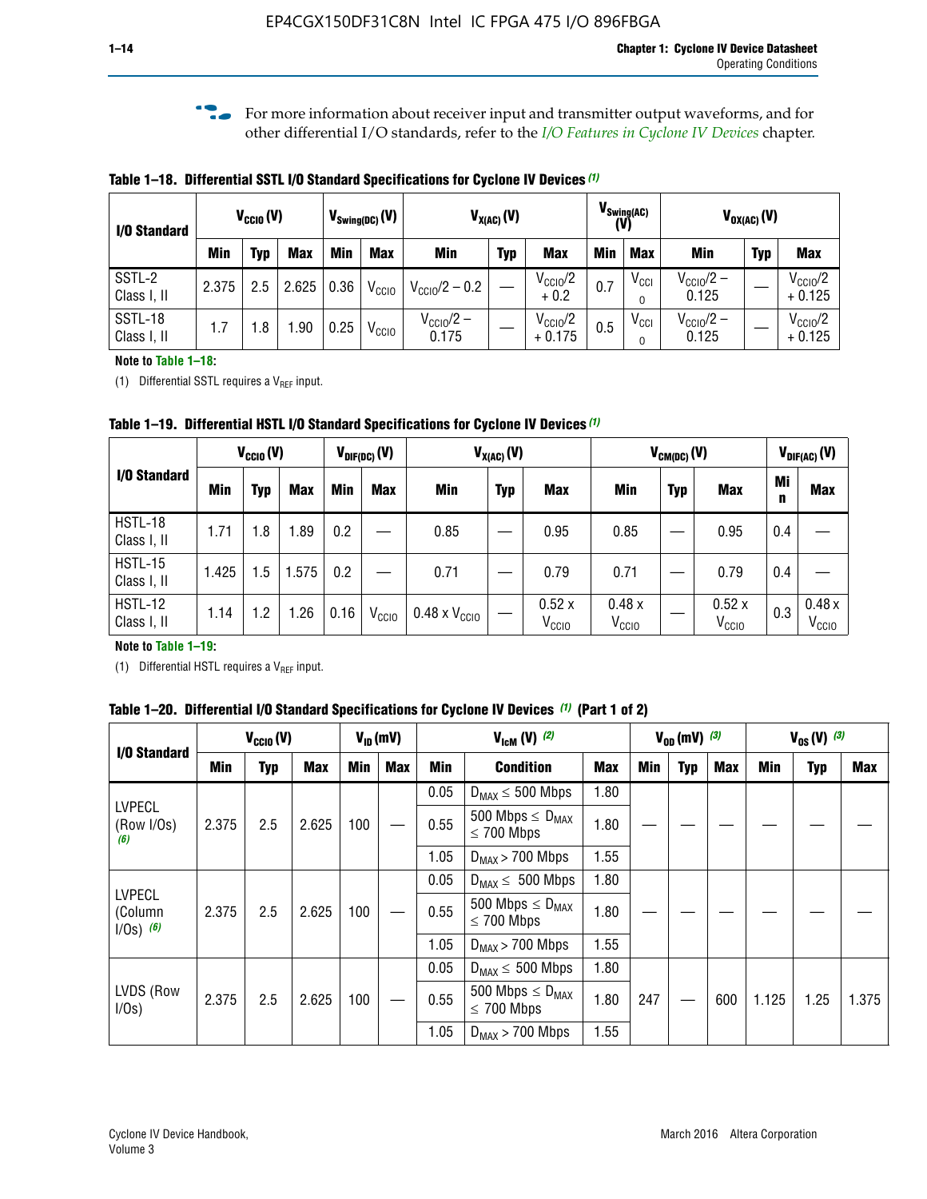For more information about receiver input and transmitter output waveforms, and for other differential I/O standards, refer to the *I/O Features in Cyclone IV Devices* chapter.

**Table 1–18. Differential SSTL I/O Standard Specifications for Cyclone IV Devices (1)**

| I/O Standard | $V_{CCIO}$ (V) | | | $V_{Swing(DC)}$ (V) | | $V_{X(AC)}$ (V) | | | $V_{Swing(AC)}$ (V) | | $V_{OX(AC)}$ (V) | | |
|---|---|---|---|---|---|---|---|---|---|---|---|---|---|
| | Min | Typ | Max | Min | Max | Min | Typ | Max | Min | Max | Min | Typ | Max |
| SSTL-2 Class I, II | 2.375 | 2.5 | 2.625 | 0.36 | $V_{CCIO}$ | $V_{CCIO}/2 - 0.2$ | — | $V_{CCIO}/2 + 0.2$ | 0.7 | $V_{CCIO}$ | $V_{CCIO}/2 - 0.125$ | — | $V_{CCIO}/2 + 0.125$ |
| SSTL-18 Class I, II | 1.7 | 1.8 | 1.90 | 0.25 | $V_{CCIO}$ | $V_{CCIO}/2 - 0.175$ | — | $V_{CCIO}/2 + 0.175$ | 0.5 | $V_{CCIO}$ | $V_{CCIO}/2 - 0.125$ | — | $V_{CCIO}/2 + 0.125$ |

**Note to Table 1–18:**

(1) Differential SSTL requires a $V_{REF}$ input.

**Table 1–19. Differential HSTL I/O Standard Specifications for Cyclone IV Devices (1)**

| I/O Standard | $V_{CCIO}$ (V) | | | $V_{DIF(DC)}$ (V) | | $V_{X(AC)}$ (V) | | | $V_{CM(DC)}$ (V) | | | $V_{DIF(AC)}$ (V) | |
|---|---|---|---|---|---|---|---|---|---|---|---|---|---|
| | Min | Typ | Max | Min | Max | Min | Typ | Max | Min | Typ | Max | Min | Max |
| HSTL-18 Class I, II | 1.71 | 1.8 | 1.89 | 0.2 | — | 0.85 | — | 0.95 | 0.85 | — | 0.95 | 0.4 | — |
| HSTL-15 Class I, II | 1.425 | 1.5 | 1.575 | 0.2 | — | 0.71 | — | 0.79 | 0.71 | — | 0.79 | 0.4 | — |
| HSTL-12 Class I, II | 1.14 | 1.2 | 1.26 | 0.16 | $V_{CCIO}$ | 0.48 x $V_{CCIO}$ | — | 0.52 x $V_{CCIO}$ | 0.48 x $V_{CCIO}$ | — | 0.52 x $V_{CCIO}$ | 0.3 | 0.48 x $V_{CCIO}$ |

**Note to Table 1–19:**

(1) Differential HSTL requires a $V_{REF}$ input.

**Table 1–20. Differential I/O Standard Specifications for Cyclone IV Devices (1) (Part 1 of 2)**

| I/O Standard | $V_{CCIO}$ (V) | | | $V_{ID}$ (mV) | | $V_{IcM}$ (V) (2) | | | $V_{OD}$ (mV) (3) | | | $V_{OS}$ (V) (3) | | |
|---|---|---|---|---|---|---|---|---|---|---|---|---|---|---|
| | Min | Typ | Max | Min | Max | Min | Condition | Max | Min | Typ | Max | Min | Typ | Max |
| LVPECL (Row I/Os) (6) | 2.375 | 2.5 | 2.625 | 100 | — | 0.05 | $D_{MAX} \leq 500$ Mbps | 1.80 | — | — | — | — | — | — |
| | | | | | | 0.55 | 500 Mbps $\leq D_{MAX} \leq$ 700 Mbps | 1.80 | | | | | | |
| | | | | | | 1.05 | $D_{MAX} > 700$ Mbps | 1.55 | | | | | | |
| LVPECL (Column I/Os) (6) | 2.375 | 2.5 | 2.625 | 100 | — | 0.05 | $D_{MAX} \leq 500$ Mbps | 1.80 | — | — | — | — | — | — |
| | | | | | | 0.55 | 500 Mbps $\leq D_{MAX} \leq$ 700 Mbps | 1.80 | | | | | | |
| | | | | | | 1.05 | $D_{MAX} > 700$ Mbps | 1.55 | | | | | | |
| LVDS (Row I/Os) | 2.375 | 2.5 | 2.625 | 100 | — | 0.05 | $D_{MAX} \leq 500$ Mbps | 1.80 | 247 | — | 600 | 1.125 | 1.25 | 1.375 |
| | | | | | | 0.55 | 500 Mbps $\leq D_{MAX} \leq$ 700 Mbps | 1.80 | | | | | | |
| | | | | | | 1.05 | $D_{MAX} > 700$ Mbps | 1.55 | | | | | | |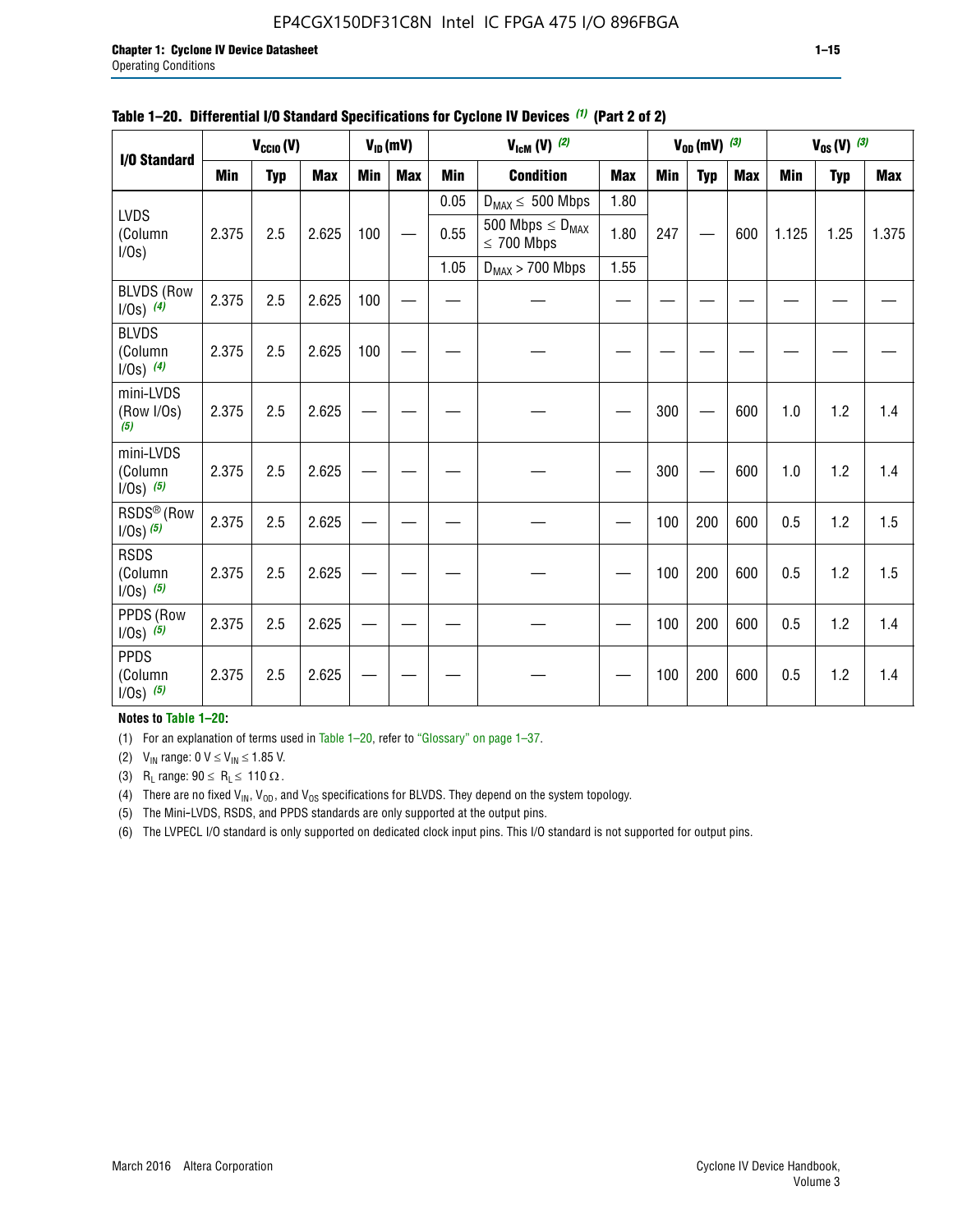**Table 1–20. Differential I/O Standard Specifications for Cyclone IV Devices (1) (Part 2 of 2)**

| I/O Standard | $V_{CCIO}$ (V) | | | $V_{ID}$ (mV) | | $V_{IcM}$ (V) (2) | | | $V_{OD}$ (mV) (3) | | | $V_{OS}$ (V) (3) | | |
|---|---|---|---|---|---|---|---|---|---|---|---|---|---|---|
| | Min | Typ | Max | Min | Max | Min | Condition | Max | Min | Typ | Max | Min | Typ | Max |
| LVDS (Column I/Os) | 2.375 | 2.5 | 2.625 | 100 | — | 0.05 | $D_{MAX} \leq$ 500 Mbps | 1.80 | 247 | — | 600 | 1.125 | 1.25 | 1.375 |
| | | | | | | 0.55 | 500 Mbps $\leq D_{MAX} \leq$ 700 Mbps | 1.80 | | | | | | |
| | | | | | | 1.05 | $D_{MAX}$ > 700 Mbps | 1.55 | | | | | | |
| BLVDS (Row I/Os) (4) | 2.375 | 2.5 | 2.625 | 100 | — | — | — | — | — | — | — | — | — | — |
| BLVDS (Column I/Os) (4) | 2.375 | 2.5 | 2.625 | 100 | — | — | — | — | — | — | — | — | — | — |
| mini-LVDS (Row I/Os) (5) | 2.375 | 2.5 | 2.625 | — | — | — | — | — | 300 | — | 600 | 1.0 | 1.2 | 1.4 |
| mini-LVDS (Column I/Os) (5) | 2.375 | 2.5 | 2.625 | — | — | — | — | — | 300 | — | 600 | 1.0 | 1.2 | 1.4 |
| RSDS® (Row I/Os) (5) | 2.375 | 2.5 | 2.625 | — | — | — | — | — | 100 | 200 | 600 | 0.5 | 1.2 | 1.5 |
| RSDS (Column I/Os) (5) | 2.375 | 2.5 | 2.625 | — | — | — | — | — | 100 | 200 | 600 | 0.5 | 1.2 | 1.5 |
| PPDS (Row I/Os) (5) | 2.375 | 2.5 | 2.625 | — | — | — | — | — | 100 | 200 | 600 | 0.5 | 1.2 | 1.4 |
| PPDS (Column I/Os) (5) | 2.375 | 2.5 | 2.625 | — | — | — | — | — | 100 | 200 | 600 | 0.5 | 1.2 | 1.4 |

**Notes to Table 1–20:**

(1) For an explanation of terms used in Table 1–20, refer to "Glossary" on page 1–37.

(2) $V_{IN}$ range: 0 V $\leq V_{IN} \leq$ 1.85 V.

(3) $R_L$ range: 90 $\leq R_L \leq$ 110 Ω.

(4) There are no fixed $V_{IN}$, $V_{OD}$, and $V_{OS}$ specifications for BLVDS. They depend on the system topology.

(5) The Mini-LVDS, RSDS, and PPDS standards are only supported at the output pins.

(6) The LVPECL I/O standard is only supported on dedicated clock input pins. This I/O standard is not supported for output pins.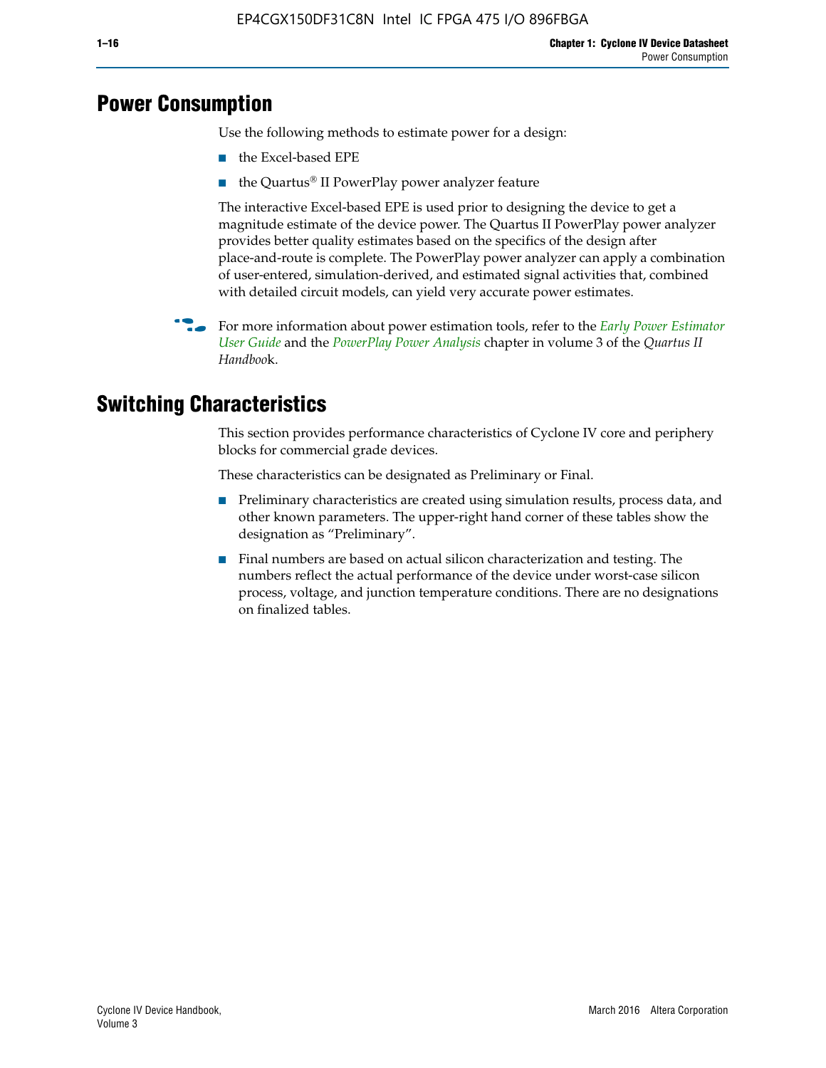# Power Consumption

Use the following methods to estimate power for a design:

- the Excel-based EPE
- the Quartus® II PowerPlay power analyzer feature

The interactive Excel-based EPE is used prior to designing the device to get a magnitude estimate of the device power. The Quartus II PowerPlay power analyzer provides better quality estimates based on the specifics of the design after place-and-route is complete. The PowerPlay power analyzer can apply a combination of user-entered, simulation-derived, and estimated signal activities that, combined with detailed circuit models, can yield very accurate power estimates.

For more information about power estimation tools, refer to the *Early Power Estimator User Guide* and the *PowerPlay Power Analysis* chapter in volume 3 of the *Quartus II Handbook*.

# Switching Characteristics

This section provides performance characteristics of Cyclone IV core and periphery blocks for commercial grade devices.

These characteristics can be designated as Preliminary or Final.

- Preliminary characteristics are created using simulation results, process data, and other known parameters. The upper-right hand corner of these tables show the designation as "Preliminary".
- Final numbers are based on actual silicon characterization and testing. The numbers reflect the actual performance of the device under worst-case silicon process, voltage, and junction temperature conditions. There are no designations on finalized tables.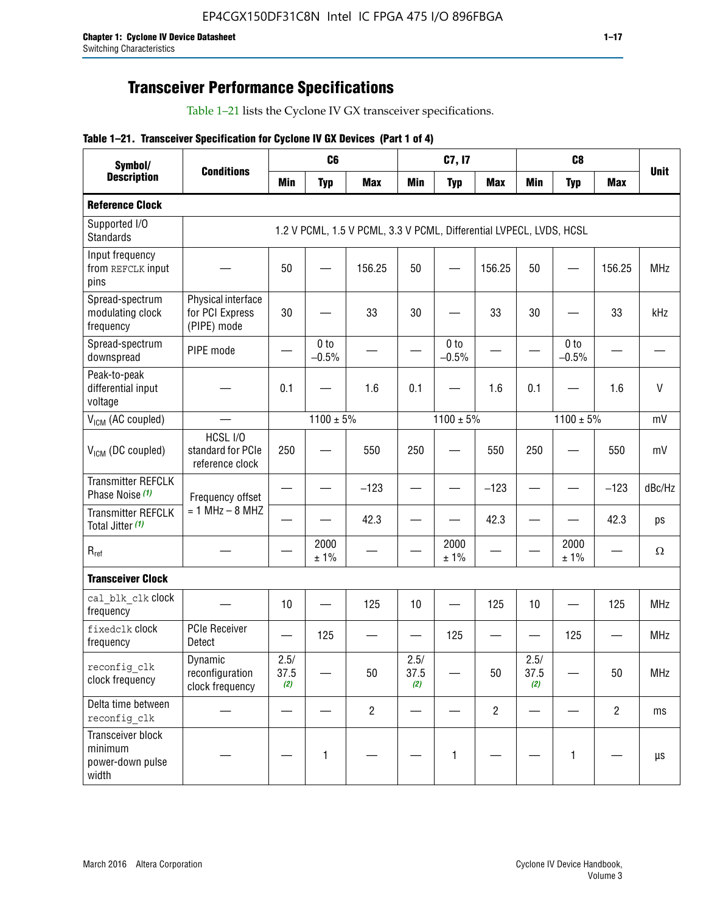## Transceiver Performance Specifications

Table 1–21 lists the Cyclone IV GX transceiver specifications.

**Table 1–21. Transceiver Specification for Cyclone IV GX Devices (Part 1 of 4)**

| Symbol/ Description | Conditions | C6 | | | C7, I7 | | | C8 | | | Unit |
|---|---|---|---|---|---|---|---|---|---|---|---|
| | | Min | Typ | Max | Min | Typ | Max | Min | Typ | Max | |
| **Reference Clock** | | | | | | | | | | | |
| Supported I/O Standards | 1.2 V PCML, 1.5 V PCML, 3.3 V PCML, Differential LVPECL, LVDS, HCSL | | | | | | | | | | |
| Input frequency from REFCLK input pins | — | 50 | — | 156.25 | 50 | — | 156.25 | 50 | — | 156.25 | MHz |
| Spread-spectrum modulating clock frequency | Physical interface for PCI Express (PIPE) mode | 30 | — | 33 | 30 | — | 33 | 30 | — | 33 | kHz |
| Spread-spectrum downspread | PIPE mode | — | 0 to −0.5% | — | — | 0 to −0.5% | — | — | 0 to −0.5% | — | — |
| Peak-to-peak differential input voltage | — | 0.1 | — | 1.6 | 0.1 | — | 1.6 | 0.1 | — | 1.6 | V |
| $V_{ICM}$ (AC coupled) | — | 1100 ± 5% | | | 1100 ± 5% | | | 1100 ± 5% | | | mV |
| $V_{ICM}$ (DC coupled) | HCSL I/O standard for PCIe reference clock | 250 | — | 550 | 250 | — | 550 | 250 | — | 550 | mV |
| Transmitter REFCLK Phase Noise *(1)* | Frequency offset = 1 MHz – 8 MHZ | — | — | −123 | — | — | −123 | — | — | −123 | dBc/Hz |
| Transmitter REFCLK Total Jitter *(1)* | | — | — | 42.3 | — | — | 42.3 | — | — | 42.3 | ps |
| $R_{ref}$ | — | — | 2000 ± 1% | — | — | 2000 ± 1% | — | — | 2000 ± 1% | — | Ω |
| **Transceiver Clock** | | | | | | | | | | | |
| cal_blk_clk clock frequency | — | 10 | — | 125 | 10 | — | 125 | 10 | — | 125 | MHz |
| fixedclk clock frequency | PCIe Receiver Detect | — | 125 | — | — | 125 | — | — | 125 | — | MHz |
| reconfig_clk clock frequency | Dynamic reconfiguration clock frequency | 2.5/ 37.5 *(2)* | — | 50 | 2.5/ 37.5 *(2)* | — | 50 | 2.5/ 37.5 *(2)* | — | 50 | MHz |
| Delta time between reconfig_clk | — | — | — | 2 | — | — | 2 | — | — | 2 | ms |
| Transceiver block minimum power-down pulse width | — | — | 1 | — | — | 1 | — | — | 1 | — | µs |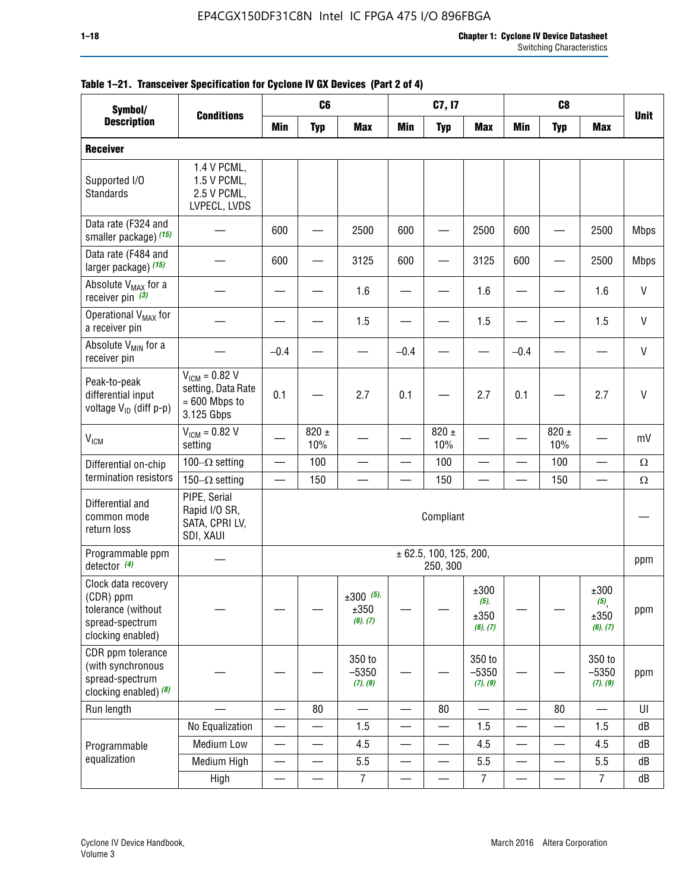**Table 1–21. Transceiver Specification for Cyclone IV GX Devices (Part 2 of 4)**

| Symbol/ Description | Conditions | C6 | | | C7, I7 | | | C8 | | | Unit |
|---|---|---|---|---|---|---|---|---|---|---|---|
| | | Min | Typ | Max | Min | Typ | Max | Min | Typ | Max | |
| **Receiver** | | | | | | | | | | | |
| Supported I/O Standards | 1.4 V PCML, 1.5 V PCML, 2.5 V PCML, LVPECL, LVDS | | | | | | | | | | |
| Data rate (F324 and smaller package) (15) | — | 600 | — | 2500 | 600 | — | 2500 | 600 | — | 2500 | Mbps |
| Data rate (F484 and larger package) (15) | — | 600 | — | 3125 | 600 | — | 3125 | 600 | — | 2500 | Mbps |
| Absolute $V_{MAX}$ for a receiver pin (3) | — | — | — | 1.6 | — | — | 1.6 | — | — | 1.6 | V |
| Operational $V_{MAX}$ for a receiver pin | — | — | — | 1.5 | — | — | 1.5 | — | — | 1.5 | V |
| Absolute $V_{MIN}$ for a receiver pin | — | –0.4 | — | — | –0.4 | — | — | –0.4 | — | — | V |
| Peak-to-peak differential input voltage $V_{ID}$ (diff p-p) | $V_{ICM}$ = 0.82 V setting, Data Rate = 600 Mbps to 3.125 Gbps | 0.1 | — | 2.7 | 0.1 | — | 2.7 | 0.1 | — | 2.7 | V |
| $V_{ICM}$ | $V_{ICM}$ = 0.82 V setting | — | 820 ± 10% | — | — | 820 ± 10% | — | — | 820 ± 10% | — | mV |
| Differential on-chip termination resistors | 100–Ω setting | — | 100 | — | — | 100 | — | — | 100 | — | Ω |
| | 150–Ω setting | — | 150 | — | — | 150 | — | — | 150 | — | Ω |
| Differential and common mode return loss | PIPE, Serial Rapid I/O SR, SATA, CPRI LV, SDI, XAUI | Compliant | | | | | | | | | — |
| Programmable ppm detector (4) | — | ± 62.5, 100, 125, 200, 250, 300 | | | | | | | | | ppm |
| Clock data recovery (CDR) ppm tolerance (without spread-spectrum clocking enabled) | — | — | — | ±300 (5), ±350 (6), (7) | — | — | ±300 (5), ±350 (6), (7) | — | — | ±300 (5), ±350 (6), (7) | ppm |
| CDR ppm tolerance (with synchronous spread-spectrum clocking enabled) (8) | — | — | — | 350 to –5350 (7), (9) | — | — | 350 to –5350 (7), (9) | — | — | 350 to –5350 (7), (9) | ppm |
| Run length | — | — | 80 | — | — | 80 | — | — | 80 | — | UI |
| Programmable equalization | No Equalization | — | — | 1.5 | — | — | 1.5 | — | — | 1.5 | dB |
| | Medium Low | — | — | 4.5 | — | — | 4.5 | — | — | 4.5 | dB |
| | Medium High | — | — | 5.5 | — | — | 5.5 | — | — | 5.5 | dB |
| | High | — | — | 7 | — | — | 7 | — | — | 7 | dB |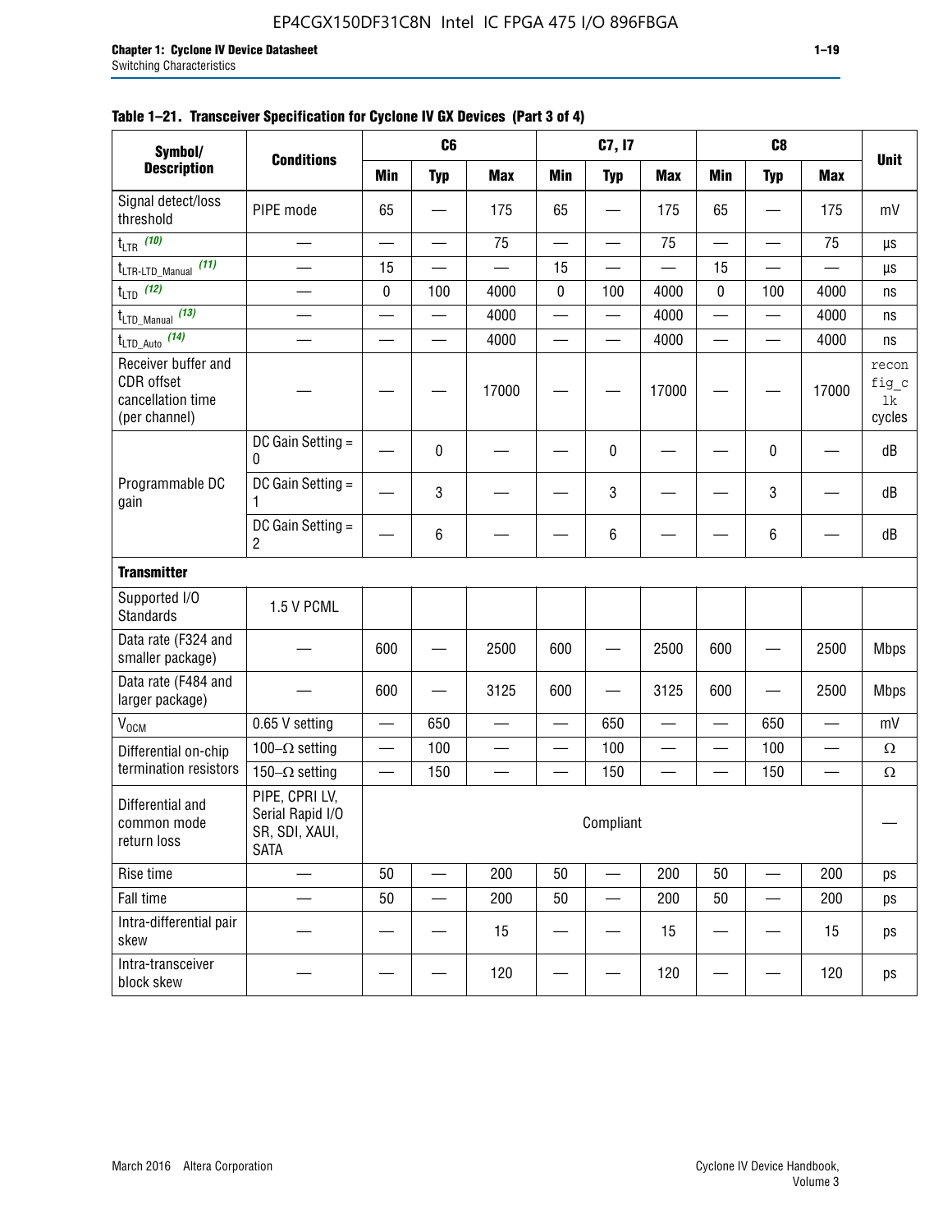**Table 1–21. Transceiver Specification for Cyclone IV GX Devices (Part 3 of 4)**

| Symbol/ Description | Conditions | C6 | | | C7, I7 | | | C8 | | | Unit |
|---|---|---|---|---|---|---|---|---|---|---|---|
| | | Min | Typ | Max | Min | Typ | Max | Min | Typ | Max | |
| Signal detect/loss threshold | PIPE mode | 65 | — | 175 | 65 | — | 175 | 65 | — | 175 | mV |
| $t_{LTR}$ (10) | — | — | — | 75 | — | — | 75 | — | — | 75 | µs |
| $t_{LTR\text{-}LTD\_Manual}$ (11) | — | 15 | — | — | 15 | — | — | 15 | — | — | µs |
| $t_{LTD}$ (12) | — | 0 | 100 | 4000 | 0 | 100 | 4000 | 0 | 100 | 4000 | ns |
| $t_{LTD\_Manual}$ (13) | — | — | — | 4000 | — | — | 4000 | — | — | 4000 | ns |
| $t_{LTD\_Auto}$ (14) | — | — | — | 4000 | — | — | 4000 | — | — | 4000 | ns |
| Receiver buffer and CDR offset cancellation time (per channel) | — | — | — | 17000 | — | — | 17000 | — | — | 17000 | reconfig_clk cycles |
| Programmable DC gain | DC Gain Setting = 0 | — | 0 | — | — | 0 | — | — | 0 | — | dB |
| | DC Gain Setting = 1 | — | 3 | — | — | 3 | — | — | 3 | — | dB |
| | DC Gain Setting = 2 | — | 6 | — | — | 6 | — | — | 6 | — | dB |
| **Transmitter** | | | | | | | | | | | |
| Supported I/O Standards | 1.5 V PCML | | | | | | | | | | |
| Data rate (F324 and smaller package) | — | 600 | — | 2500 | 600 | — | 2500 | 600 | — | 2500 | Mbps |
| Data rate (F484 and larger package) | — | 600 | — | 3125 | 600 | — | 3125 | 600 | — | 2500 | Mbps |
| $V_{OCM}$ | 0.65 V setting | — | 650 | — | — | 650 | — | — | 650 | — | mV |
| Differential on-chip termination resistors | 100–Ω setting | — | 100 | — | — | 100 | — | — | 100 | — | Ω |
| | 150–Ω setting | — | 150 | — | — | 150 | — | — | 150 | — | Ω |
| Differential and common mode return loss | PIPE, CPRI LV, Serial Rapid I/O SR, SDI, XAUI, SATA | Compliant | | | | | | | | | — |
| Rise time | — | 50 | — | 200 | 50 | — | 200 | 50 | — | 200 | ps |
| Fall time | — | 50 | — | 200 | 50 | — | 200 | 50 | — | 200 | ps |
| Intra-differential pair skew | — | — | — | 15 | — | — | 15 | — | — | 15 | ps |
| Intra-transceiver block skew | — | — | — | 120 | — | — | 120 | — | — | 120 | ps |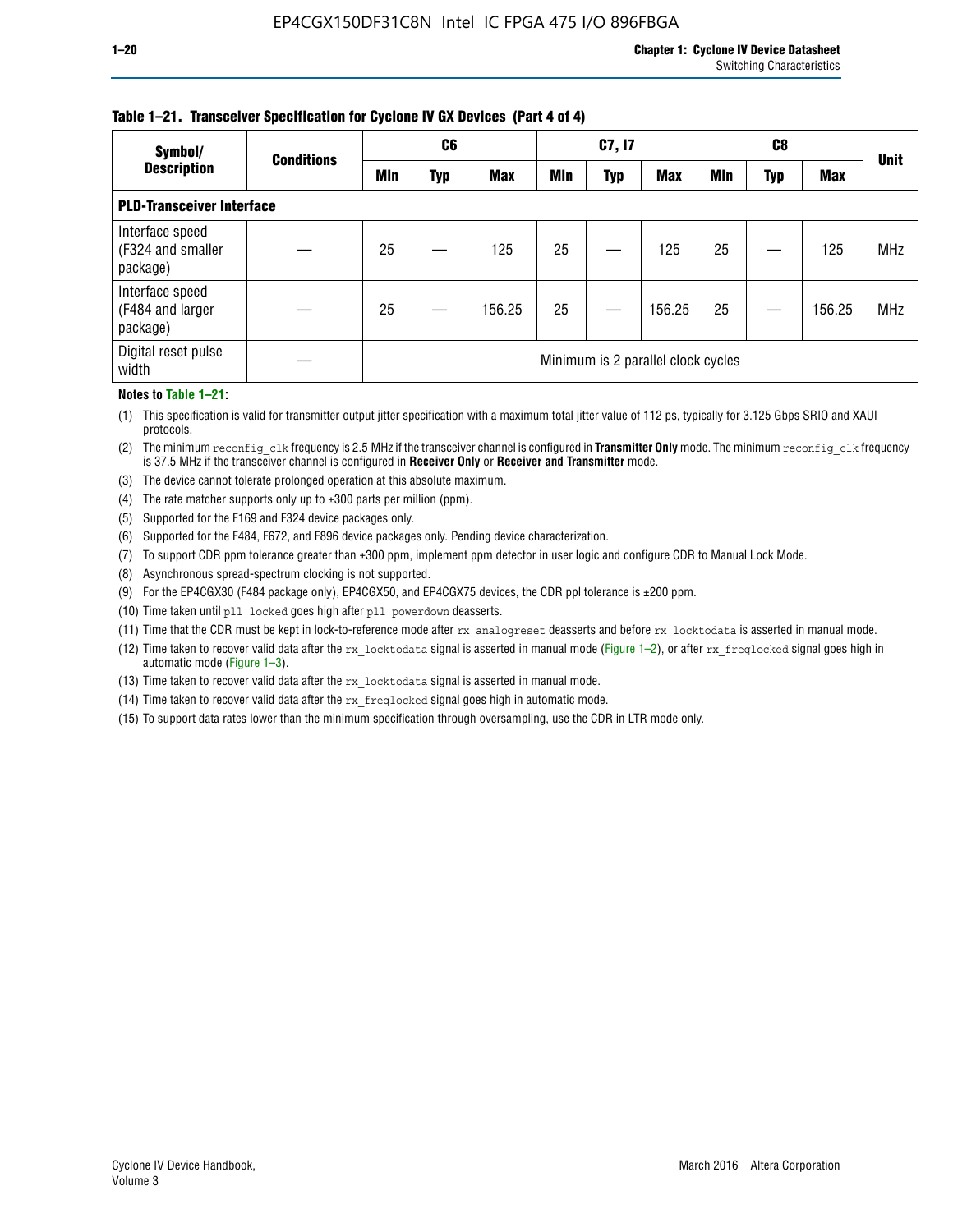**Table 1–21. Transceiver Specification for Cyclone IV GX Devices (Part 4 of 4)**

| Symbol/ Description | Conditions | C6 | | | C7, I7 | | | C8 | | | Unit |
|---|---|---|---|---|---|---|---|---|---|---|---|
| | | Min | Typ | Max | Min | Typ | Max | Min | Typ | Max | |
| **PLD-Transceiver Interface** | | | | | | | | | | | |
| Interface speed (F324 and smaller package) | — | 25 | — | 125 | 25 | — | 125 | 25 | — | 125 | MHz |
| Interface speed (F484 and larger package) | — | 25 | — | 156.25 | 25 | — | 156.25 | 25 | — | 156.25 | MHz |
| Digital reset pulse width | — | Minimum is 2 parallel clock cycles | | | | | | | | | |

**Notes to Table 1–21:**

(1) This specification is valid for transmitter output jitter specification with a maximum total jitter value of 112 ps, typically for 3.125 Gbps SRIO and XAUI protocols.

(2) The minimum `reconfig_clk` frequency is 2.5 MHz if the transceiver channel is configured in **Transmitter Only** mode. The minimum `reconfig_clk` frequency is 37.5 MHz if the transceiver channel is configured in **Receiver Only** or **Receiver and Transmitter** mode.

(3) The device cannot tolerate prolonged operation at this absolute maximum.

(4) The rate matcher supports only up to ±300 parts per million (ppm).

(5) Supported for the F169 and F324 device packages only.

(6) Supported for the F484, F672, and F896 device packages only. Pending device characterization.

(7) To support CDR ppm tolerance greater than ±300 ppm, implement ppm detector in user logic and configure CDR to Manual Lock Mode.

(8) Asynchronous spread-spectrum clocking is not supported.

(9) For the EP4CGX30 (F484 package only), EP4CGX50, and EP4CGX75 devices, the CDR ppl tolerance is ±200 ppm.

(10) Time taken until `pll_locked` goes high after `pll_powerdown` deasserts.

(11) Time that the CDR must be kept in lock-to-reference mode after `rx_analogreset` deasserts and before `rx_locktodata` is asserted in manual mode.

(12) Time taken to recover valid data after the `rx_locktodata` signal is asserted in manual mode (Figure 1–2), or after `rx_freqlocked` signal goes high in automatic mode (Figure 1–3).

(13) Time taken to recover valid data after the `rx_locktodata` signal is asserted in manual mode.

(14) Time taken to recover valid data after the `rx_freqlocked` signal goes high in automatic mode.

(15) To support data rates lower than the minimum specification through oversampling, use the CDR in LTR mode only.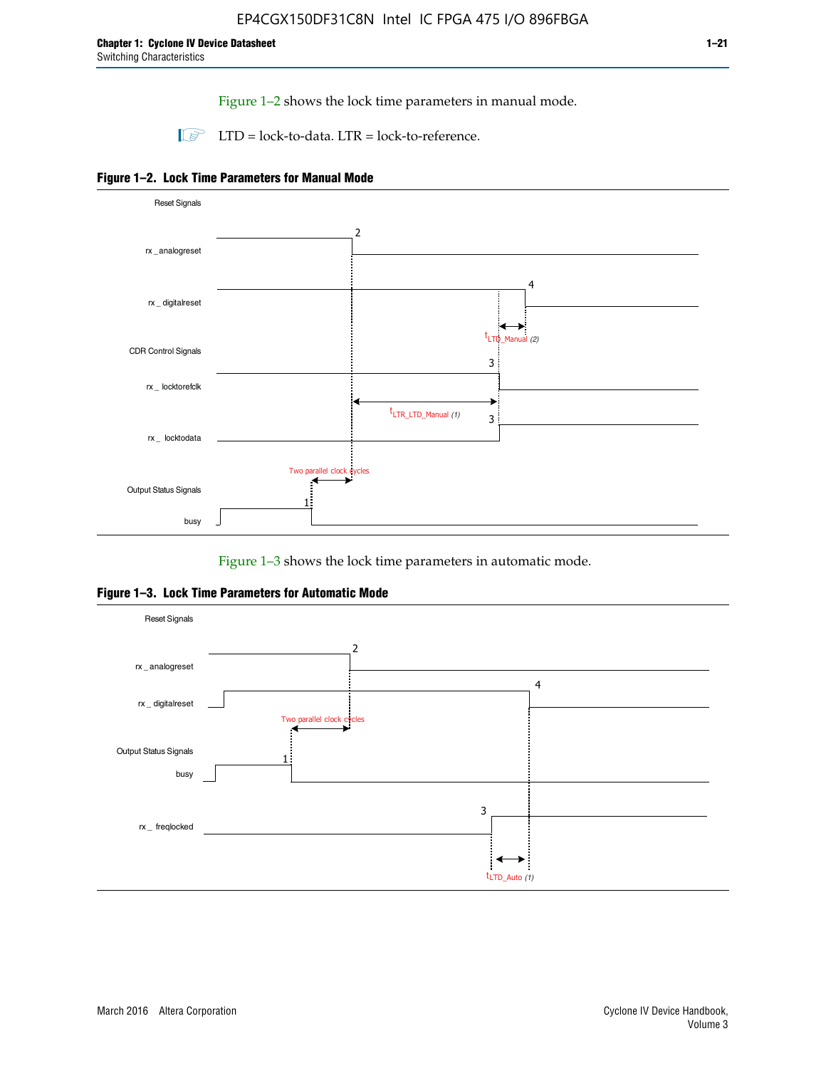Figure 1–2 shows the lock time parameters in manual mode.

LTD = lock-to-data. LTR = lock-to-reference.

**Figure 1–2. Lock Time Parameters for Manual Mode**

Reset Signals

rx_analogreset

rx_digitalreset

$t_{LTD\_Manual}$ (2)

CDR Control Signals

rx_locktorefclk

$t_{LTR\_LTD\_Manual}$ (1)

rx_locktodata

Two parallel clock cycles

Output Status Signals

busy

Figure 1–3 shows the lock time parameters in automatic mode.

**Figure 1–3. Lock Time Parameters for Automatic Mode**

Reset Signals

rx_analogreset

rx_digitalreset

Two parallel clock cycles

Output Status Signals

busy

rx_freqlocked

$t_{LTD\_Auto}$ (1)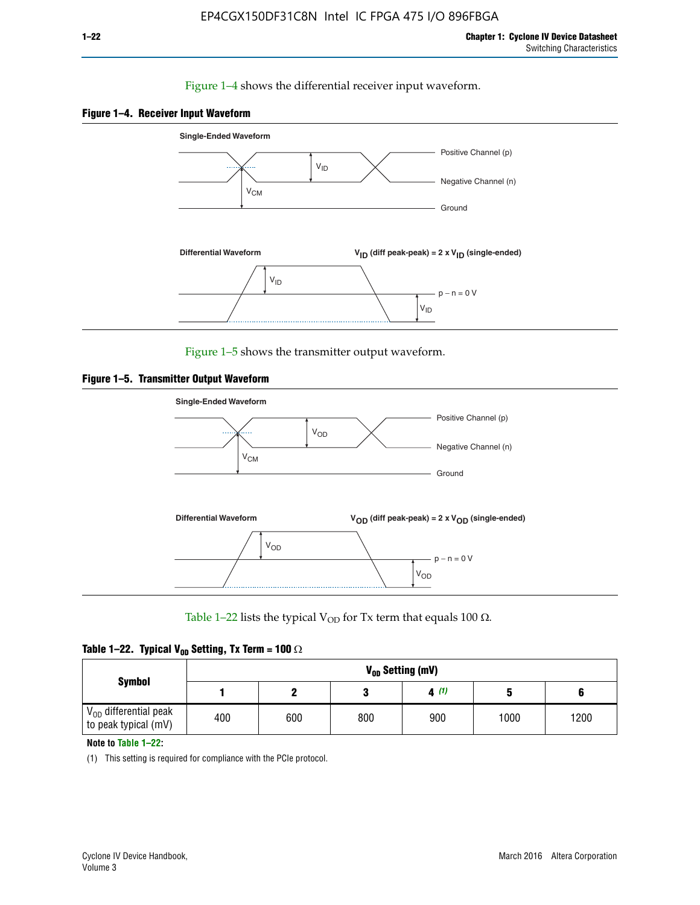Figure 1–4 shows the differential receiver input waveform.

**Figure 1–4. Receiver Input Waveform**

Single-Ended Waveform

Positive Channel (p)

Negative Channel (n)

Ground

$V_{ID}$

$V_{CM}$

Differential Waveform

$V_{ID}$ (diff peak-peak) = 2 x $V_{ID}$ (single-ended)

$V_{ID}$

p − n = 0 V

$V_{ID}$

Figure 1–5 shows the transmitter output waveform.

**Figure 1–5. Transmitter Output Waveform**

Single-Ended Waveform

Positive Channel (p)

Negative Channel (n)

Ground

$V_{OD}$

$V_{CM}$

Differential Waveform

$V_{OD}$ (diff peak-peak) = 2 x $V_{OD}$ (single-ended)

$V_{OD}$

p − n = 0 V

$V_{OD}$

Table 1–22 lists the typical $V_{OD}$ for Tx term that equals 100 Ω.

**Table 1–22. Typical $V_{OD}$ Setting, Tx Term = 100 Ω**

| Symbol | $V_{OD}$ Setting (mV) | | | | | |
|---|---|---|---|---|---|---|
| | 1 | 2 | 3 | 4 (1) | 5 | 6 |
| $V_{OD}$ differential peak to peak typical (mV) | 400 | 600 | 800 | 900 | 1000 | 1200 |

**Note to Table 1–22:**

(1) This setting is required for compliance with the PCIe protocol.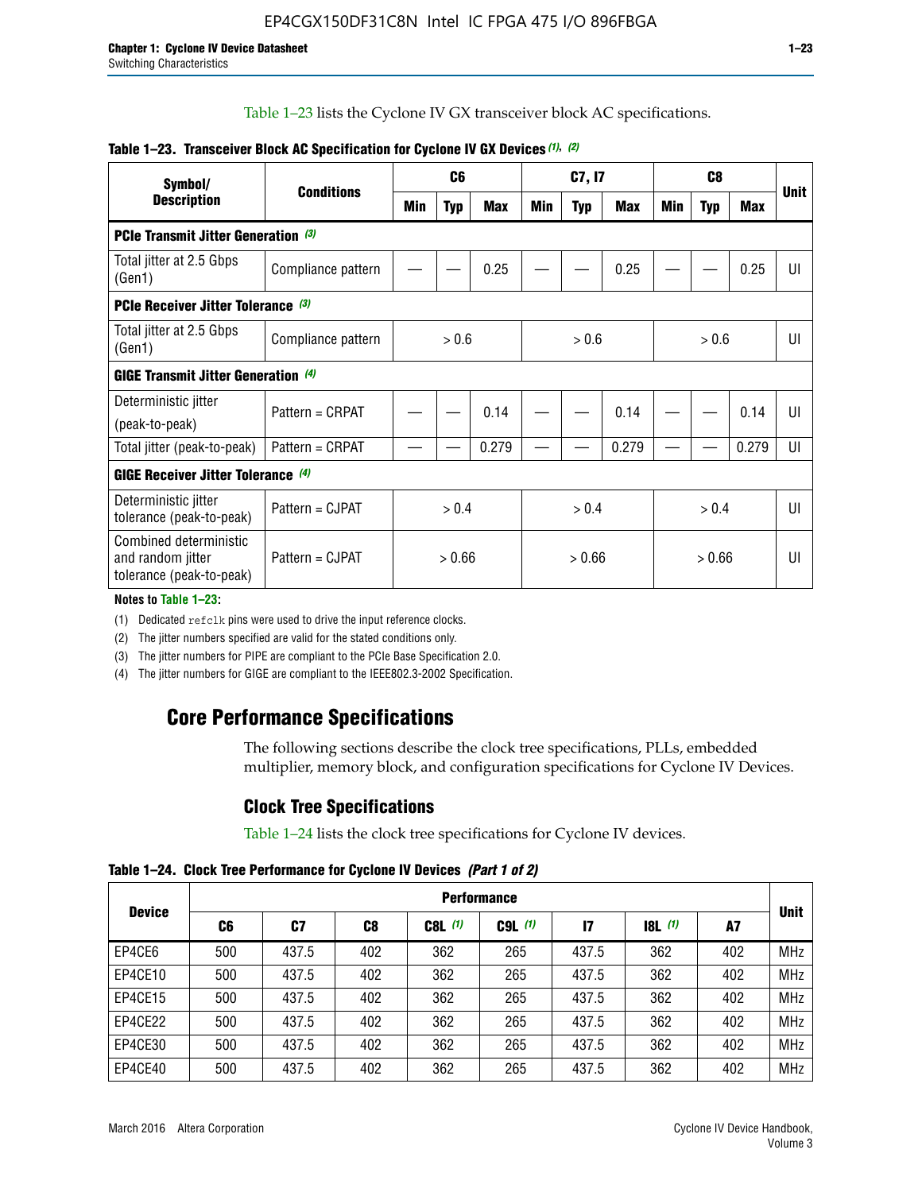Table 1–23 lists the Cyclone IV GX transceiver block AC specifications.

**Table 1–23. Transceiver Block AC Specification for Cyclone IV GX Devices (1), (2)**

| Symbol/ Description | Conditions | C6 | | | C7, I7 | | | C8 | | | Unit |
|---|---|---|---|---|---|---|---|---|---|---|---|
| | | Min | Typ | Max | Min | Typ | Max | Min | Typ | Max | |
| **PCIe Transmit Jitter Generation (3)** | | | | | | | | | | | |
| Total jitter at 2.5 Gbps (Gen1) | Compliance pattern | — | — | 0.25 | — | — | 0.25 | — | — | 0.25 | UI |
| **PCIe Receiver Jitter Tolerance (3)** | | | | | | | | | | | |
| Total jitter at 2.5 Gbps (Gen1) | Compliance pattern | > 0.6 | | | > 0.6 | | | > 0.6 | | | UI |
| **GIGE Transmit Jitter Generation (4)** | | | | | | | | | | | |
| Deterministic jitter (peak-to-peak) | Pattern = CRPAT | — | — | 0.14 | — | — | 0.14 | — | — | 0.14 | UI |
| Total jitter (peak-to-peak) | Pattern = CRPAT | — | — | 0.279 | — | — | 0.279 | — | — | 0.279 | UI |
| **GIGE Receiver Jitter Tolerance (4)** | | | | | | | | | | | |
| Deterministic jitter tolerance (peak-to-peak) | Pattern = CJPAT | > 0.4 | | | > 0.4 | | | > 0.4 | | | UI |
| Combined deterministic and random jitter tolerance (peak-to-peak) | Pattern = CJPAT | > 0.66 | | | > 0.66 | | | > 0.66 | | | UI |

**Notes to Table 1–23:**

(1) Dedicated refclk pins were used to drive the input reference clocks.

(2) The jitter numbers specified are valid for the stated conditions only.

(3) The jitter numbers for PIPE are compliant to the PCIe Base Specification 2.0.

(4) The jitter numbers for GIGE are compliant to the IEEE802.3-2002 Specification.

## Core Performance Specifications

The following sections describe the clock tree specifications, PLLs, embedded multiplier, memory block, and configuration specifications for Cyclone IV Devices.

### Clock Tree Specifications

Table 1–24 lists the clock tree specifications for Cyclone IV devices.

**Table 1–24. Clock Tree Performance for Cyclone IV Devices (Part 1 of 2)**

| Device | Performance | | | | | | | | Unit |
|---|---|---|---|---|---|---|---|---|---|
| | C6 | C7 | C8 | C8L (1) | C9L (1) | I7 | I8L (1) | A7 | |
| EP4CE6 | 500 | 437.5 | 402 | 362 | 265 | 437.5 | 362 | 402 | MHz |
| EP4CE10 | 500 | 437.5 | 402 | 362 | 265 | 437.5 | 362 | 402 | MHz |
| EP4CE15 | 500 | 437.5 | 402 | 362 | 265 | 437.5 | 362 | 402 | MHz |
| EP4CE22 | 500 | 437.5 | 402 | 362 | 265 | 437.5 | 362 | 402 | MHz |
| EP4CE30 | 500 | 437.5 | 402 | 362 | 265 | 437.5 | 362 | 402 | MHz |
| EP4CE40 | 500 | 437.5 | 402 | 362 | 265 | 437.5 | 362 | 402 | MHz |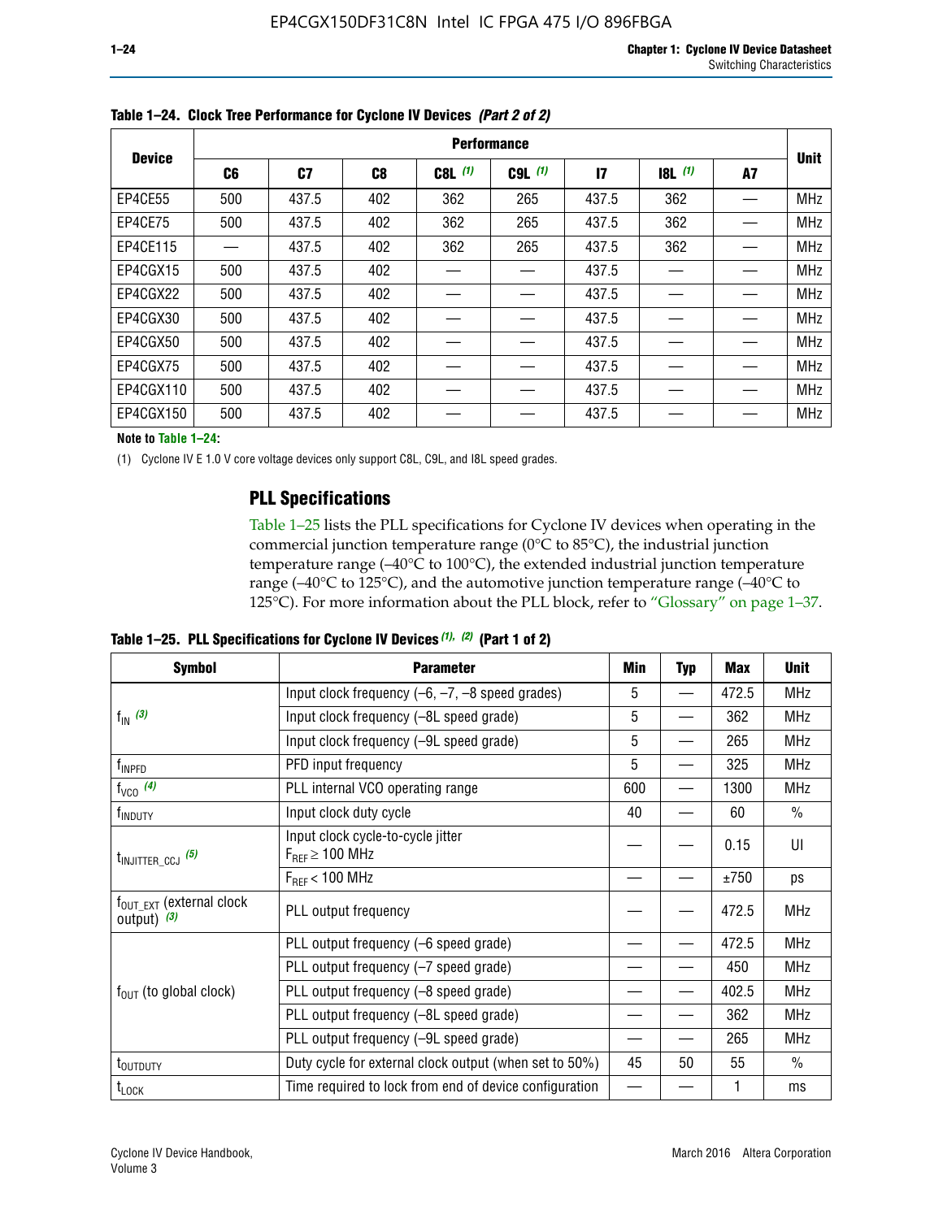**Table 1–24. Clock Tree Performance for Cyclone IV Devices *(Part 2 of 2)***

| Device | Performance | | | | | | | | Unit |
|---|---|---|---|---|---|---|---|---|---|
| | C6 | C7 | C8 | C8L *(1)* | C9L *(1)* | I7 | I8L *(1)* | A7 | |
| EP4CE55 | 500 | 437.5 | 402 | 362 | 265 | 437.5 | 362 | — | MHz |
| EP4CE75 | 500 | 437.5 | 402 | 362 | 265 | 437.5 | 362 | — | MHz |
| EP4CE115 | — | 437.5 | 402 | 362 | 265 | 437.5 | 362 | — | MHz |
| EP4CGX15 | 500 | 437.5 | 402 | — | — | 437.5 | — | — | MHz |
| EP4CGX22 | 500 | 437.5 | 402 | — | — | 437.5 | — | — | MHz |
| EP4CGX30 | 500 | 437.5 | 402 | — | — | 437.5 | — | — | MHz |
| EP4CGX50 | 500 | 437.5 | 402 | — | — | 437.5 | — | — | MHz |
| EP4CGX75 | 500 | 437.5 | 402 | — | — | 437.5 | — | — | MHz |
| EP4CGX110 | 500 | 437.5 | 402 | — | — | 437.5 | — | — | MHz |
| EP4CGX150 | 500 | 437.5 | 402 | — | — | 437.5 | — | — | MHz |

**Note to Table 1–24:**

(1) Cyclone IV E 1.0 V core voltage devices only support C8L, C9L, and I8L speed grades.

## PLL Specifications

Table 1–25 lists the PLL specifications for Cyclone IV devices when operating in the commercial junction temperature range (0°C to 85°C), the industrial junction temperature range (–40°C to 100°C), the extended industrial junction temperature range (–40°C to 125°C), and the automotive junction temperature range (–40°C to 125°C). For more information about the PLL block, refer to "Glossary" on page 1–37.

**Table 1–25. PLL Specifications for Cyclone IV Devices *(1), (2)* (Part 1 of 2)**

| Symbol | Parameter | Min | Typ | Max | Unit |
|---|---|---|---|---|---|
| $f_{IN}$ *(3)* | Input clock frequency (–6, –7, –8 speed grades) | 5 | — | 472.5 | MHz |
| | Input clock frequency (–8L speed grade) | 5 | — | 362 | MHz |
| | Input clock frequency (–9L speed grade) | 5 | — | 265 | MHz |
| $f_{INPFD}$ | PFD input frequency | 5 | — | 325 | MHz |
| $f_{VCO}$ *(4)* | PLL internal VCO operating range | 600 | — | 1300 | MHz |
| $f_{INDUTY}$ | Input clock duty cycle | 40 | — | 60 | % |
| $t_{INJITTER\_CCJ}$ *(5)* | Input clock cycle-to-cycle jitter $F_{REF} \geq 100$ MHz | — | — | 0.15 | UI |
| | $F_{REF} < 100$ MHz | — | — | ±750 | ps |
| $f_{OUT\_EXT}$ (external clock output) *(3)* | PLL output frequency | — | — | 472.5 | MHz |
| $f_{OUT}$ (to global clock) | PLL output frequency (–6 speed grade) | — | — | 472.5 | MHz |
| | PLL output frequency (–7 speed grade) | — | — | 450 | MHz |
| | PLL output frequency (–8 speed grade) | — | — | 402.5 | MHz |
| | PLL output frequency (–8L speed grade) | — | — | 362 | MHz |
| | PLL output frequency (–9L speed grade) | — | — | 265 | MHz |
| $t_{OUTDUTY}$ | Duty cycle for external clock output (when set to 50%) | 45 | 50 | 55 | % |
| $t_{LOCK}$ | Time required to lock from end of device configuration | — | — | 1 | ms |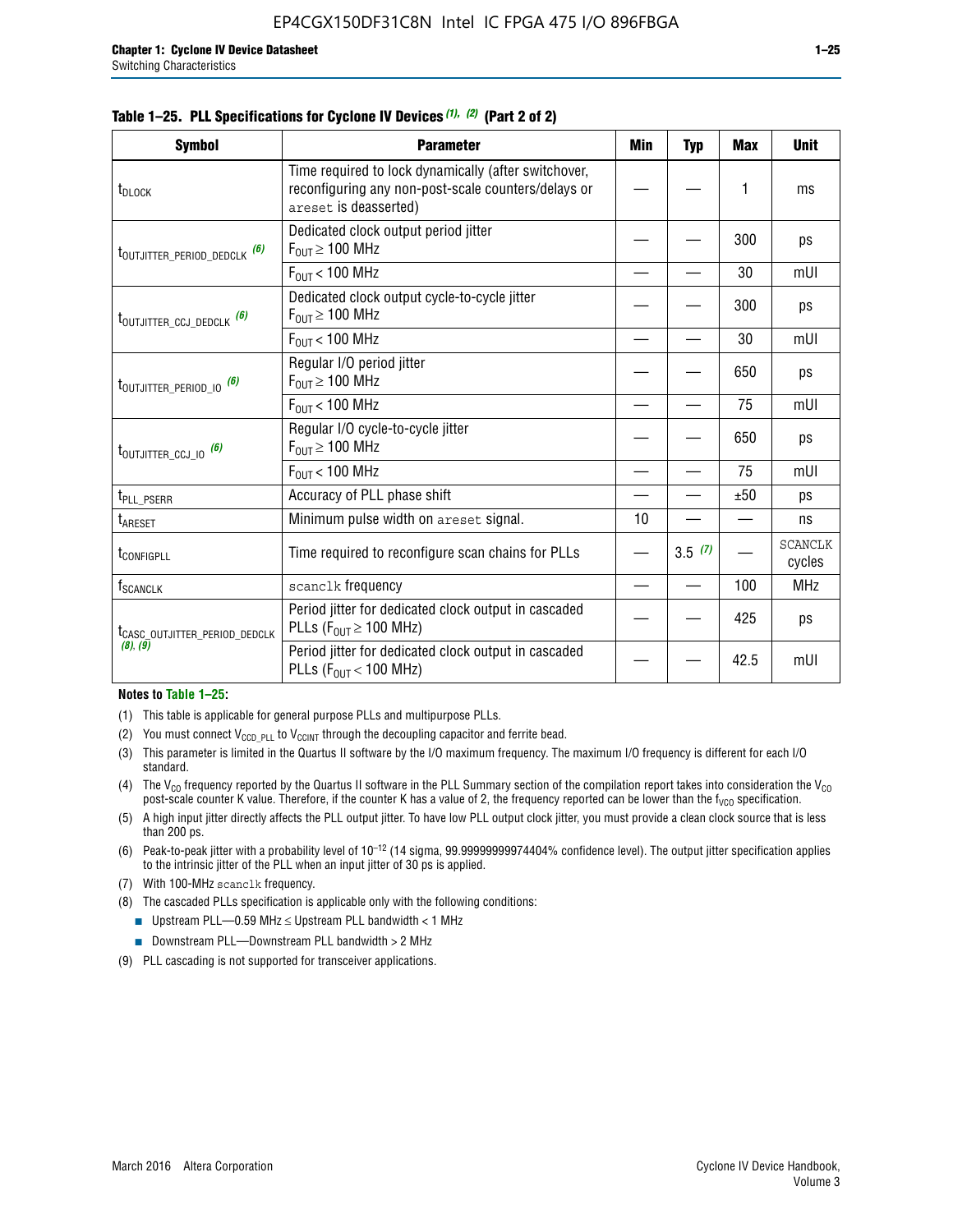**Table 1–25. PLL Specifications for Cyclone IV Devices (1), (2) (Part 2 of 2)**

| Symbol | Parameter | Min | Typ | Max | Unit |
|---|---|---|---|---|---|
| $t_{DLOCK}$ | Time required to lock dynamically (after switchover, reconfiguring any non-post-scale counters/delays or areset is deasserted) | — | — | 1 | ms |
| $t_{OUTJITTER\_PERIOD\_DEDCLK}$ (6) | Dedicated clock output period jitter $F_{OUT} \geq 100$ MHz | — | — | 300 | ps |
| | $F_{OUT} < 100$ MHz | — | — | 30 | mUI |
| $t_{OUTJITTER\_CCJ\_DEDCLK}$ (6) | Dedicated clock output cycle-to-cycle jitter $F_{OUT} \geq 100$ MHz | — | — | 300 | ps |
| | $F_{OUT} < 100$ MHz | — | — | 30 | mUI |
| $t_{OUTJITTER\_PERIOD\_IO}$ (6) | Regular I/O period jitter $F_{OUT} \geq 100$ MHz | — | — | 650 | ps |
| | $F_{OUT} < 100$ MHz | — | — | 75 | mUI |
| $t_{OUTJITTER\_CCJ\_IO}$ (6) | Regular I/O cycle-to-cycle jitter $F_{OUT} \geq 100$ MHz | — | — | 650 | ps |
| | $F_{OUT} < 100$ MHz | — | — | 75 | mUI |
| $t_{PLL\_PSERR}$ | Accuracy of PLL phase shift | — | — | ±50 | ps |
| $t_{ARESET}$ | Minimum pulse width on areset signal. | 10 | — | — | ns |
| $t_{CONFIGPLL}$ | Time required to reconfigure scan chains for PLLs | — | 3.5 (7) | — | SCANCLK cycles |
| $f_{SCANCLK}$ | scanclk frequency | — | — | 100 | MHz |
| $t_{CASC\_OUTJITTER\_PERIOD\_DEDCLK}$ (8), (9) | Period jitter for dedicated clock output in cascaded PLLs ($F_{OUT} \geq 100$ MHz) | — | — | 425 | ps |
| | Period jitter for dedicated clock output in cascaded PLLs ($F_{OUT} < 100$ MHz) | — | — | 42.5 | mUI |

**Notes to Table 1–25:**

(1) This table is applicable for general purpose PLLs and multipurpose PLLs.

(2) You must connect $V_{CCD\_PLL}$ to $V_{CCINT}$ through the decoupling capacitor and ferrite bead.

(3) This parameter is limited in the Quartus II software by the I/O maximum frequency. The maximum I/O frequency is different for each I/O standard.

(4) The $V_{CO}$ frequency reported by the Quartus II software in the PLL Summary section of the compilation report takes into consideration the $V_{CO}$ post-scale counter K value. Therefore, if the counter K has a value of 2, the frequency reported can be lower than the $f_{VCO}$ specification.

(5) A high input jitter directly affects the PLL output jitter. To have low PLL output clock jitter, you must provide a clean clock source that is less than 200 ps.

(6) Peak-to-peak jitter with a probability level of $10^{-12}$ (14 sigma, 99.99999999974404% confidence level). The output jitter specification applies to the intrinsic jitter of the PLL when an input jitter of 30 ps is applied.

(7) With 100-MHz scanclk frequency.

(8) The cascaded PLLs specification is applicable only with the following conditions:
- Upstream PLL—0.59 MHz ≤ Upstream PLL bandwidth < 1 MHz
- Downstream PLL—Downstream PLL bandwidth > 2 MHz

(9) PLL cascading is not supported for transceiver applications.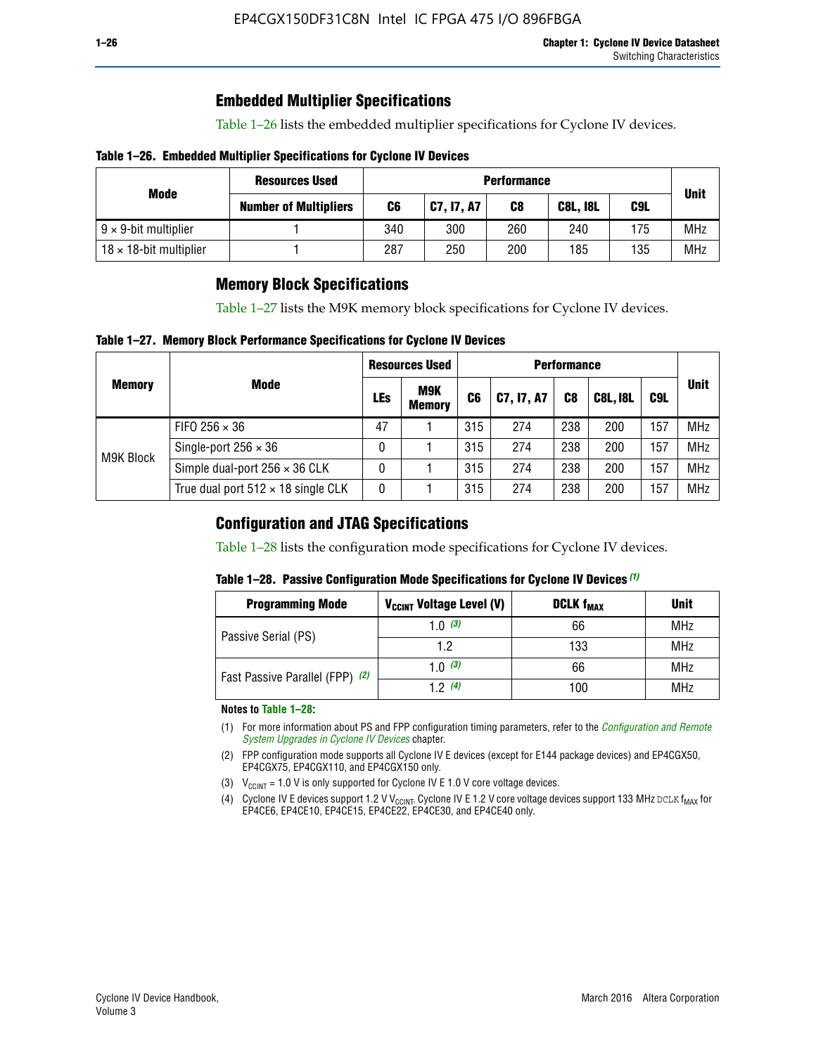## Embedded Multiplier Specifications

Table 1–26 lists the embedded multiplier specifications for Cyclone IV devices.

**Table 1–26. Embedded Multiplier Specifications for Cyclone IV Devices**

| Mode | Resources Used | Performance | | | | | Unit |
|---|---|---|---|---|---|---|---|
| | Number of Multipliers | C6 | C7, I7, A7 | C8 | C8L, I8L | C9L | |
| 9 × 9-bit multiplier | 1 | 340 | 300 | 260 | 240 | 175 | MHz |
| 18 × 18-bit multiplier | 1 | 287 | 250 | 200 | 185 | 135 | MHz |

## Memory Block Specifications

Table 1–27 lists the M9K memory block specifications for Cyclone IV devices.

**Table 1–27. Memory Block Performance Specifications for Cyclone IV Devices**

| Memory | Mode | Resources Used | | Performance | | | | | Unit |
|---|---|---|---|---|---|---|---|---|---|
| | | LEs | M9K Memory | C6 | C7, I7, A7 | C8 | C8L, I8L | C9L | |
| M9K Block | FIFO 256 × 36 | 47 | 1 | 315 | 274 | 238 | 200 | 157 | MHz |
| | Single-port 256 × 36 | 0 | 1 | 315 | 274 | 238 | 200 | 157 | MHz |
| | Simple dual-port 256 × 36 CLK | 0 | 1 | 315 | 274 | 238 | 200 | 157 | MHz |
| | True dual port 512 × 18 single CLK | 0 | 1 | 315 | 274 | 238 | 200 | 157 | MHz |

## Configuration and JTAG Specifications

Table 1–28 lists the configuration mode specifications for Cyclone IV devices.

**Table 1–28. Passive Configuration Mode Specifications for Cyclone IV Devices** *(1)*

| Programming Mode | $V_{CCINT}$ Voltage Level (V) | DCLK $f_{MAX}$ | Unit |
|---|---|---|---|
| Passive Serial (PS) | 1.0 *(3)* | 66 | MHz |
| | 1.2 | 133 | MHz |
| Fast Passive Parallel (FPP) *(2)* | 1.0 *(3)* | 66 | MHz |
| | 1.2 *(4)* | 100 | MHz |

**Notes to Table 1–28:**

(1) For more information about PS and FPP configuration timing parameters, refer to the *Configuration and Remote System Upgrades in Cyclone IV Devices* chapter.

(2) FPP configuration mode supports all Cyclone IV E devices (except for E144 package devices) and EP4CGX50, EP4CGX75, EP4CGX110, and EP4CGX150 only.

(3) $V_{CCINT}$ = 1.0 V is only supported for Cyclone IV E 1.0 V core voltage devices.

(4) Cyclone IV E devices support 1.2 V $V_{CCINT}$. Cyclone IV E 1.2 V core voltage devices support 133 MHz DCLK $f_{MAX}$ for EP4CE6, EP4CE10, EP4CE15, EP4CE22, EP4CE30, and EP4CE40 only.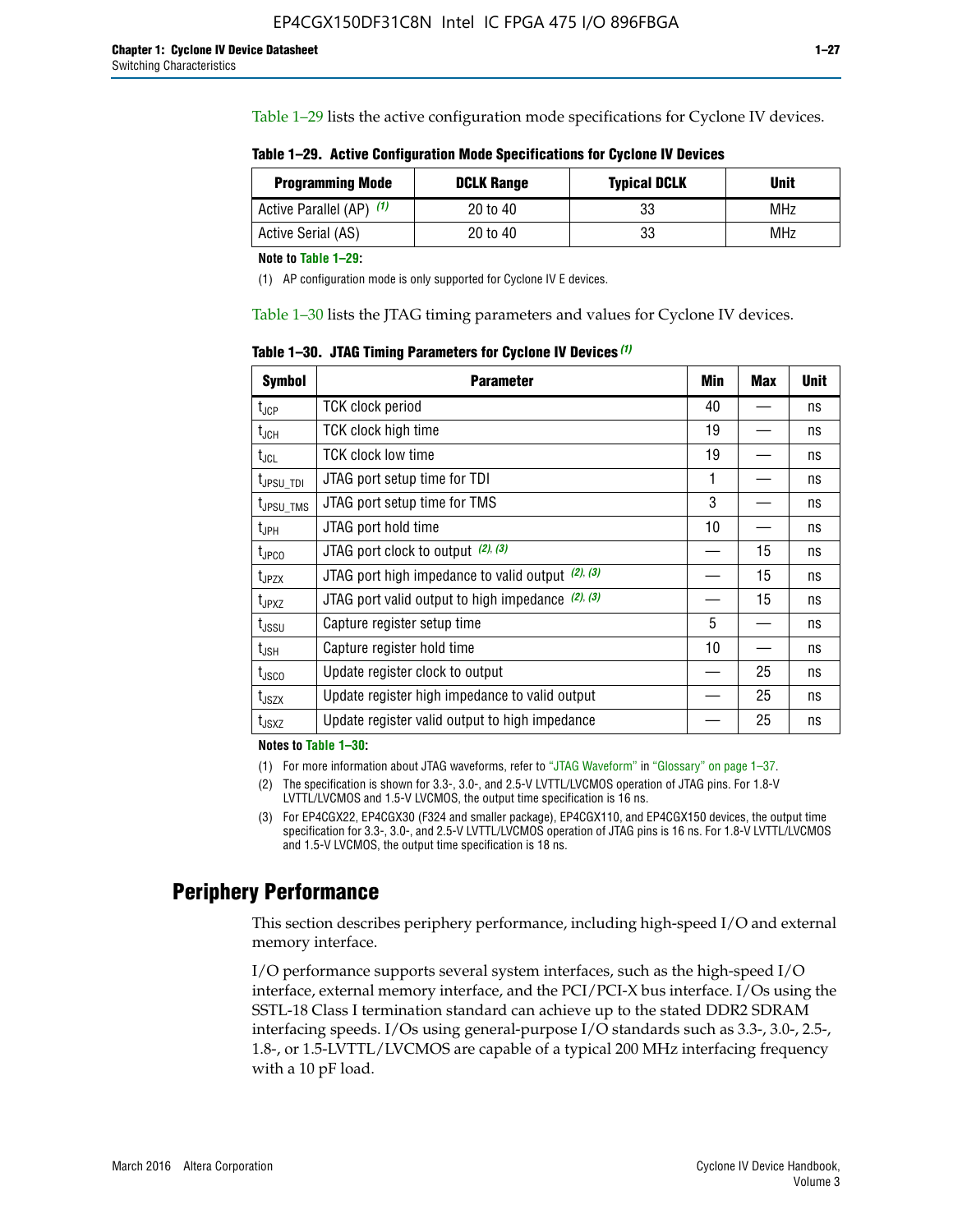Table 1–29 lists the active configuration mode specifications for Cyclone IV devices.

**Table 1–29. Active Configuration Mode Specifications for Cyclone IV Devices**

| Programming Mode | DCLK Range | Typical DCLK | Unit |
|---|---|---|---|
| Active Parallel (AP) (1) | 20 to 40 | 33 | MHz |
| Active Serial (AS) | 20 to 40 | 33 | MHz |

**Note to Table 1–29:**

(1) AP configuration mode is only supported for Cyclone IV E devices.

Table 1–30 lists the JTAG timing parameters and values for Cyclone IV devices.

**Table 1–30. JTAG Timing Parameters for Cyclone IV Devices (1)**

| Symbol | Parameter | Min | Max | Unit |
|---|---|---|---|---|
| $t_{JCP}$ | TCK clock period | 40 | — | ns |
| $t_{JCH}$ | TCK clock high time | 19 | — | ns |
| $t_{JCL}$ | TCK clock low time | 19 | — | ns |
| $t_{JPSU\_TDI}$ | JTAG port setup time for TDI | 1 | — | ns |
| $t_{JPSU\_TMS}$ | JTAG port setup time for TMS | 3 | — | ns |
| $t_{JPH}$ | JTAG port hold time | 10 | — | ns |
| $t_{JPCO}$ | JTAG port clock to output (2), (3) | — | 15 | ns |
| $t_{JPZX}$ | JTAG port high impedance to valid output (2), (3) | — | 15 | ns |
| $t_{JPXZ}$ | JTAG port valid output to high impedance (2), (3) | — | 15 | ns |
| $t_{JSSU}$ | Capture register setup time | 5 | — | ns |
| $t_{JSH}$ | Capture register hold time | 10 | — | ns |
| $t_{JSCO}$ | Update register clock to output | — | 25 | ns |
| $t_{JSZX}$ | Update register high impedance to valid output | — | 25 | ns |
| $t_{JSXZ}$ | Update register valid output to high impedance | — | 25 | ns |

**Notes to Table 1–30:**

(1) For more information about JTAG waveforms, refer to "JTAG Waveform" in "Glossary" on page 1–37.

(2) The specification is shown for 3.3-, 3.0-, and 2.5-V LVTTL/LVCMOS operation of JTAG pins. For 1.8-V LVTTL/LVCMOS and 1.5-V LVCMOS, the output time specification is 16 ns.

(3) For EP4CGX22, EP4CGX30 (F324 and smaller package), EP4CGX110, and EP4CGX150 devices, the output time specification for 3.3-, 3.0-, and 2.5-V LVTTL/LVCMOS operation of JTAG pins is 16 ns. For 1.8-V LVTTL/LVCMOS and 1.5-V LVCMOS, the output time specification is 18 ns.

## Periphery Performance

This section describes periphery performance, including high-speed I/O and external memory interface.

I/O performance supports several system interfaces, such as the high-speed I/O interface, external memory interface, and the PCI/PCI-X bus interface. I/Os using the SSTL-18 Class I termination standard can achieve up to the stated DDR2 SDRAM interfacing speeds. I/Os using general-purpose I/O standards such as 3.3-, 3.0-, 2.5-, 1.8-, or 1.5-LVTTL/LVCMOS are capable of a typical 200 MHz interfacing frequency with a 10 pF load.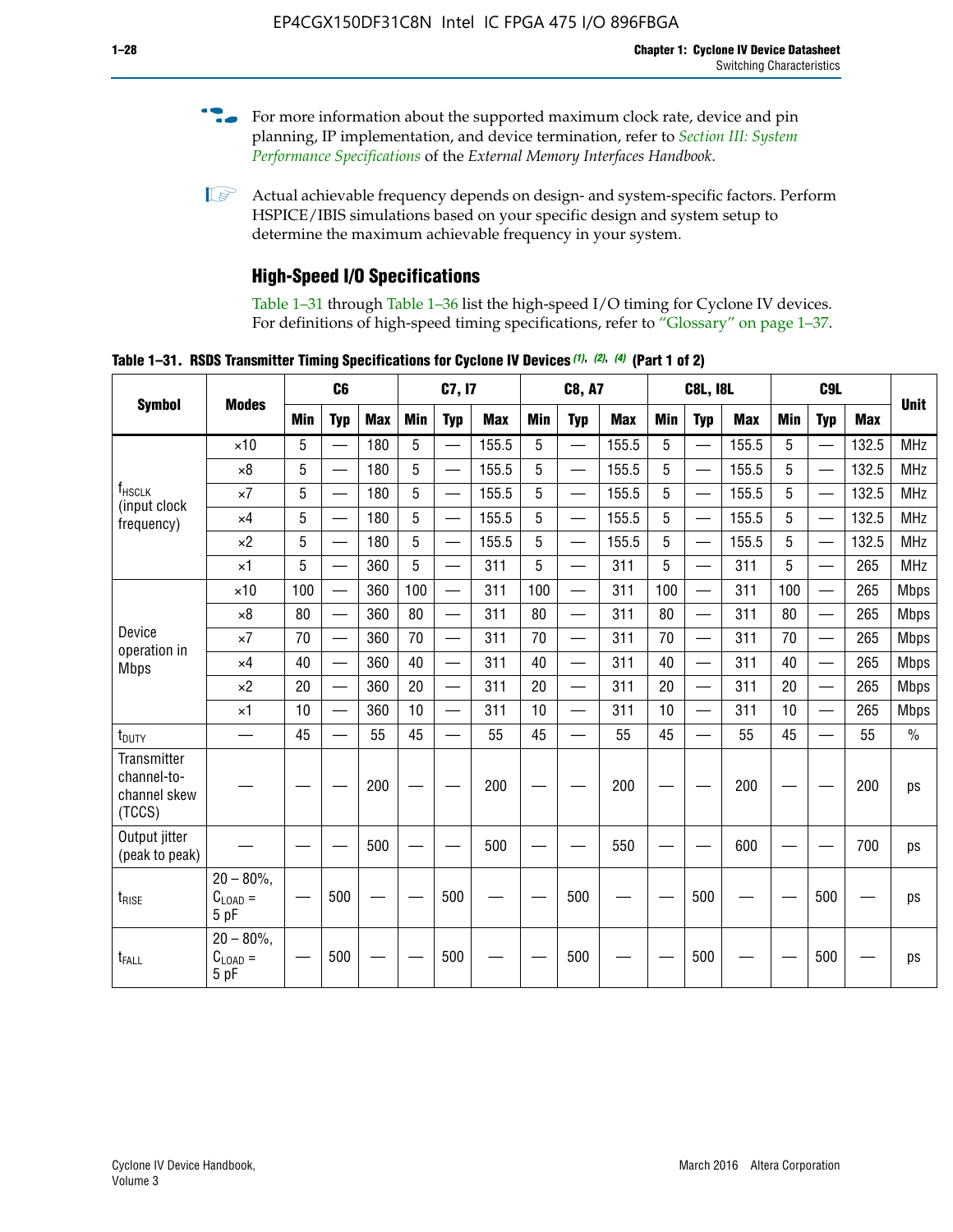For more information about the supported maximum clock rate, device and pin planning, IP implementation, and device termination, refer to *Section III: System Performance Specifications* of the *External Memory Interfaces Handbook*.

Actual achievable frequency depends on design- and system-specific factors. Perform HSPICE/IBIS simulations based on your specific design and system setup to determine the maximum achievable frequency in your system.

### High-Speed I/O Specifications

Table 1–31 through Table 1–36 list the high-speed I/O timing for Cyclone IV devices. For definitions of high-speed timing specifications, refer to "Glossary" on page 1–37.

**Table 1–31. RSDS Transmitter Timing Specifications for Cyclone IV Devices (1), (2), (4) (Part 1 of 2)**

| Symbol | Modes | C6 | | | C7, I7 | | | C8, A7 | | | C8L, I8L | | | C9L | | | Unit |
|---|---|---|---|---|---|---|---|---|---|---|---|---|---|---|---|---|---|
| | | Min | Typ | Max | Min | Typ | Max | Min | Typ | Max | Min | Typ | Max | Min | Typ | Max | |
| $f_{HSCLK}$ (input clock frequency) | ×10 | 5 | — | 180 | 5 | — | 155.5 | 5 | — | 155.5 | 5 | — | 155.5 | 5 | — | 132.5 | MHz |
| | ×8 | 5 | — | 180 | 5 | — | 155.5 | 5 | — | 155.5 | 5 | — | 155.5 | 5 | — | 132.5 | MHz |
| | ×7 | 5 | — | 180 | 5 | — | 155.5 | 5 | — | 155.5 | 5 | — | 155.5 | 5 | — | 132.5 | MHz |
| | ×4 | 5 | — | 180 | 5 | — | 155.5 | 5 | — | 155.5 | 5 | — | 155.5 | 5 | — | 132.5 | MHz |
| | ×2 | 5 | — | 180 | 5 | — | 155.5 | 5 | — | 155.5 | 5 | — | 155.5 | 5 | — | 132.5 | MHz |
| | ×1 | 5 | — | 360 | 5 | — | 311 | 5 | — | 311 | 5 | — | 311 | 5 | — | 265 | MHz |
| Device operation in Mbps | ×10 | 100 | — | 360 | 100 | — | 311 | 100 | — | 311 | 100 | — | 311 | 100 | — | 265 | Mbps |
| | ×8 | 80 | — | 360 | 80 | — | 311 | 80 | — | 311 | 80 | — | 311 | 80 | — | 265 | Mbps |
| | ×7 | 70 | — | 360 | 70 | — | 311 | 70 | — | 311 | 70 | — | 311 | 70 | — | 265 | Mbps |
| | ×4 | 40 | — | 360 | 40 | — | 311 | 40 | — | 311 | 40 | — | 311 | 40 | — | 265 | Mbps |
| | ×2 | 20 | — | 360 | 20 | — | 311 | 20 | — | 311 | 20 | — | 311 | 20 | — | 265 | Mbps |
| | ×1 | 10 | — | 360 | 10 | — | 311 | 10 | — | 311 | 10 | — | 311 | 10 | — | 265 | Mbps |
| $t_{DUTY}$ | — | 45 | — | 55 | 45 | — | 55 | 45 | — | 55 | 45 | — | 55 | 45 | — | 55 | % |
| Transmitter channel-to-channel skew (TCCS) | — | — | — | 200 | — | — | 200 | — | — | 200 | — | — | 200 | — | — | 200 | ps |
| Output jitter (peak to peak) | — | — | — | 500 | — | — | 500 | — | — | 550 | — | — | 600 | — | — | 700 | ps |
| $t_{RISE}$ | 20 – 80%, $C_{LOAD}$ = 5 pF | — | 500 | — | — | 500 | — | — | 500 | — | — | 500 | — | — | 500 | — | ps |
| $t_{FALL}$ | 20 – 80%, $C_{LOAD}$ = 5 pF | — | 500 | — | — | 500 | — | — | 500 | — | — | 500 | — | — | 500 | — | ps |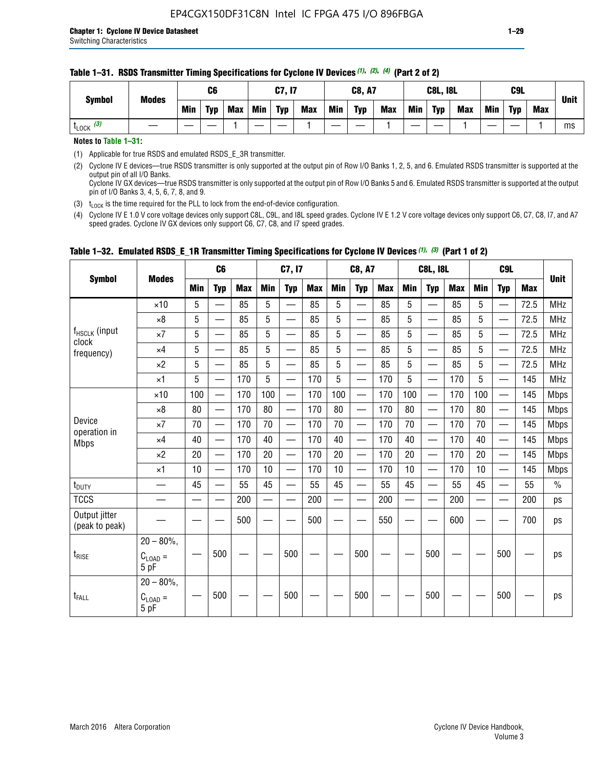**Table 1–31. RSDS Transmitter Timing Specifications for Cyclone IV Devices (1), (2), (4) (Part 2 of 2)**

| Symbol | Modes | C6 | | | C7, I7 | | | C8, A7 | | | C8L, I8L | | | C9L | | | Unit |
|---|---|---|---|---|---|---|---|---|---|---|---|---|---|---|---|---|---|
| | | Min | Typ | Max | Min | Typ | Max | Min | Typ | Max | Min | Typ | Max | Min | Typ | Max | |
| $t_{LOCK}$ (3) | — | — | — | 1 | — | — | 1 | — | — | 1 | — | — | 1 | — | — | 1 | ms |

**Notes to Table 1–31:**

(1) Applicable for true RSDS and emulated RSDS_E_3R transmitter.

(2) Cyclone IV E devices—true RSDS transmitter is only supported at the output pin of Row I/O Banks 1, 2, 5, and 6. Emulated RSDS transmitter is supported at the output pin of all I/O Banks.
Cyclone IV GX devices—true RSDS transmitter is only supported at the output pin of Row I/O Banks 5 and 6. Emulated RSDS transmitter is supported at the output pin of I/O Banks 3, 4, 5, 6, 7, 8, and 9.

(3) $t_{LOCK}$ is the time required for the PLL to lock from the end-of-device configuration.

(4) Cyclone IV E 1.0 V core voltage devices only support C8L, C9L, and I8L speed grades. Cyclone IV E 1.2 V core voltage devices only support C6, C7, C8, I7, and A7 speed grades. Cyclone IV GX devices only support C6, C7, C8, and I7 speed grades.

**Table 1–32. Emulated RSDS_E_1R Transmitter Timing Specifications for Cyclone IV Devices (1), (3) (Part 1 of 2)**

| Symbol | Modes | C6 | | | C7, I7 | | | C8, A7 | | | C8L, I8L | | | C9L | | | Unit |
|---|---|---|---|---|---|---|---|---|---|---|---|---|---|---|---|---|---|
| | | Min | Typ | Max | Min | Typ | Max | Min | Typ | Max | Min | Typ | Max | Min | Typ | Max | |
| $f_{HSCLK}$ (input clock frequency) | ×10 | 5 | — | 85 | 5 | — | 85 | 5 | — | 85 | 5 | — | 85 | 5 | — | 72.5 | MHz |
| | ×8 | 5 | — | 85 | 5 | — | 85 | 5 | — | 85 | 5 | — | 85 | 5 | — | 72.5 | MHz |
| | ×7 | 5 | — | 85 | 5 | — | 85 | 5 | — | 85 | 5 | — | 85 | 5 | — | 72.5 | MHz |
| | ×4 | 5 | — | 85 | 5 | — | 85 | 5 | — | 85 | 5 | — | 85 | 5 | — | 72.5 | MHz |
| | ×2 | 5 | — | 85 | 5 | — | 85 | 5 | — | 85 | 5 | — | 85 | 5 | — | 72.5 | MHz |
| | ×1 | 5 | — | 170 | 5 | — | 170 | 5 | — | 170 | 5 | — | 170 | 5 | — | 145 | MHz |
| Device operation in Mbps | ×10 | 100 | — | 170 | 100 | — | 170 | 100 | — | 170 | 100 | — | 170 | 100 | — | 145 | Mbps |
| | ×8 | 80 | — | 170 | 80 | — | 170 | 80 | — | 170 | 80 | — | 170 | 80 | — | 145 | Mbps |
| | ×7 | 70 | — | 170 | 70 | — | 170 | 70 | — | 170 | 70 | — | 170 | 70 | — | 145 | Mbps |
| | ×4 | 40 | — | 170 | 40 | — | 170 | 40 | — | 170 | 40 | — | 170 | 40 | — | 145 | Mbps |
| | ×2 | 20 | — | 170 | 20 | — | 170 | 20 | — | 170 | 20 | — | 170 | 20 | — | 145 | Mbps |
| | ×1 | 10 | — | 170 | 10 | — | 170 | 10 | — | 170 | 10 | — | 170 | 10 | — | 145 | Mbps |
| $t_{DUTY}$ | — | 45 | — | 55 | 45 | — | 55 | 45 | — | 55 | 45 | — | 55 | 45 | — | 55 | % |
| TCCS | — | — | — | 200 | — | — | 200 | — | — | 200 | — | — | 200 | — | — | 200 | ps |
| Output jitter (peak to peak) | — | — | — | 500 | — | — | 500 | — | — | 550 | — | — | 600 | — | — | 700 | ps |
| $t_{RISE}$ | 20 – 80%, $C_{LOAD}$ = 5 pF | — | 500 | — | — | 500 | — | — | 500 | — | — | 500 | — | — | 500 | — | ps |
| $t_{FALL}$ | 20 – 80%, $C_{LOAD}$ = 5 pF | — | 500 | — | — | 500 | — | — | 500 | — | — | 500 | — | — | 500 | — | ps |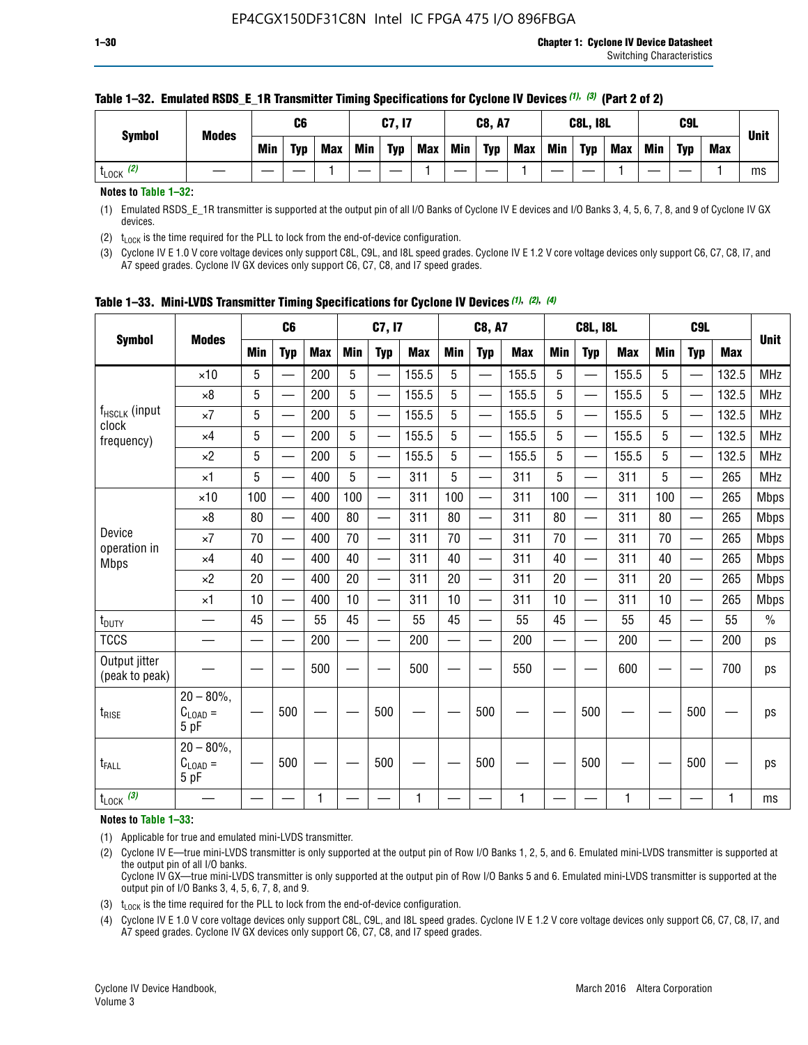**Table 1–32. Emulated RSDS_E_1R Transmitter Timing Specifications for Cyclone IV Devices (1), (3) (Part 2 of 2)**

| Symbol | Modes | C6 | | | C7, I7 | | | C8, A7 | | | C8L, I8L | | | C9L | | | Unit |
|---|---|---|---|---|---|---|---|---|---|---|---|---|---|---|---|---|---|
| | | Min | Typ | Max | Min | Typ | Max | Min | Typ | Max | Min | Typ | Max | Min | Typ | Max | |
| $t_{LOCK}$ (2) | — | — | — | 1 | — | — | 1 | — | — | 1 | — | — | 1 | — | — | 1 | ms |

**Notes to Table 1–32:**

(1) Emulated RSDS_E_1R transmitter is supported at the output pin of all I/O Banks of Cyclone IV E devices and I/O Banks 3, 4, 5, 6, 7, 8, and 9 of Cyclone IV GX devices.

(2) $t_{LOCK}$ is the time required for the PLL to lock from the end-of-device configuration.

(3) Cyclone IV E 1.0 V core voltage devices only support C8L, C9L, and I8L speed grades. Cyclone IV E 1.2 V core voltage devices only support C6, C7, C8, I7, and A7 speed grades. Cyclone IV GX devices only support C6, C7, C8, and I7 speed grades.

**Table 1–33. Mini-LVDS Transmitter Timing Specifications for Cyclone IV Devices (1), (2), (4)**

| Symbol | Modes | C6 | | | C7, I7 | | | C8, A7 | | | C8L, I8L | | | C9L | | | Unit |
|---|---|---|---|---|---|---|---|---|---|---|---|---|---|---|---|---|---|
| | | Min | Typ | Max | Min | Typ | Max | Min | Typ | Max | Min | Typ | Max | Min | Typ | Max | |
| $f_{HSCLK}$ (input clock frequency) | ×10 | 5 | — | 200 | 5 | — | 155.5 | 5 | — | 155.5 | 5 | — | 155.5 | 5 | — | 132.5 | MHz |
| | ×8 | 5 | — | 200 | 5 | — | 155.5 | 5 | — | 155.5 | 5 | — | 155.5 | 5 | — | 132.5 | MHz |
| | ×7 | 5 | — | 200 | 5 | — | 155.5 | 5 | — | 155.5 | 5 | — | 155.5 | 5 | — | 132.5 | MHz |
| | ×4 | 5 | — | 200 | 5 | — | 155.5 | 5 | — | 155.5 | 5 | — | 155.5 | 5 | — | 132.5 | MHz |
| | ×2 | 5 | — | 200 | 5 | — | 155.5 | 5 | — | 155.5 | 5 | — | 155.5 | 5 | — | 132.5 | MHz |
| | ×1 | 5 | — | 400 | 5 | — | 311 | 5 | — | 311 | 5 | — | 311 | 5 | — | 265 | MHz |
| Device operation in Mbps | ×10 | 100 | — | 400 | 100 | — | 311 | 100 | — | 311 | 100 | — | 311 | 100 | — | 265 | Mbps |
| | ×8 | 80 | — | 400 | 80 | — | 311 | 80 | — | 311 | 80 | — | 311 | 80 | — | 265 | Mbps |
| | ×7 | 70 | — | 400 | 70 | — | 311 | 70 | — | 311 | 70 | — | 311 | 70 | — | 265 | Mbps |
| | ×4 | 40 | — | 400 | 40 | — | 311 | 40 | — | 311 | 40 | — | 311 | 40 | — | 265 | Mbps |
| | ×2 | 20 | — | 400 | 20 | — | 311 | 20 | — | 311 | 20 | — | 311 | 20 | — | 265 | Mbps |
| | ×1 | 10 | — | 400 | 10 | — | 311 | 10 | — | 311 | 10 | — | 311 | 10 | — | 265 | Mbps |
| $t_{DUTY}$ | — | 45 | — | 55 | 45 | — | 55 | 45 | — | 55 | 45 | — | 55 | 45 | — | 55 | % |
| TCCS | — | — | — | 200 | — | — | 200 | — | — | 200 | — | — | 200 | — | — | 200 | ps |
| Output jitter (peak to peak) | — | — | — | 500 | — | — | 500 | — | — | 550 | — | — | 600 | — | — | 700 | ps |
| $t_{RISE}$ | 20 – 80%, $C_{LOAD}$ = 5 pF | — | 500 | — | — | 500 | — | — | 500 | — | — | 500 | — | — | 500 | — | ps |
| $t_{FALL}$ | 20 – 80%, $C_{LOAD}$ = 5 pF | — | 500 | — | — | 500 | — | — | 500 | — | — | 500 | — | — | 500 | — | ps |
| $t_{LOCK}$ (3) | — | — | — | 1 | — | — | 1 | — | — | 1 | — | — | 1 | — | — | 1 | ms |

**Notes to Table 1–33:**

(1) Applicable for true and emulated mini-LVDS transmitter.

(2) Cyclone IV E—true mini-LVDS transmitter is only supported at the output pin of Row I/O Banks 1, 2, 5, and 6. Emulated mini-LVDS transmitter is supported at the output pin of all I/O banks.
Cyclone IV GX—true mini-LVDS transmitter is only supported at the output pin of Row I/O Banks 5 and 6. Emulated mini-LVDS transmitter is supported at the output pin of I/O Banks 3, 4, 5, 6, 7, 8, and 9.

(3) $t_{LOCK}$ is the time required for the PLL to lock from the end-of-device configuration.

(4) Cyclone IV E 1.0 V core voltage devices only support C8L, C9L, and I8L speed grades. Cyclone IV E 1.2 V core voltage devices only support C6, C7, C8, I7, and A7 speed grades. Cyclone IV GX devices only support C6, C7, C8, and I7 speed grades.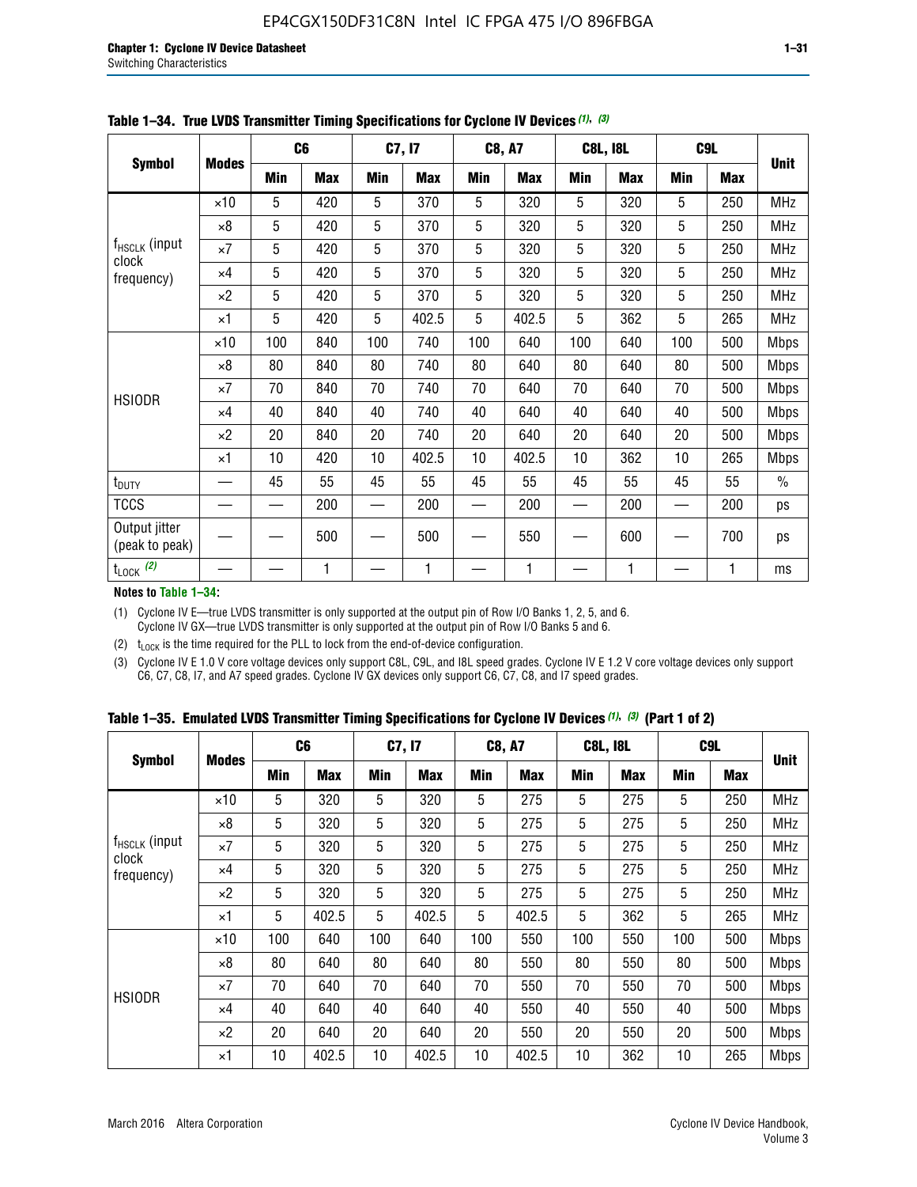**Table 1–34. True LVDS Transmitter Timing Specifications for Cyclone IV Devices (1), (3)**

| Symbol | Modes | C6 | | C7, I7 | | C8, A7 | | C8L, I8L | | C9L | | Unit |
|---|---|---|---|---|---|---|---|---|---|---|---|---|
| | | Min | Max | Min | Max | Min | Max | Min | Max | Min | Max | |
| $f_{HSCLK}$ (input clock frequency) | ×10 | 5 | 420 | 5 | 370 | 5 | 320 | 5 | 320 | 5 | 250 | MHz |
| | ×8 | 5 | 420 | 5 | 370 | 5 | 320 | 5 | 320 | 5 | 250 | MHz |
| | ×7 | 5 | 420 | 5 | 370 | 5 | 320 | 5 | 320 | 5 | 250 | MHz |
| | ×4 | 5 | 420 | 5 | 370 | 5 | 320 | 5 | 320 | 5 | 250 | MHz |
| | ×2 | 5 | 420 | 5 | 370 | 5 | 320 | 5 | 320 | 5 | 250 | MHz |
| | ×1 | 5 | 420 | 5 | 402.5 | 5 | 402.5 | 5 | 362 | 5 | 265 | MHz |
| HSIODR | ×10 | 100 | 840 | 100 | 740 | 100 | 640 | 100 | 640 | 100 | 500 | Mbps |
| | ×8 | 80 | 840 | 80 | 740 | 80 | 640 | 80 | 640 | 80 | 500 | Mbps |
| | ×7 | 70 | 840 | 70 | 740 | 70 | 640 | 70 | 640 | 70 | 500 | Mbps |
| | ×4 | 40 | 840 | 40 | 740 | 40 | 640 | 40 | 640 | 40 | 500 | Mbps |
| | ×2 | 20 | 840 | 20 | 740 | 20 | 640 | 20 | 640 | 20 | 500 | Mbps |
| | ×1 | 10 | 420 | 10 | 402.5 | 10 | 402.5 | 10 | 362 | 10 | 265 | Mbps |
| $t_{DUTY}$ | — | 45 | 55 | 45 | 55 | 45 | 55 | 45 | 55 | 45 | 55 | % |
| TCCS | — | — | 200 | — | 200 | — | 200 | — | 200 | — | 200 | ps |
| Output jitter (peak to peak) | — | — | 500 | — | 500 | — | 550 | — | 600 | — | 700 | ps |
| $t_{LOCK}$ (2) | — | — | 1 | — | 1 | — | 1 | — | 1 | — | 1 | ms |

**Notes to Table 1–34:**

(1) Cyclone IV E—true LVDS transmitter is only supported at the output pin of Row I/O Banks 1, 2, 5, and 6. Cyclone IV GX—true LVDS transmitter is only supported at the output pin of Row I/O Banks 5 and 6.

(2) $t_{LOCK}$ is the time required for the PLL to lock from the end-of-device configuration.

(3) Cyclone IV E 1.0 V core voltage devices only support C8L, C9L, and I8L speed grades. Cyclone IV E 1.2 V core voltage devices only support C6, C7, C8, I7, and A7 speed grades. Cyclone IV GX devices only support C6, C7, C8, and I7 speed grades.

**Table 1–35. Emulated LVDS Transmitter Timing Specifications for Cyclone IV Devices (1), (3) (Part 1 of 2)**

| Symbol | Modes | C6 | | C7, I7 | | C8, A7 | | C8L, I8L | | C9L | | Unit |
|---|---|---|---|---|---|---|---|---|---|---|---|---|
| | | Min | Max | Min | Max | Min | Max | Min | Max | Min | Max | |
| $f_{HSCLK}$ (input clock frequency) | ×10 | 5 | 320 | 5 | 320 | 5 | 275 | 5 | 275 | 5 | 250 | MHz |
| | ×8 | 5 | 320 | 5 | 320 | 5 | 275 | 5 | 275 | 5 | 250 | MHz |
| | ×7 | 5 | 320 | 5 | 320 | 5 | 275 | 5 | 275 | 5 | 250 | MHz |
| | ×4 | 5 | 320 | 5 | 320 | 5 | 275 | 5 | 275 | 5 | 250 | MHz |
| | ×2 | 5 | 320 | 5 | 320 | 5 | 275 | 5 | 275 | 5 | 250 | MHz |
| | ×1 | 5 | 402.5 | 5 | 402.5 | 5 | 402.5 | 5 | 362 | 5 | 265 | MHz |
| HSIODR | ×10 | 100 | 640 | 100 | 640 | 100 | 550 | 100 | 550 | 100 | 500 | Mbps |
| | ×8 | 80 | 640 | 80 | 640 | 80 | 550 | 80 | 550 | 80 | 500 | Mbps |
| | ×7 | 70 | 640 | 70 | 640 | 70 | 550 | 70 | 550 | 70 | 500 | Mbps |
| | ×4 | 40 | 640 | 40 | 640 | 40 | 550 | 40 | 550 | 40 | 500 | Mbps |
| | ×2 | 20 | 640 | 20 | 640 | 20 | 550 | 20 | 550 | 20 | 500 | Mbps |
| | ×1 | 10 | 402.5 | 10 | 402.5 | 10 | 402.5 | 10 | 362 | 10 | 265 | Mbps |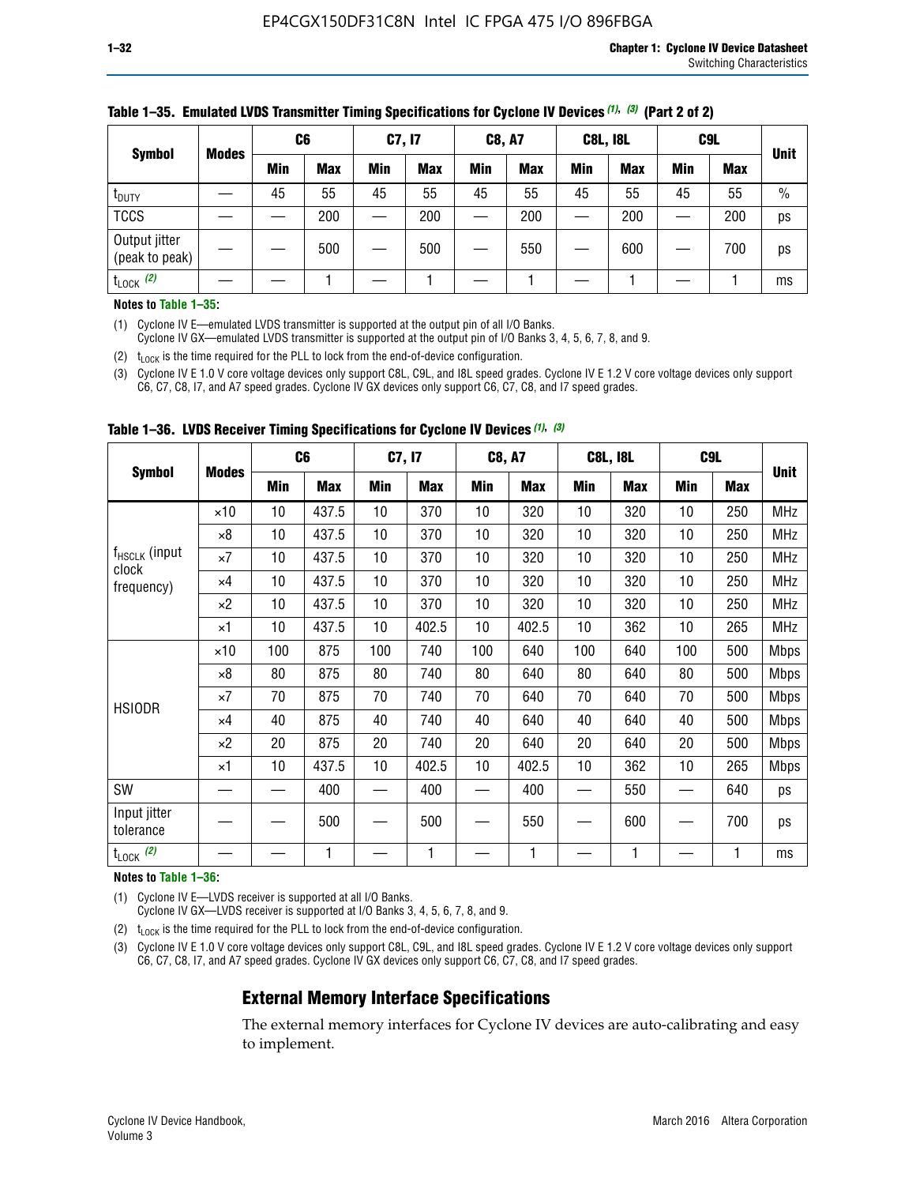**Table 1–35. Emulated LVDS Transmitter Timing Specifications for Cyclone IV Devices (1), (3) (Part 2 of 2)**

| Symbol | Modes | C6 | | C7, I7 | | C8, A7 | | C8L, I8L | | C9L | | Unit |
|---|---|---|---|---|---|---|---|---|---|---|---|---|
| | | Min | Max | Min | Max | Min | Max | Min | Max | Min | Max | |
| $t_{DUTY}$ | — | 45 | 55 | 45 | 55 | 45 | 55 | 45 | 55 | 45 | 55 | % |
| TCCS | — | — | 200 | — | 200 | — | 200 | — | 200 | — | 200 | ps |
| Output jitter (peak to peak) | — | — | 500 | — | 500 | — | 550 | — | 600 | — | 700 | ps |
| $t_{LOCK}$ (2) | — | — | 1 | — | 1 | — | 1 | — | 1 | — | 1 | ms |

**Notes to Table 1–35:**

(1) Cyclone IV E—emulated LVDS transmitter is supported at the output pin of all I/O Banks.
Cyclone IV GX—emulated LVDS transmitter is supported at the output pin of I/O Banks 3, 4, 5, 6, 7, 8, and 9.

(2) $t_{LOCK}$ is the time required for the PLL to lock from the end-of-device configuration.

(3) Cyclone IV E 1.0 V core voltage devices only support C8L, C9L, and I8L speed grades. Cyclone IV E 1.2 V core voltage devices only support C6, C7, C8, I7, and A7 speed grades. Cyclone IV GX devices only support C6, C7, C8, and I7 speed grades.

**Table 1–36. LVDS Receiver Timing Specifications for Cyclone IV Devices (1), (3)**

| Symbol | Modes | C6 | | C7, I7 | | C8, A7 | | C8L, I8L | | C9L | | Unit |
|---|---|---|---|---|---|---|---|---|---|---|---|---|
| | | Min | Max | Min | Max | Min | Max | Min | Max | Min | Max | |
| $f_{HSCLK}$ (input clock frequency) | ×10 | 10 | 437.5 | 10 | 370 | 10 | 320 | 10 | 320 | 10 | 250 | MHz |
| | ×8 | 10 | 437.5 | 10 | 370 | 10 | 320 | 10 | 320 | 10 | 250 | MHz |
| | ×7 | 10 | 437.5 | 10 | 370 | 10 | 320 | 10 | 320 | 10 | 250 | MHz |
| | ×4 | 10 | 437.5 | 10 | 370 | 10 | 320 | 10 | 320 | 10 | 250 | MHz |
| | ×2 | 10 | 437.5 | 10 | 370 | 10 | 320 | 10 | 320 | 10 | 250 | MHz |
| | ×1 | 10 | 437.5 | 10 | 402.5 | 10 | 402.5 | 10 | 362 | 10 | 265 | MHz |
| HSIODR | ×10 | 100 | 875 | 100 | 740 | 100 | 640 | 100 | 640 | 100 | 500 | Mbps |
| | ×8 | 80 | 875 | 80 | 740 | 80 | 640 | 80 | 640 | 80 | 500 | Mbps |
| | ×7 | 70 | 875 | 70 | 740 | 70 | 640 | 70 | 640 | 70 | 500 | Mbps |
| | ×4 | 40 | 875 | 40 | 740 | 40 | 640 | 40 | 640 | 40 | 500 | Mbps |
| | ×2 | 20 | 875 | 20 | 740 | 20 | 640 | 20 | 640 | 20 | 500 | Mbps |
| | ×1 | 10 | 437.5 | 10 | 402.5 | 10 | 402.5 | 10 | 362 | 10 | 265 | Mbps |
| SW | — | — | 400 | — | 400 | — | 400 | — | 550 | — | 640 | ps |
| Input jitter tolerance | — | — | 500 | — | 500 | — | 550 | — | 600 | — | 700 | ps |
| $t_{LOCK}$ (2) | — | — | 1 | — | 1 | — | 1 | — | 1 | — | 1 | ms |

**Notes to Table 1–36:**

(1) Cyclone IV E—LVDS receiver is supported at all I/O Banks.
Cyclone IV GX—LVDS receiver is supported at I/O Banks 3, 4, 5, 6, 7, 8, and 9.

(2) $t_{LOCK}$ is the time required for the PLL to lock from the end-of-device configuration.

(3) Cyclone IV E 1.0 V core voltage devices only support C8L, C9L, and I8L speed grades. Cyclone IV E 1.2 V core voltage devices only support C6, C7, C8, I7, and A7 speed grades. Cyclone IV GX devices only support C6, C7, C8, and I7 speed grades.

## External Memory Interface Specifications

The external memory interfaces for Cyclone IV devices are auto-calibrating and easy to implement.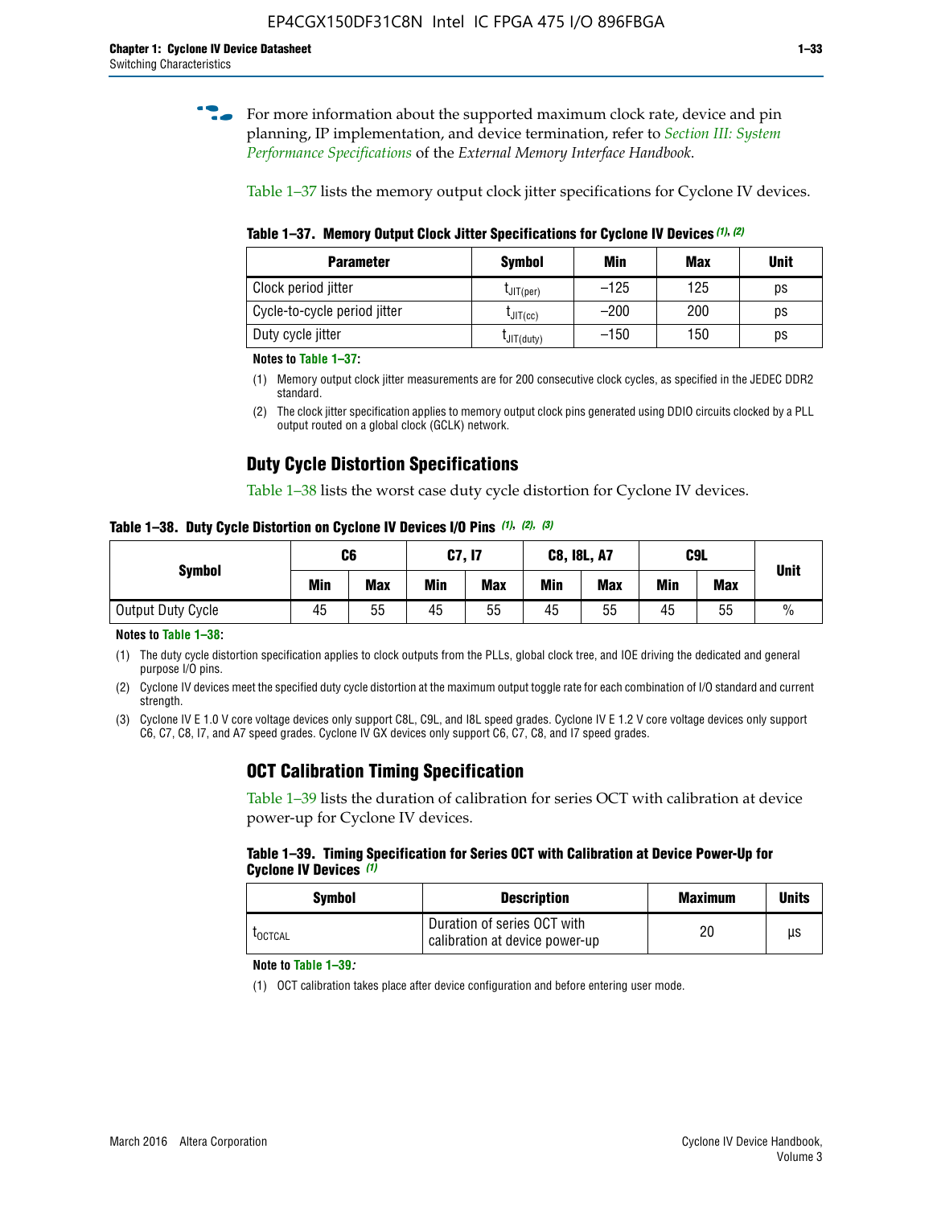For more information about the supported maximum clock rate, device and pin planning, IP implementation, and device termination, refer to *Section III: System Performance Specifications* of the *External Memory Interface Handbook*.

Table 1–37 lists the memory output clock jitter specifications for Cyclone IV devices.

**Table 1–37. Memory Output Clock Jitter Specifications for Cyclone IV Devices** *(1)*, *(2)*

| Parameter | Symbol | Min | Max | Unit |
|---|---|---|---|---|
| Clock period jitter | $t_{JIT(per)}$ | –125 | 125 | ps |
| Cycle-to-cycle period jitter | $t_{JIT(cc)}$ | –200 | 200 | ps |
| Duty cycle jitter | $t_{JIT(duty)}$ | –150 | 150 | ps |

**Notes to Table 1–37:**

(1) Memory output clock jitter measurements are for 200 consecutive clock cycles, as specified in the JEDEC DDR2 standard.

(2) The clock jitter specification applies to memory output clock pins generated using DDIO circuits clocked by a PLL output routed on a global clock (GCLK) network.

## Duty Cycle Distortion Specifications

Table 1–38 lists the worst case duty cycle distortion for Cyclone IV devices.

**Table 1–38. Duty Cycle Distortion on Cyclone IV Devices I/O Pins** *(1)*, *(2)*, *(3)*

| Symbol | C6 | | C7, I7 | | C8, I8L, A7 | | C9L | | Unit |
|---|---|---|---|---|---|---|---|---|---|
| | Min | Max | Min | Max | Min | Max | Min | Max | |
| Output Duty Cycle | 45 | 55 | 45 | 55 | 45 | 55 | 45 | 55 | % |

**Notes to Table 1–38:**

(1) The duty cycle distortion specification applies to clock outputs from the PLLs, global clock tree, and IOE driving the dedicated and general purpose I/O pins.

(2) Cyclone IV devices meet the specified duty cycle distortion at the maximum output toggle rate for each combination of I/O standard and current strength.

(3) Cyclone IV E 1.0 V core voltage devices only support C8L, C9L, and I8L speed grades. Cyclone IV E 1.2 V core voltage devices only support C6, C7, C8, I7, and A7 speed grades. Cyclone IV GX devices only support C6, C7, C8, and I7 speed grades.

## OCT Calibration Timing Specification

Table 1–39 lists the duration of calibration for series OCT with calibration at device power-up for Cyclone IV devices.

**Table 1–39. Timing Specification for Series OCT with Calibration at Device Power-Up for Cyclone IV Devices** *(1)*

| Symbol | Description | Maximum | Units |
|---|---|---|---|
| $t_{OCTCAL}$ | Duration of series OCT with calibration at device power-up | 20 | µs |

**Note to Table 1–39:**

(1) OCT calibration takes place after device configuration and before entering user mode.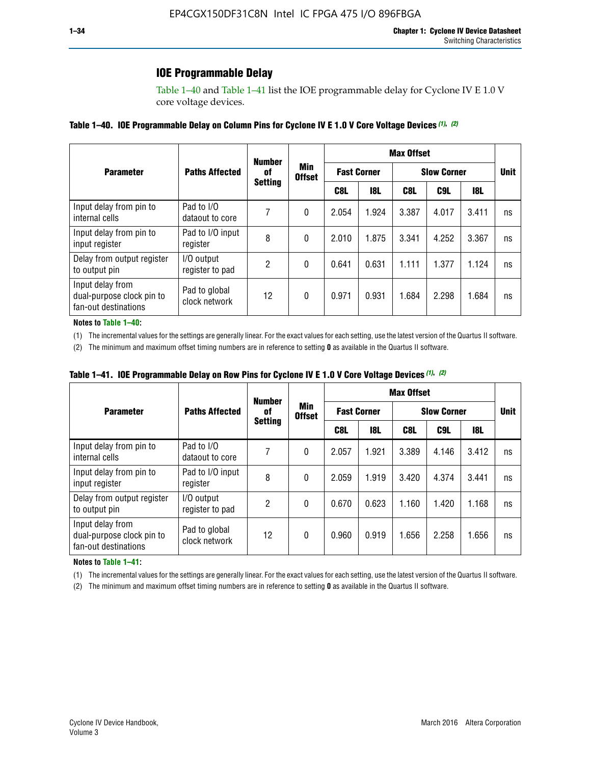## IOE Programmable Delay

Table 1–40 and Table 1–41 list the IOE programmable delay for Cyclone IV E 1.0 V core voltage devices.

**Table 1–40. IOE Programmable Delay on Column Pins for Cyclone IV E 1.0 V Core Voltage Devices** *(1)*, *(2)*

| Parameter | Paths Affected | Number of Setting | Min Offset | Max Offset | | | | | Unit |
|---|---|---|---|---|---|---|---|---|---|
| | | | | Fast Corner | | Slow Corner | | | |
| | | | | C8L | I8L | C8L | C9L | I8L | |
| Input delay from pin to internal cells | Pad to I/O dataout to core | 7 | 0 | 2.054 | 1.924 | 3.387 | 4.017 | 3.411 | ns |
| Input delay from pin to input register | Pad to I/O input register | 8 | 0 | 2.010 | 1.875 | 3.341 | 4.252 | 3.367 | ns |
| Delay from output register to output pin | I/O output register to pad | 2 | 0 | 0.641 | 0.631 | 1.111 | 1.377 | 1.124 | ns |
| Input delay from dual-purpose clock pin to fan-out destinations | Pad to global clock network | 12 | 0 | 0.971 | 0.931 | 1.684 | 2.298 | 1.684 | ns |

**Notes to Table 1–40:**

(1) The incremental values for the settings are generally linear. For the exact values for each setting, use the latest version of the Quartus II software.

(2) The minimum and maximum offset timing numbers are in reference to setting **0** as available in the Quartus II software.

**Table 1–41. IOE Programmable Delay on Row Pins for Cyclone IV E 1.0 V Core Voltage Devices** *(1)*, *(2)*

| Parameter | Paths Affected | Number of Setting | Min Offset | Max Offset | | | | | Unit |
|---|---|---|---|---|---|---|---|---|---|
| | | | | Fast Corner | | Slow Corner | | | |
| | | | | C8L | I8L | C8L | C9L | I8L | |
| Input delay from pin to internal cells | Pad to I/O dataout to core | 7 | 0 | 2.057 | 1.921 | 3.389 | 4.146 | 3.412 | ns |
| Input delay from pin to input register | Pad to I/O input register | 8 | 0 | 2.059 | 1.919 | 3.420 | 4.374 | 3.441 | ns |
| Delay from output register to output pin | I/O output register to pad | 2 | 0 | 0.670 | 0.623 | 1.160 | 1.420 | 1.168 | ns |
| Input delay from dual-purpose clock pin to fan-out destinations | Pad to global clock network | 12 | 0 | 0.960 | 0.919 | 1.656 | 2.258 | 1.656 | ns |

**Notes to Table 1–41:**

(1) The incremental values for the settings are generally linear. For the exact values for each setting, use the latest version of the Quartus II software.

(2) The minimum and maximum offset timing numbers are in reference to setting **0** as available in the Quartus II software.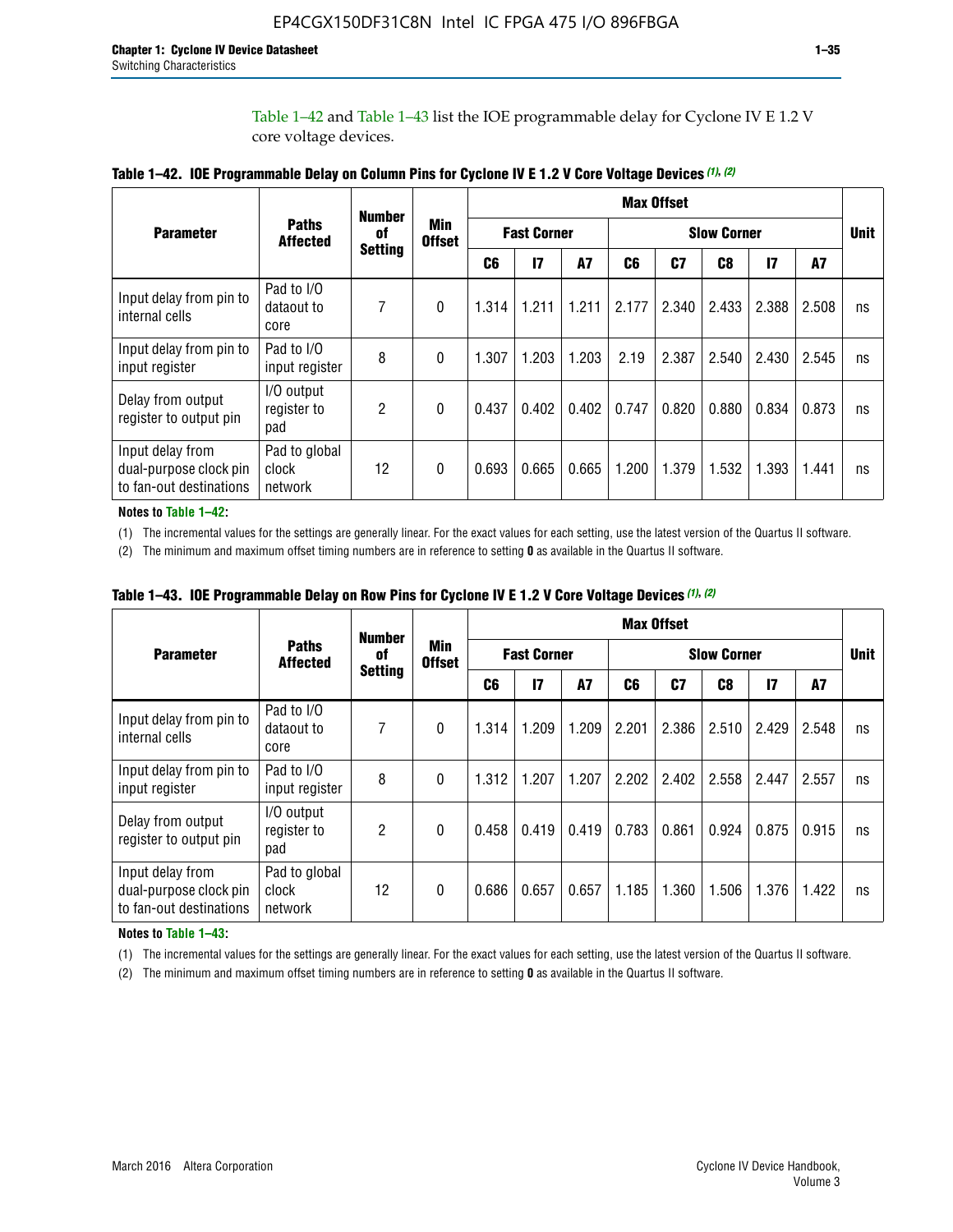Table 1–42 and Table 1–43 list the IOE programmable delay for Cyclone IV E 1.2 V core voltage devices.

**Table 1–42. IOE Programmable Delay on Column Pins for Cyclone IV E 1.2 V Core Voltage Devices (1), (2)**

| Parameter | Paths Affected | Number of Setting | Min Offset | Max Offset | | | | | | | | Unit |
|---|---|---|---|---|---|---|---|---|---|---|---|---|
| | | | | Fast Corner | | | Slow Corner | | | | | |
| | | | | C6 | I7 | A7 | C6 | C7 | C8 | I7 | A7 | |
| Input delay from pin to internal cells | Pad to I/O dataout to core | 7 | 0 | 1.314 | 1.211 | 1.211 | 2.177 | 2.340 | 2.433 | 2.388 | 2.508 | ns |
| Input delay from pin to input register | Pad to I/O input register | 8 | 0 | 1.307 | 1.203 | 1.203 | 2.19 | 2.387 | 2.540 | 2.430 | 2.545 | ns |
| Delay from output register to output pin | I/O output register to pad | 2 | 0 | 0.437 | 0.402 | 0.402 | 0.747 | 0.820 | 0.880 | 0.834 | 0.873 | ns |
| Input delay from dual-purpose clock pin to fan-out destinations | Pad to global clock network | 12 | 0 | 0.693 | 0.665 | 0.665 | 1.200 | 1.379 | 1.532 | 1.393 | 1.441 | ns |

**Notes to Table 1–42:**

(1) The incremental values for the settings are generally linear. For the exact values for each setting, use the latest version of the Quartus II software.

(2) The minimum and maximum offset timing numbers are in reference to setting **0** as available in the Quartus II software.

**Table 1–43. IOE Programmable Delay on Row Pins for Cyclone IV E 1.2 V Core Voltage Devices (1), (2)**

| Parameter | Paths Affected | Number of Setting | Min Offset | Max Offset | | | | | | | | Unit |
|---|---|---|---|---|---|---|---|---|---|---|---|---|
| | | | | Fast Corner | | | Slow Corner | | | | | |
| | | | | C6 | I7 | A7 | C6 | C7 | C8 | I7 | A7 | |
| Input delay from pin to internal cells | Pad to I/O dataout to core | 7 | 0 | 1.314 | 1.209 | 1.209 | 2.201 | 2.386 | 2.510 | 2.429 | 2.548 | ns |
| Input delay from pin to input register | Pad to I/O input register | 8 | 0 | 1.312 | 1.207 | 1.207 | 2.202 | 2.402 | 2.558 | 2.447 | 2.557 | ns |
| Delay from output register to output pin | I/O output register to pad | 2 | 0 | 0.458 | 0.419 | 0.419 | 0.783 | 0.861 | 0.924 | 0.875 | 0.915 | ns |
| Input delay from dual-purpose clock pin to fan-out destinations | Pad to global clock network | 12 | 0 | 0.686 | 0.657 | 0.657 | 1.185 | 1.360 | 1.506 | 1.376 | 1.422 | ns |

**Notes to Table 1–43:**

(1) The incremental values for the settings are generally linear. For the exact values for each setting, use the latest version of the Quartus II software.

(2) The minimum and maximum offset timing numbers are in reference to setting **0** as available in the Quartus II software.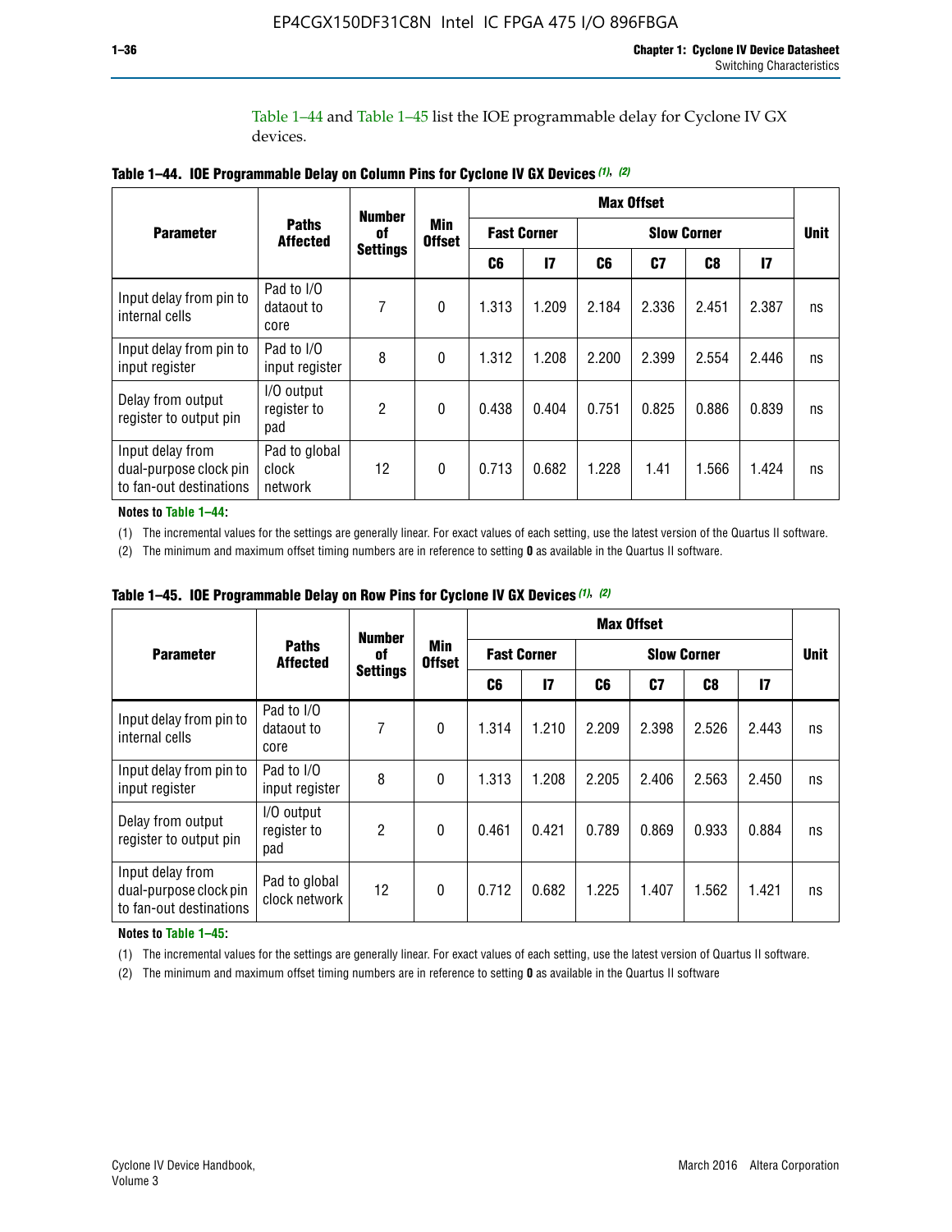Table 1–44 and Table 1–45 list the IOE programmable delay for Cyclone IV GX devices.

**Table 1–44. IOE Programmable Delay on Column Pins for Cyclone IV GX Devices (1), (2)**

| Parameter | Paths Affected | Number of Settings | Min Offset | Max Offset | | | | | | Unit |
|---|---|---|---|---|---|---|---|---|---|---|
| | | | | Fast Corner | | Slow Corner | | | | |
| | | | | C6 | I7 | C6 | C7 | C8 | I7 | |
| Input delay from pin to internal cells | Pad to I/O dataout to core | 7 | 0 | 1.313 | 1.209 | 2.184 | 2.336 | 2.451 | 2.387 | ns |
| Input delay from pin to input register | Pad to I/O input register | 8 | 0 | 1.312 | 1.208 | 2.200 | 2.399 | 2.554 | 2.446 | ns |
| Delay from output register to output pin | I/O output register to pad | 2 | 0 | 0.438 | 0.404 | 0.751 | 0.825 | 0.886 | 0.839 | ns |
| Input delay from dual-purpose clock pin to fan-out destinations | Pad to global clock network | 12 | 0 | 0.713 | 0.682 | 1.228 | 1.41 | 1.566 | 1.424 | ns |

**Notes to Table 1–44:**

(1) The incremental values for the settings are generally linear. For exact values of each setting, use the latest version of the Quartus II software.

(2) The minimum and maximum offset timing numbers are in reference to setting **0** as available in the Quartus II software.

**Table 1–45. IOE Programmable Delay on Row Pins for Cyclone IV GX Devices (1), (2)**

| Parameter | Paths Affected | Number of Settings | Min Offset | Max Offset | | | | | | Unit |
|---|---|---|---|---|---|---|---|---|---|---|
| | | | | Fast Corner | | Slow Corner | | | | |
| | | | | C6 | I7 | C6 | C7 | C8 | I7 | |
| Input delay from pin to internal cells | Pad to I/O dataout to core | 7 | 0 | 1.314 | 1.210 | 2.209 | 2.398 | 2.526 | 2.443 | ns |
| Input delay from pin to input register | Pad to I/O input register | 8 | 0 | 1.313 | 1.208 | 2.205 | 2.406 | 2.563 | 2.450 | ns |
| Delay from output register to output pin | I/O output register to pad | 2 | 0 | 0.461 | 0.421 | 0.789 | 0.869 | 0.933 | 0.884 | ns |
| Input delay from dual-purpose clock pin to fan-out destinations | Pad to global clock network | 12 | 0 | 0.712 | 0.682 | 1.225 | 1.407 | 1.562 | 1.421 | ns |

**Notes to Table 1–45:**

(1) The incremental values for the settings are generally linear. For exact values of each setting, use the latest version of Quartus II software.

(2) The minimum and maximum offset timing numbers are in reference to setting **0** as available in the Quartus II software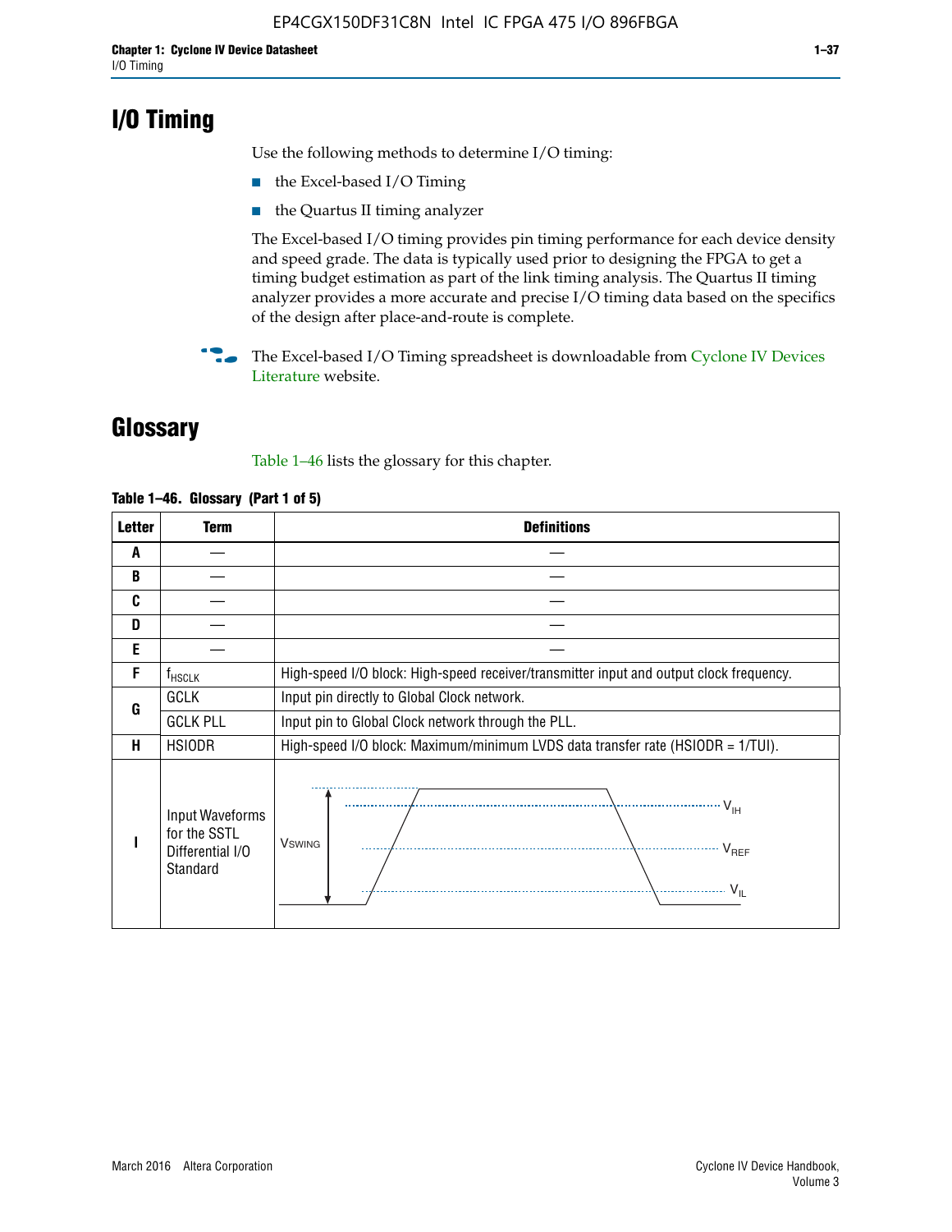# I/O Timing

Use the following methods to determine I/O timing:

- the Excel-based I/O Timing
- the Quartus II timing analyzer

The Excel-based I/O timing provides pin timing performance for each device density and speed grade. The data is typically used prior to designing the FPGA to get a timing budget estimation as part of the link timing analysis. The Quartus II timing analyzer provides a more accurate and precise I/O timing data based on the specifics of the design after place-and-route is complete.

The Excel-based I/O Timing spreadsheet is downloadable from Cyclone IV Devices Literature website.

# Glossary

Table 1–46 lists the glossary for this chapter.

**Table 1–46. Glossary (Part 1 of 5)**

| Letter | Term | Definitions |
|---|---|---|
| A | — | — |
| B | — | — |
| C | — | — |
| D | — | — |
| E | — | — |
| F | $f_{HSCLK}$ | High-speed I/O block: High-speed receiver/transmitter input and output clock frequency. |
| G | GCLK | Input pin directly to Global Clock network. |
| | GCLK PLL | Input pin to Global Clock network through the PLL. |
| H | HSIODR | High-speed I/O block: Maximum/minimum LVDS data transfer rate (HSIODR = 1/TUI). |
| I | Input Waveforms for the SSTL Differential I/O Standard | $V_{SWING}$, $V_{IH}$, $V_{REF}$, $V_{IL}$ |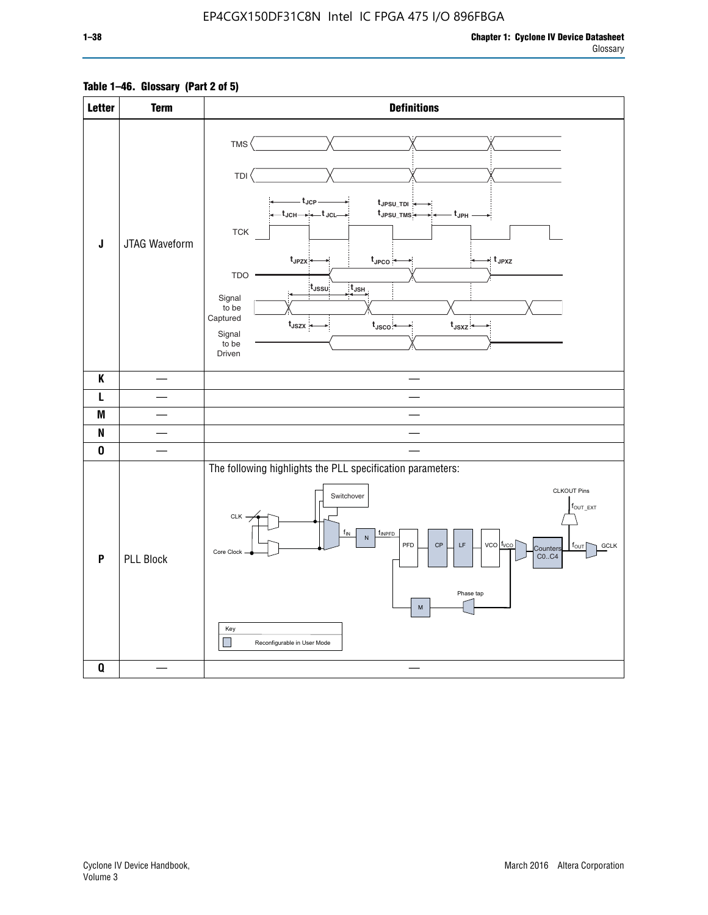**Table 1–46. Glossary (Part 2 of 5)**

| Letter | Term | Definitions |
|---|---|---|
| J | JTAG Waveform | |
| K | — | — |
| L | — | — |
| M | — | — |
| N | — | — |
| O | — | — |
| P | PLL Block | The following highlights the PLL specification parameters: |
| Q | — | — |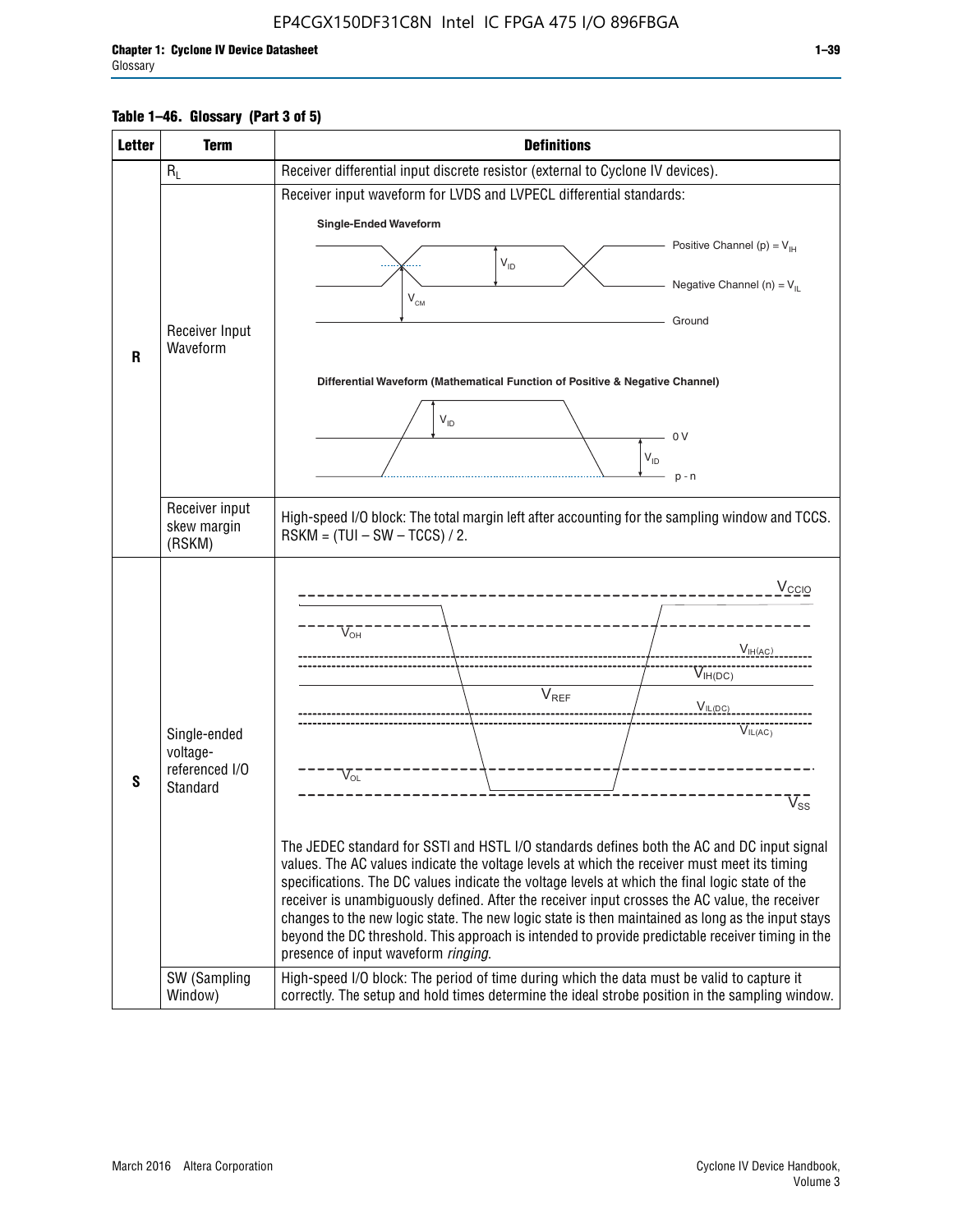**Table 1–46. Glossary (Part 3 of 5)**

| Letter | Term | Definitions |
|---|---|---|
| R | $R_L$ | Receiver differential input discrete resistor (external to Cyclone IV devices). |
| | Receiver Input Waveform | Receiver input waveform for LVDS and LVPECL differential standards:<br><br>**Single-Ended Waveform**<br>Positive Channel (p) = $V_{IH}$<br>Negative Channel (n) = $V_{IL}$<br>Ground<br>$V_{ID}$, $V_{CM}$<br><br>**Differential Waveform (Mathematical Function of Positive & Negative Channel)**<br>$V_{ID}$<br>0 V<br>p - n |
| | Receiver input skew margin (RSKM) | High-speed I/O block: The total margin left after accounting for the sampling window and TCCS. RSKM = (TUI – SW – TCCS) / 2. |
| S | Single-ended voltage-referenced I/O Standard | $V_{CCIO}$, $V_{OH}$, $V_{IH(AC)}$, $V_{IH(DC)}$, $V_{REF}$, $V_{IL(DC)}$, $V_{IL(AC)}$, $V_{OL}$, $V_{SS}$<br><br>The JEDEC standard for SSTl and HSTL I/O standards defines both the AC and DC input signal values. The AC values indicate the voltage levels at which the receiver must meet its timing specifications. The DC values indicate the voltage levels at which the final logic state of the receiver is unambiguously defined. After the receiver input crosses the AC value, the receiver changes to the new logic state. The new logic state is then maintained as long as the input stays beyond the DC threshold. This approach is intended to provide predictable receiver timing in the presence of input waveform *ringing*. |
| | SW (Sampling Window) | High-speed I/O block: The period of time during which the data must be valid to capture it correctly. The setup and hold times determine the ideal strobe position in the sampling window. |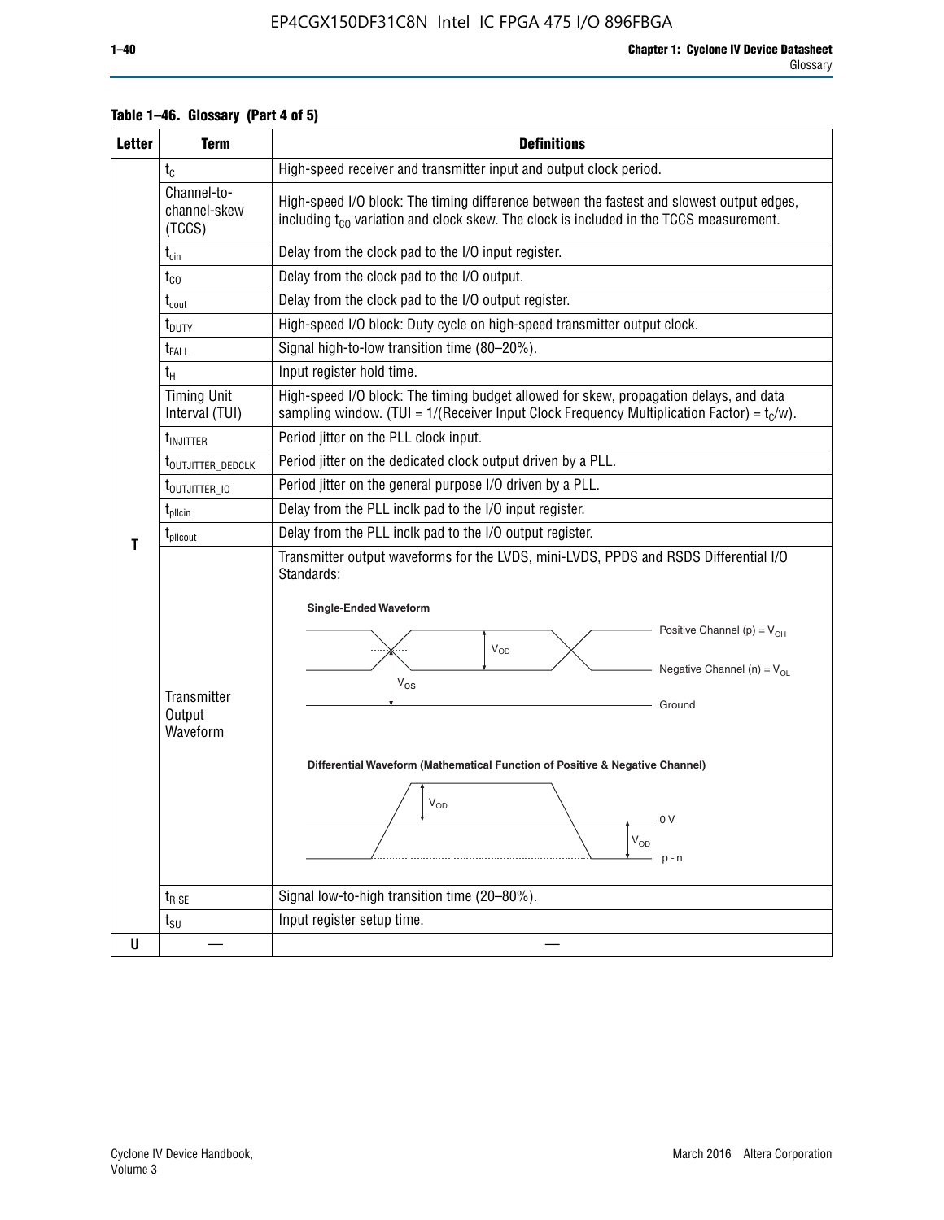**Table 1–46. Glossary (Part 4 of 5)**

| Letter | Term | Definitions |
|---|---|---|
| T | $t_C$ | High-speed receiver and transmitter input and output clock period. |
| | Channel-to-channel-skew (TCCS) | High-speed I/O block: The timing difference between the fastest and slowest output edges, including $t_{CO}$ variation and clock skew. The clock is included in the TCCS measurement. |
| | $t_{cin}$ | Delay from the clock pad to the I/O input register. |
| | $t_{CO}$ | Delay from the clock pad to the I/O output. |
| | $t_{cout}$ | Delay from the clock pad to the I/O output register. |
| | $t_{DUTY}$ | High-speed I/O block: Duty cycle on high-speed transmitter output clock. |
| | $t_{FALL}$ | Signal high-to-low transition time (80–20%). |
| | $t_H$ | Input register hold time. |
| | Timing Unit Interval (TUI) | High-speed I/O block: The timing budget allowed for skew, propagation delays, and data sampling window. (TUI = 1/(Receiver Input Clock Frequency Multiplication Factor) = $t_C/w$). |
| | $t_{INJITTER}$ | Period jitter on the PLL clock input. |
| | $t_{OUTJITTER\_DEDCLK}$ | Period jitter on the dedicated clock output driven by a PLL. |
| | $t_{OUTJITTER\_IO}$ | Period jitter on the general purpose I/O driven by a PLL. |
| | $t_{pllcin}$ | Delay from the PLL inclk pad to the I/O input register. |
| | $t_{pllcout}$ | Delay from the PLL inclk pad to the I/O output register. |
| | Transmitter Output Waveform | Transmitter output waveforms for the LVDS, mini-LVDS, PPDS and RSDS Differential I/O Standards:<br><br>**Single-Ended Waveform**<br>Positive Channel (p) = $V_{OH}$; Negative Channel (n) = $V_{OL}$; Ground; $V_{OD}$; $V_{OS}$<br><br>**Differential Waveform (Mathematical Function of Positive & Negative Channel)**<br>$V_{OD}$; 0 V; $V_{OD}$; p - n |
| | $t_{RISE}$ | Signal low-to-high transition time (20–80%). |
| | $t_{SU}$ | Input register setup time. |
| U | — | — |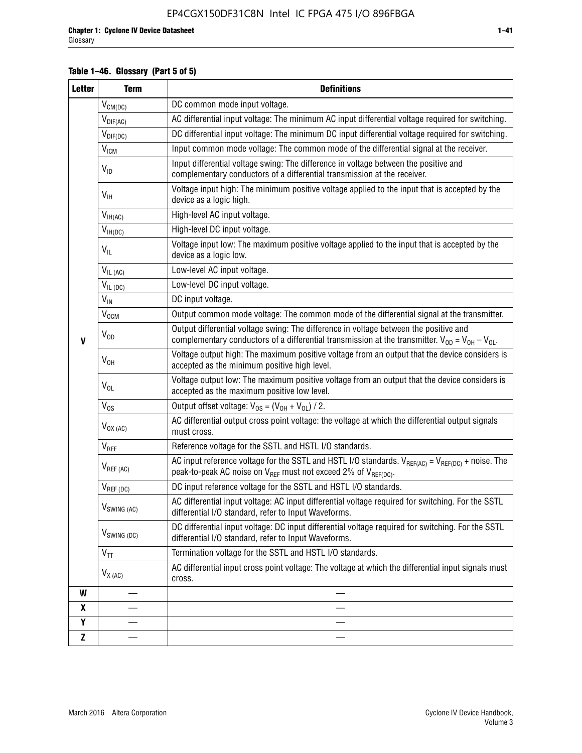**Table 1–46. Glossary (Part 5 of 5)**

| Letter | Term | Definitions |
|---|---|---|
| V | $V_{CM(DC)}$ | DC common mode input voltage. |
| | $V_{DIF(AC)}$ | AC differential input voltage: The minimum AC input differential voltage required for switching. |
| | $V_{DIF(DC)}$ | DC differential input voltage: The minimum DC input differential voltage required for switching. |
| | $V_{ICM}$ | Input common mode voltage: The common mode of the differential signal at the receiver. |
| | $V_{ID}$ | Input differential voltage swing: The difference in voltage between the positive and complementary conductors of a differential transmission at the receiver. |
| | $V_{IH}$ | Voltage input high: The minimum positive voltage applied to the input that is accepted by the device as a logic high. |
| | $V_{IH(AC)}$ | High-level AC input voltage. |
| | $V_{IH(DC)}$ | High-level DC input voltage. |
| | $V_{IL}$ | Voltage input low: The maximum positive voltage applied to the input that is accepted by the device as a logic low. |
| | $V_{IL\ (AC)}$ | Low-level AC input voltage. |
| | $V_{IL\ (DC)}$ | Low-level DC input voltage. |
| | $V_{IN}$ | DC input voltage. |
| | $V_{OCM}$ | Output common mode voltage: The common mode of the differential signal at the transmitter. |
| | $V_{OD}$ | Output differential voltage swing: The difference in voltage between the positive and complementary conductors of a differential transmission at the transmitter. $V_{OD} = V_{OH} - V_{OL}$. |
| | $V_{OH}$ | Voltage output high: The maximum positive voltage from an output that the device considers is accepted as the minimum positive high level. |
| | $V_{OL}$ | Voltage output low: The maximum positive voltage from an output that the device considers is accepted as the maximum positive low level. |
| | $V_{OS}$ | Output offset voltage: $V_{OS} = (V_{OH} + V_{OL}) / 2$. |
| | $V_{OX\ (AC)}$ | AC differential output cross point voltage: the voltage at which the differential output signals must cross. |
| | $V_{REF}$ | Reference voltage for the SSTL and HSTL I/O standards. |
| | $V_{REF\ (AC)}$ | AC input reference voltage for the SSTL and HSTL I/O standards. $V_{REF(AC)} = V_{REF(DC)}$ + noise. The peak-to-peak AC noise on $V_{REF}$ must not exceed 2% of $V_{REF(DC)}$. |
| | $V_{REF\ (DC)}$ | DC input reference voltage for the SSTL and HSTL I/O standards. |
| | $V_{SWING\ (AC)}$ | AC differential input voltage: AC input differential voltage required for switching. For the SSTL differential I/O standard, refer to Input Waveforms. |
| | $V_{SWING\ (DC)}$ | DC differential input voltage: DC input differential voltage required for switching. For the SSTL differential I/O standard, refer to Input Waveforms. |
| | $V_{TT}$ | Termination voltage for the SSTL and HSTL I/O standards. |
| | $V_{X\ (AC)}$ | AC differential input cross point voltage: The voltage at which the differential input signals must cross. |
| W | — | — |
| X | — | — |
| Y | — | — |
| Z | — | — |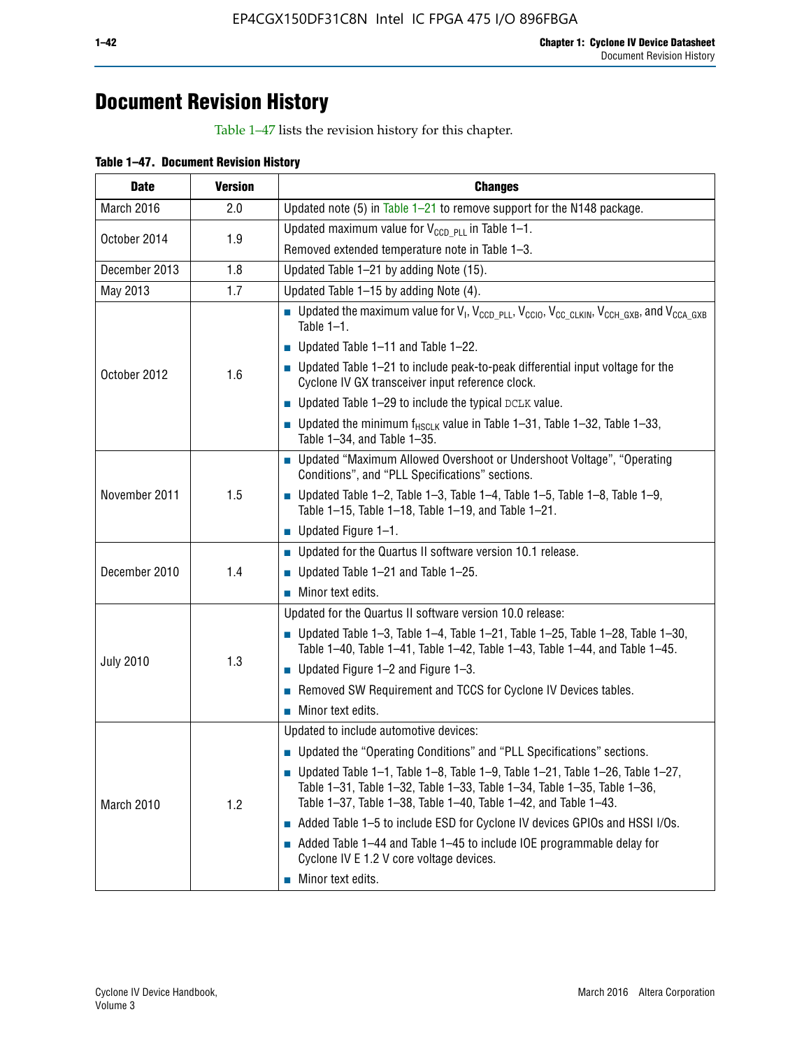# Document Revision History

Table 1–47 lists the revision history for this chapter.

**Table 1–47. Document Revision History**

| Date | Version | Changes |
|---|---|---|
| March 2016 | 2.0 | Updated note (5) in Table 1–21 to remove support for the N148 package. |
| October 2014 | 1.9 | Updated maximum value for $V_{CCD\_PLL}$ in Table 1–1.<br>Removed extended temperature note in Table 1–3. |
| December 2013 | 1.8 | Updated Table 1–21 by adding Note (15). |
| May 2013 | 1.7 | Updated Table 1–15 by adding Note (4). |
| October 2012 | 1.6 | ■ Updated the maximum value for $V_I$, $V_{CCD\_PLL}$, $V_{CCIO}$, $V_{CC\_CLKIN}$, $V_{CCH\_GXB}$, and $V_{CCA\_GXB}$ Table 1–1.<br>■ Updated Table 1–11 and Table 1–22.<br>■ Updated Table 1–21 to include peak-to-peak differential input voltage for the Cyclone IV GX transceiver input reference clock.<br>■ Updated Table 1–29 to include the typical DCLK value.<br>■ Updated the minimum $f_{HSCLK}$ value in Table 1–31, Table 1–32, Table 1–33, Table 1–34, and Table 1–35. |
| November 2011 | 1.5 | ■ Updated "Maximum Allowed Overshoot or Undershoot Voltage", "Operating Conditions", and "PLL Specifications" sections.<br>■ Updated Table 1–2, Table 1–3, Table 1–4, Table 1–5, Table 1–8, Table 1–9, Table 1–15, Table 1–18, Table 1–19, and Table 1–21.<br>■ Updated Figure 1–1. |
| December 2010 | 1.4 | ■ Updated for the Quartus II software version 10.1 release.<br>■ Updated Table 1–21 and Table 1–25.<br>■ Minor text edits. |
| July 2010 | 1.3 | Updated for the Quartus II software version 10.0 release:<br>■ Updated Table 1–3, Table 1–4, Table 1–21, Table 1–25, Table 1–28, Table 1–30, Table 1–40, Table 1–41, Table 1–42, Table 1–43, Table 1–44, and Table 1–45.<br>■ Updated Figure 1–2 and Figure 1–3.<br>■ Removed SW Requirement and TCCS for Cyclone IV Devices tables.<br>■ Minor text edits. |
| March 2010 | 1.2 | Updated to include automotive devices:<br>■ Updated the "Operating Conditions" and "PLL Specifications" sections.<br>■ Updated Table 1–1, Table 1–8, Table 1–9, Table 1–21, Table 1–26, Table 1–27, Table 1–31, Table 1–32, Table 1–33, Table 1–34, Table 1–35, Table 1–36, Table 1–37, Table 1–38, Table 1–40, Table 1–42, and Table 1–43.<br>■ Added Table 1–5 to include ESD for Cyclone IV devices GPIOs and HSSI I/Os.<br>■ Added Table 1–44 and Table 1–45 to include IOE programmable delay for Cyclone IV E 1.2 V core voltage devices.<br>■ Minor text edits. |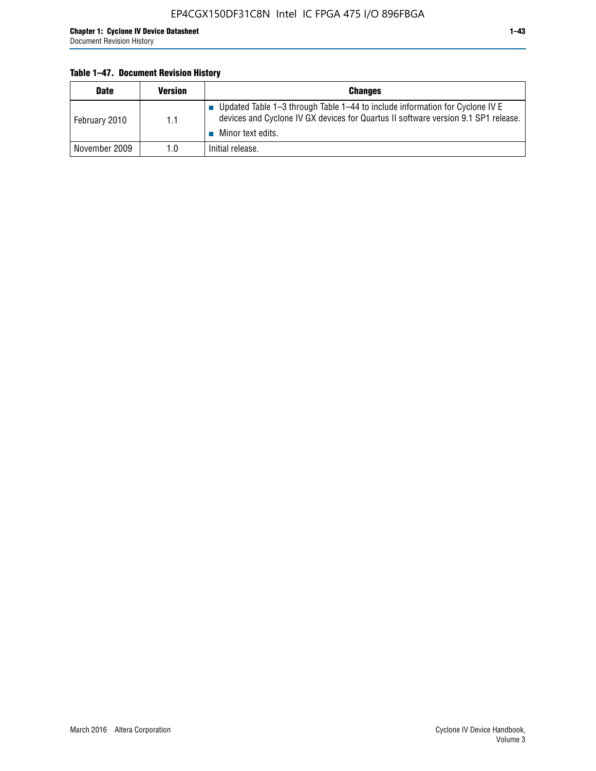**Table 1–47. Document Revision History**

| Date | Version | Changes |
|---|---|---|
| February 2010 | 1.1 | ■ Updated Table 1–3 through Table 1–44 to include information for Cyclone IV E devices and Cyclone IV GX devices for Quartus II software version 9.1 SP1 release. ■ Minor text edits. |
| November 2009 | 1.0 | Initial release. |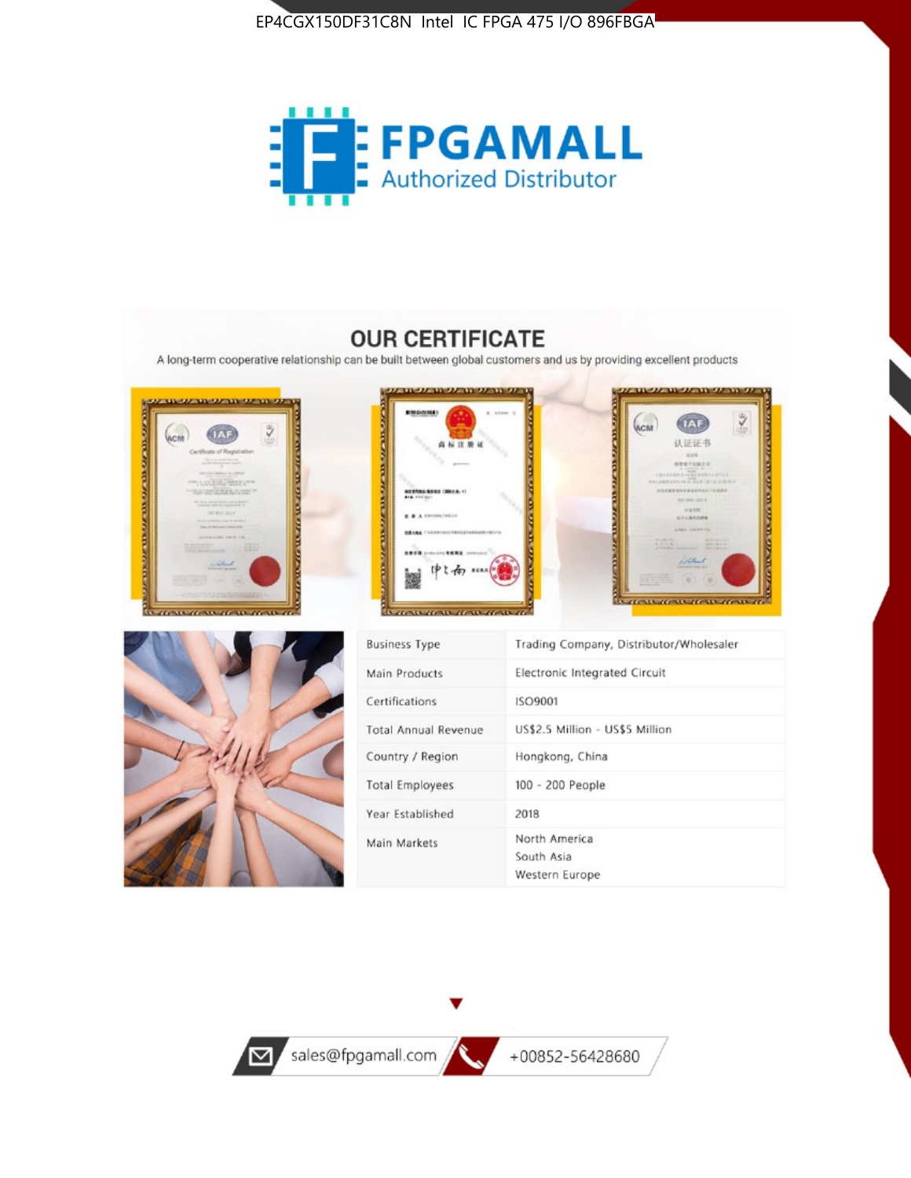FPGAMALL
Authorized Distributor

## OUR CERTIFICATE

A long-term cooperative relationship can be built between global customers and us by providing excellent products

| | |
|---|---|
| Business Type | Trading Company, Distributor/Wholesaler |
| Main Products | Electronic Integrated Circuit |
| Certifications | ISO9001 |
| Total Annual Revenue | US$2.5 Million - US$5 Million |
| Country / Region | Hongkong, China |
| Total Employees | 100 - 200 People |
| Year Established | 2018 |
| Main Markets | North America<br>South Asia<br>Western Europe |

sales@fpgamall.com

+00852-56428680